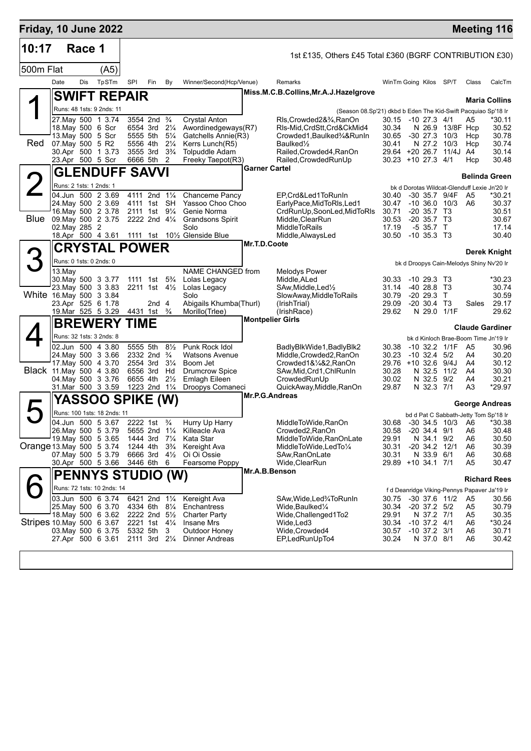## Friday, 10 June 2022

## Meeting 116

**10:17 Race 1**

1st £135, Others £45 Total £360 (BGRF CONTRIBUTION £30)

500m Flat (A5)

| Date | Dis | TpSTm | SPI | Fin | By | Winner/Second(Hcp/Venue) | Remarks | WinTm | Going | Kilos | SP/T | Class | CalcTm |
|---|---|---|---|---|---|---|---|---|---|---|---|---|---|

### 1 Red — SWIFT REPAIR
Miss.M.C.B.Collins,Mr.A.J.Hazelgrove — **Maria Collins**

Runs: 48 1sts: 9 2nds: 11 — (Season 08.Sp'21) dkbd b Eden The Kid-Swift Pacquiao Sp'18 Ir

| Date | Dis | TpSTm | SPI | Fin | By | Winner/Second(Hcp/Venue) | Remarks | WinTm | Going | Kilos | SP/T | Class | CalcTm |
|---|---|---|---|---|---|---|---|---|---|---|---|---|---|
| 27.May | 500 | 1 3.74 | 3554 | 2nd | ¾ | Crystal Anton | Rls,Crowded2&¾,RanOn | 30.15 | -10 | 27.3 | 4/1 | A5 | *30.11 |
| 18.May | 500 | 6 Scr | 6554 | 3rd | 2¼ | Awordinedgeways(R7) | Rls-Mid,CrdStt,Crd&CkMid4 | 30.34 | N | 26.9 | 13/8F | Hcp | 30.52 |
| 13.May | 500 | 5 Scr | 5555 | 5th | 5¼ | Gatchells Annie(R3) | Crowded1,Baulked¾&RunIn | 30.65 | -30 | 27.3 | 10/3 | Hcp | 30.78 |
| 07.May | 500 | 5 R2 | 5556 | 4th | 2¼ | Kerrs Lunch(R5) | Baulked½ | 30.41 | N | 27.2 | 10/3 | Hcp | 30.74 |
| 30.Apr | 500 | 1 3.73 | 3555 | 3rd | 3¾ | Tolpuddle Adam | Railed,Crowded4,RanOn | 29.64 | +20 | 26.7 | 11/4J | A4 | 30.14 |
| 23.Apr | 500 | 5 Scr | 6666 | 5th | 2 | Freeky Taepot(R3) | Railed,CrowdedRunUp | 30.23 | +10 | 27.3 | 4/1 | Hcp | 30.48 |

### 2 Blue — GLENDUFF SAVVI
Garner Cartel — **Belinda Green**

Runs: 2 1sts: 1 2nds: 1 — bk d Dorotas Wildcat-Glenduff Lexie Jn'20 Ir

| Date | Dis | TpSTm | SPI | Fin | By | Winner/Second(Hcp/Venue) | Remarks | WinTm | Going | Kilos | SP/T | Class | CalcTm |
|---|---|---|---|---|---|---|---|---|---|---|---|---|---|
| 04.Jun | 500 | 2 3.69 | 4111 | 2nd | 1¼ | Chanceme Pancy | EP,Crd&Led1ToRunIn | 30.40 | -30 | 35.7 | 9/4F | A5 | *30.21 |
| 24.May | 500 | 2 3.69 | 4111 | 1st | SH | Yassoo Choo Choo | EarlyPace,MidToRls,Led1 | 30.47 | -10 | 36.0 | 10/3 | A6 | 30.37 |
| 16.May | 500 | 2 3.78 | 2111 | 1st | 9¼ | Genie Norma | CrdRunUp,SoonLed,MidToRls | 30.71 | -20 | 35.7 | T3 | | 30.51 |
| 09.May | 500 | 2 3.75 | 2222 | 2nd | 4¼ | Grandsons Spirit | Middle,ClearRun | 30.53 | -20 | 35.7 | T3 | | 30.67 |
| 02.May | 285 | 2 | | | | Solo | MiddleToRails | 17.19 | -5 | 35.7 | T | | 17.14 |
| 18.Apr | 500 | 4 3.61 | 1111 | 1st | 10½ | Glenside Blue | Middle,AlwaysLed | 30.50 | -10 | 35.3 | T3 | | 30.40 |

### 3 White — CRYSTAL POWER
Mr.T.D.Coote — **Derek Knight**

Runs: 0 1sts: 0 2nds: 0 — bk d Droopys Cain-Melodys Shiny Nv'20 Ir

| Date | Dis | TpSTm | SPI | Fin | By | Winner/Second(Hcp/Venue) | Remarks | WinTm | Going | Kilos | SP/T | Class | CalcTm |
|---|---|---|---|---|---|---|---|---|---|---|---|---|---|
| 13.May | | | | | | NAME CHANGED from | Melodys Power | | | | | | |
| 30.May | 500 | 3 3.77 | 1111 | 1st | 5¾ | Lolas Legacy | Middle,ALed | 30.33 | -10 | 29.3 | T3 | | *30.23 |
| 23.May | 500 | 3 3.83 | 2211 | 1st | 4½ | Lolas Legacy | SAw,Middle,Led½ | 31.14 | -40 | 28.8 | T3 | | 30.74 |
| 16.May | 500 | 3 3.84 | | | | Solo | SlowAway,MiddleToRails | 30.79 | -20 | 29.3 | T | | 30.59 |
| 23.Apr | 525 | 6 1.78 | | 2nd | 4 | Abigails Khumba(Thurl) | (IrishTrial) | 29.09 | -20 | 30.4 | T3 | Sales | 29.17 |
| 19.Mar | 525 | 3 3.29 | 4431 | 1st | ¾ | Morillo(Trlee) | (IrishRace) | 29.62 | N | 29.0 | 1/1F | | 29.62 |

### 4 Black — BREWERY TIME
Montpelier Girls — **Claude Gardiner**

Runs: 32 1sts: 3 2nds: 8 — bk d Kinloch Brae-Boom Time Jn'19 Ir

| Date | Dis | TpSTm | SPI | Fin | By | Winner/Second(Hcp/Venue) | Remarks | WinTm | Going | Kilos | SP/T | Class | CalcTm |
|---|---|---|---|---|---|---|---|---|---|---|---|---|---|
| 02.Jun | 500 | 4 3.80 | 5555 | 5th | 8½ | Punk Rock Idol | BadlyBlkWide1,BadlyBlk2 | 30.38 | -10 | 32.2 | 1/1F | A5 | 30.96 |
| 24.May | 500 | 3 3.66 | 2332 | 2nd | ¾ | Watsons Avenue | Middle,Crowded2,RanOn | 30.23 | -10 | 32.4 | 5/2 | A4 | 30.20 |
| 17.May | 500 | 4 3.70 | 2554 | 3rd | 3¼ | Boom Jet | Crowded1&¼&2,RanOn | 29.76 | +10 | 32.6 | 9/4J | A4 | 30.12 |
| 11.May | 500 | 4 3.80 | 6556 | 3rd | Hd | Drumcrow Spice | SAw,Mid,Crd1,ChlRunIn | 30.28 | N | 32.5 | 11/2 | A4 | 30.30 |
| 04.May | 500 | 3 3.76 | 6655 | 4th | 2½ | Emlagh Eileen | CrowdedRunUp | 30.02 | N | 32.5 | 9/2 | A4 | 30.21 |
| 31.Mar | 500 | 3 3.59 | 1223 | 2nd | 1¼ | Droopys Comaneci | QuickAway,Middle,RanOn | 29.87 | N | 32.3 | 7/1 | A3 | *29.97 |

### 5 Orange — YASSOO SPIKE (W)
Mr.P.G.Andreas — **George Andreas**

Runs: 100 1sts: 18 2nds: 11 — bd d Pat C Sabbath-Jetty Tom Sp'18 Ir

| Date | Dis | TpSTm | SPI | Fin | By | Winner/Second(Hcp/Venue) | Remarks | WinTm | Going | Kilos | SP/T | Class | CalcTm |
|---|---|---|---|---|---|---|---|---|---|---|---|---|---|
| 04.Jun | 500 | 5 3.67 | 2222 | 1st | ¾ | Hurry Up Harry | MiddleToWide,RanOn | 30.68 | -30 | 34.5 | 10/3 | A6 | *30.38 |
| 26.May | 500 | 5 3.79 | 5655 | 2nd | 1¼ | Killeacle Ava | Crowded2,RanOn | 30.58 | -20 | 34.4 | 9/1 | A6 | 30.48 |
| 19.May | 500 | 5 3.65 | 1444 | 3rd | 7¼ | Kata Star | MiddleToWide,RanOnLate | 29.91 | N | 34.1 | 9/2 | A6 | 30.50 |
| 13.May | 500 | 5 3.74 | 1244 | 4th | 3¾ | Kereight Ava | MiddleToWide,LedTo¼ | 30.31 | -20 | 34.2 | 12/1 | A6 | 30.39 |
| 07.May | 500 | 5 3.79 | 6666 | 3rd | 4½ | Oi Oi Ossie | SAw,RanOnLate | 30.31 | N | 33.9 | 6/1 | A6 | 30.68 |
| 30.Apr | 500 | 5 3.66 | 3446 | 6th | 6 | Fearsome Poppy | Wide,ClearRun | 29.89 | +10 | 34.1 | 7/1 | A5 | 30.47 |

### 6 Stripes — PENNYS STUDIO (W)
Mr.A.B.Benson — **Richard Rees**

Runs: 72 1sts: 10 2nds: 14 — f d Deanridge Viking-Pennys Papaver Ja'19 Ir

| Date | Dis | TpSTm | SPI | Fin | By | Winner/Second(Hcp/Venue) | Remarks | WinTm | Going | Kilos | SP/T | Class | CalcTm |
|---|---|---|---|---|---|---|---|---|---|---|---|---|---|
| 03.Jun | 500 | 6 3.74 | 6421 | 2nd | 1¼ | Kereight Ava | SAw,Wide,Led¾ToRunIn | 30.75 | -30 | 37.6 | 11/2 | A5 | 30.56 |
| 25.May | 500 | 6 3.70 | 4334 | 6th | 8¼ | Enchantress | Wide,Baulked¼ | 30.34 | -20 | 37.2 | 5/2 | A5 | 30.79 |
| 18.May | 500 | 6 3.62 | 2222 | 2nd | 5½ | Charter Party | Wide,Challenged1To2 | 29.91 | N | 37.2 | 7/1 | A5 | 30.35 |
| 10.May | 500 | 6 3.67 | 2221 | 1st | 4¼ | Insane Mrs | Wide,Led3 | 30.34 | -10 | 37.2 | 4/1 | A6 | *30.24 |
| 03.May | 500 | 6 3.75 | 5332 | 5th | 3 | Outdoor Honey | Wide,Crowded4 | 30.57 | -10 | 37.2 | 3/1 | A6 | 30.71 |
| 27.Apr | 500 | 6 3.61 | 2111 | 3rd | 2¼ | Dinner Andreas | EP,LedRunUpTo4 | 30.24 | N | 37.0 | 8/1 | A6 | 30.42 |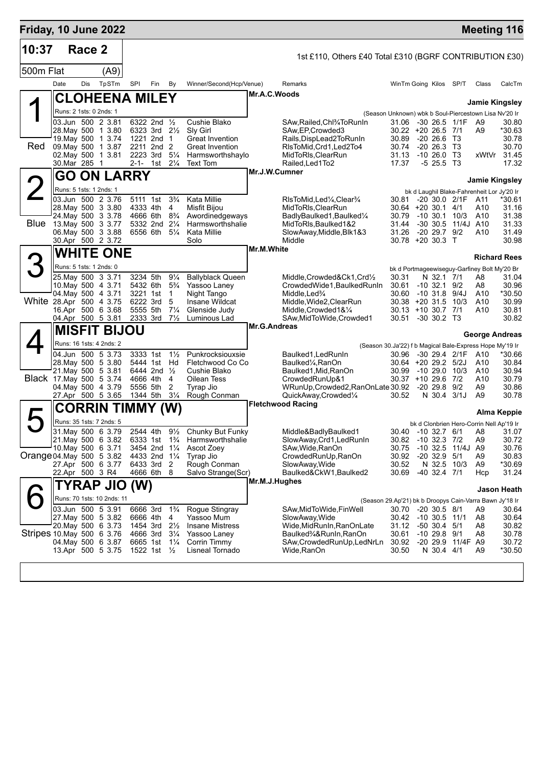**Friday, 10 June 2022** — **Meeting 116**

## 10:37 Race 2

1st £110, Others £40 Total £310 (BGRF CONTRIBUTION £30)

500m Flat (A9)

| Date | Dis | TpSTm | SPl | Fin | By | Winner/Second(Hcp/Venue) | Remarks | WinTm | Going | Kilos | SP/T | Class | CalcTm |
|---|---|---|---|---|---|---|---|---|---|---|---|---|---|

### 1 (Red) CLOHEENA MILEY — Mr.A.C.Woods — Jamie Kingsley

Runs: 2 1sts: 0 2nds: 1 — (Season Unknown) wbk b Soul-Piercestown Lisa Nv'20 Ir

| Date | Dis | TpSTm | SPl | Fin | By | Winner/Second(Hcp/Venue) | Remarks | WinTm | Going | Kilos | SP/T | Class | CalcTm |
|---|---|---|---|---|---|---|---|---|---|---|---|---|---|
| 03.Jun | 500 | 2 3.81 | 6322 | 2nd | ½ | Cushie Blako | SAw,Railed,Chl¾ToRunIn | 31.06 | -30 | 26.5 | 1/1F | A9 | 30.80 |
| 28.May | 500 | 1 3.80 | 6323 | 3rd | 2½ | Sly Girl | SAw,EP,Crowded3 | 30.22 | +20 | 26.5 | 7/1 | A9 | *30.63 |
| 19.May | 500 | 1 3.74 | 1221 | 2nd | 1 | Great Invention | Rails,DispLead2ToRunIn | 30.89 | -20 | 26.6 | T3 | | 30.78 |
| 09.May | 500 | 1 3.87 | 2211 | 2nd | 2 | Great Invention | RlsToMid,Crd1,Led2To4 | 30.74 | -20 | 26.3 | T3 | | 30.70 |
| 02.May | 500 | 1 3.81 | 2223 | 3rd | 5¼ | Harmsworthshaylo | MidToRls,ClearRun | 31.13 | -10 | 26.0 | T3 | xWtVr | 31.45 |
| 30.Mar | 285 | 1 | 2-1- | 1st | 2¼ | Text Tom | Railed,Led1To2 | 17.37 | -5 | 25.5 | T3 | | 17.32 |

### 2 (Blue) GO ON LARRY — Mr.J.W.Cumner — Jamie Kingsley

Runs: 5 1sts: 1 2nds: 1 — bk d Laughil Blake-Fahrenheit Lor Jy'20 Ir

| Date | Dis | TpSTm | SPl | Fin | By | Winner/Second(Hcp/Venue) | Remarks | WinTm | Going | Kilos | SP/T | Class | CalcTm |
|---|---|---|---|---|---|---|---|---|---|---|---|---|---|
| 03.Jun | 500 | 2 3.76 | 5111 | 1st | 3¾ | Kata Millie | RlsToMid,Led¼,Clear¾ | 30.81 | -20 | 30.0 | 2/1F | A11 | *30.61 |
| 28.May | 500 | 3 3.80 | 4333 | 4th | 4 | Misfit Bijou | MidToRls,ClearRun | 30.64 | +20 | 30.1 | 4/1 | A10 | 31.16 |
| 24.May | 500 | 3 3.78 | 4666 | 6th | 8¾ | Awordinedgeways | BadlyBaulked1,Baulked¼ | 30.79 | -10 | 30.1 | 10/3 | A10 | 31.38 |
| 13.May | 500 | 3 3.77 | 5332 | 2nd | 2¼ | Harmsworthshalie | MidToRls,Baulked1&2 | 31.44 | -30 | 30.5 | 11/4J | A10 | 31.33 |
| 06.May | 500 | 3 3.88 | 6556 | 6th | 5¼ | Kata Millie | SlowAway,Middle,Blk1&3 | 31.26 | -20 | 29.7 | 9/2 | A10 | 31.49 |
| 30.Apr | 500 | 2 3.72 | | | | Solo | Middle | 30.78 | +20 | 30.3 | T | | 30.98 |

### 3 (White) WHITE ONE — Mr.M.White — Richard Rees

Runs: 5 1sts: 1 2nds: 0 — bk d Portmageewiseguy-Garfiney Bolt My'20 Br

| Date | Dis | TpSTm | SPl | Fin | By | Winner/Second(Hcp/Venue) | Remarks | WinTm | Going | Kilos | SP/T | Class | CalcTm |
|---|---|---|---|---|---|---|---|---|---|---|---|---|---|
| 25.May | 500 | 3 3.71 | 3234 | 5th | 9¼ | Ballyblack Queen | Middle,Crowded&Ck1,Crd½ | 30.31 | N | 32.1 | 7/1 | A8 | 31.04 |
| 10.May | 500 | 4 3.71 | 5432 | 6th | 5¾ | Yassoo Laney | CrowdedWide1,BaulkedRunIn | 30.61 | -10 | 32.1 | 9/2 | A8 | 30.96 |
| 04.May | 500 | 4 3.71 | 3221 | 1st | 1 | Night Tango | Middle,Led¾ | 30.60 | -10 | 31.8 | 9/4J | A10 | *30.50 |
| 28.Apr | 500 | 4 3.75 | 6222 | 3rd | 5 | Insane Wildcat | Middle,Wide2,ClearRun | 30.38 | +20 | 31.5 | 10/3 | A10 | 30.99 |
| 16.Apr | 500 | 6 3.68 | 5555 | 5th | 7¼ | Glenside Judy | Middle,Crowded1&¼ | 30.13 | +10 | 30.7 | 7/1 | A10 | 30.81 |
| 04.Apr | 500 | 5 3.81 | 2333 | 3rd | 7½ | Luminous Lad | SAw,MidToWide,Crowded1 | 30.51 | -30 | 30.2 | T3 | | 30.82 |

### 4 (Black) MISFIT BIJOU — Mr.G.Andreas — George Andreas

Runs: 16 1sts: 4 2nds: 2 — (Season 30.Ja'22) f b Magical Bale-Express Hope My'19 Ir

| Date | Dis | TpSTm | SPl | Fin | By | Winner/Second(Hcp/Venue) | Remarks | WinTm | Going | Kilos | SP/T | Class | CalcTm |
|---|---|---|---|---|---|---|---|---|---|---|---|---|---|
| 04.Jun | 500 | 5 3.73 | 3333 | 1st | 1½ | Punkrocksiouxsie | Baulked1,LedRunIn | 30.96 | -30 | 29.4 | 2/1F | A10 | *30.66 |
| 28.May | 500 | 5 3.80 | 5444 | 1st | Hd | Fletchwood Co Co | Baulked¼,RanOn | 30.64 | +20 | 29.2 | 5/2J | A10 | 30.84 |
| 21.May | 500 | 5 3.81 | 6444 | 2nd | ½ | Cushie Blako | Baulked1,Mid,RanOn | 30.99 | -10 | 29.0 | 10/3 | A10 | 30.94 |
| 17.May | 500 | 5 3.74 | 4666 | 4th | 4 | Oilean Tess | CrowdedRunUp&1 | 30.37 | +10 | 29.6 | 7/2 | A10 | 30.79 |
| 04.May | 500 | 4 3.79 | 5556 | 5th | 2 | Tyrap Jio | WRunUp,Crowded2,RanOnLate | 30.92 | -20 | 29.8 | 9/2 | A9 | 30.86 |
| 27.Apr | 500 | 5 3.65 | 1344 | 5th | 3¼ | Rough Conman | QuickAway,Crowded¼ | 30.52 | N | 30.4 | 3/1J | A9 | 30.78 |

### 5 (Orange) CORRIN TIMMY (W) — Fletchwood Racing — Alma Keppie

Runs: 35 1sts: 7 2nds: 5 — bk d Clonbrien Hero-Corrin Nell Ap'19 Ir

| Date | Dis | TpSTm | SPl | Fin | By | Winner/Second(Hcp/Venue) | Remarks | WinTm | Going | Kilos | SP/T | Class | CalcTm |
|---|---|---|---|---|---|---|---|---|---|---|---|---|---|
| 31.May | 500 | 6 3.79 | 2544 | 4th | 9½ | Chunky But Funky | Middle&BadlyBaulked1 | 30.40 | -10 | 32.7 | 6/1 | A8 | 31.07 |
| 21.May | 500 | 6 3.82 | 6333 | 1st | 1¾ | Harmsworthshalie | SlowAway,Crd1,LedRunIn | 30.82 | -10 | 32.3 | 7/2 | A9 | 30.72 |
| 10.May | 500 | 6 3.71 | 3454 | 2nd | 1¼ | Ascot Zoey | SAw,Wide,RanOn | 30.75 | -10 | 32.5 | 11/4J | A9 | 30.76 |
| 04.May | 500 | 5 3.82 | 4433 | 2nd | 1¼ | Tyrap Jio | CrowdedRunUp,RanOn | 30.92 | -20 | 32.9 | 5/1 | A9 | 30.83 |
| 27.Apr | 500 | 6 3.77 | 6433 | 3rd | 2 | Rough Conman | SlowAway,Wide | 30.52 | N | 32.5 | 10/3 | A9 | *30.69 |
| 22.Apr | 500 | 3 R4 | 4666 | 6th | 8 | Salvo Strange(Scr) | Baulked&CkW1,Baulked2 | 30.69 | -40 | 32.4 | 7/1 | Hcp | 31.24 |

### 6 (Stripes) TYRAP JIO (W) — Mr.M.J.Hughes — Jason Heath

Runs: 70 1sts: 10 2nds: 11 — (Season 29.Ap'21) bk b Droopys Cain-Varra Bawn Jy'18 Ir

| Date | Dis | TpSTm | SPl | Fin | By | Winner/Second(Hcp/Venue) | Remarks | WinTm | Going | Kilos | SP/T | Class | CalcTm |
|---|---|---|---|---|---|---|---|---|---|---|---|---|---|
| 03.Jun | 500 | 5 3.91 | 6666 | 3rd | 1¾ | Rogue Stingray | SAw,MidToWide,FinWell | 30.70 | -20 | 30.5 | 8/1 | A9 | 30.64 |
| 27.May | 500 | 5 3.82 | 6666 | 4th | 4 | Yassoo Mum | SlowAway,Wide | 30.42 | -10 | 30.5 | 11/1 | A8 | 30.64 |
| 20.May | 500 | 6 3.73 | 1454 | 3rd | 2½ | Insane Mistress | Wide,MidRunIn,RanOnLate | 31.12 | -50 | 30.4 | 5/1 | A8 | 30.82 |
| 10.May | 500 | 6 3.76 | 4666 | 3rd | 3¼ | Yassoo Laney | Baulked¾&RunIn,RanOn | 30.61 | -10 | 29.8 | 9/1 | A8 | 30.78 |
| 04.May | 500 | 6 3.87 | 6665 | 1st | 1¼ | Corrin Timmy | SAw,CrowdedRunUp,LedNrLn | 30.92 | -20 | 29.9 | 11/4F | A9 | 30.72 |
| 13.Apr | 500 | 5 3.75 | 1522 | 1st | ½ | Lisneal Tornado | Wide,RanOn | 30.50 | N | 30.4 | 4/1 | A9 | *30.50 |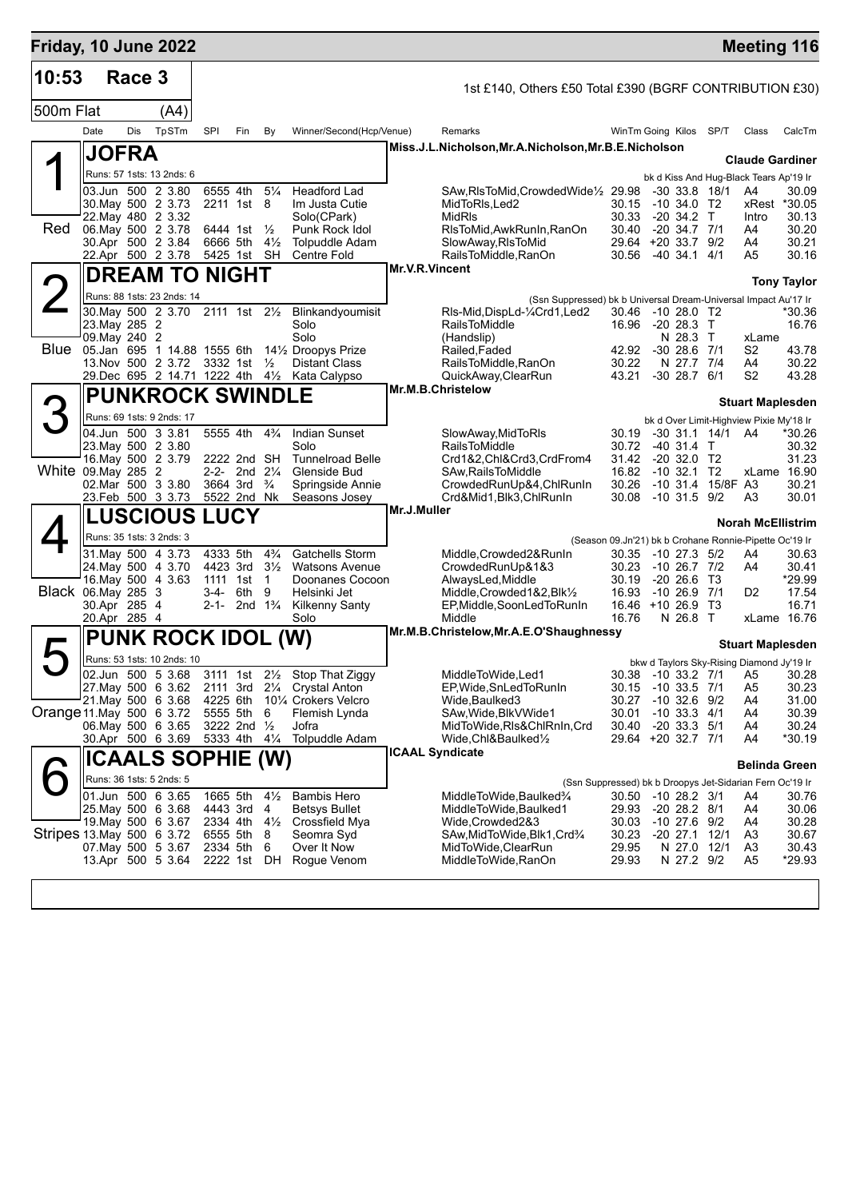# Friday, 10 June 2022 — Meeting 116

**10:53 Race 3** — 1st £140, Others £50 Total £390 (BGRF CONTRIBUTION £30)

**500m Flat (A4)**

| Date | Dis | TpSTm | SPI | Fin | By | Winner/Second(Hcp/Venue) | Remarks | WinTm | Going | Kilos | SP/T | Class | CalcTm |
|---|---|---|---|---|---|---|---|---|---|---|---|---|---|

## 1 JOFRA (Red)

Miss.J.L.Nicholson,Mr.A.Nicholson,Mr.B.E.Nicholson — **Claude Gardiner**

Runs: 57 1sts: 13 2nds: 6 — bk d Kiss And Hug-Black Tears Ap'19 Ir

| Date | Dis | TpSTm | SPI | Fin | By | Winner/Second(Hcp/Venue) | Remarks | WinTm | Going | Kilos | SP/T | Class | CalcTm |
|---|---|---|---|---|---|---|---|---|---|---|---|---|---|
| 03.Jun | 500 | 2 3.80 | 6555 | 4th | 5¼ | Headford Lad | SAw,RlsToMid,CrowdedWide½ | 29.98 | -30 | 33.8 | 18/1 | A4 | 30.09 |
| 30.May | 500 | 2 3.73 | 2211 | 1st | 8 | Im Justa Cutie | MidToRls,Led2 | 30.15 | -10 | 34.0 | T2 | xRest | *30.05 |
| 22.May | 480 | 2 3.32 | | | | Solo(CPark) | MidRls | 30.33 | -20 | 34.2 | T | Intro | 30.13 |
| 06.May | 500 | 2 3.78 | 6444 | 1st | ½ | Punk Rock Idol | RlsToMid,AwkRunIn,RanOn | 30.40 | -20 | 34.7 | 7/1 | A4 | 30.20 |
| 30.Apr | 500 | 2 3.84 | 6666 | 5th | 4½ | Tolpuddle Adam | SlowAway,RlsToMid | 29.64 | +20 | 33.7 | 9/2 | A4 | 30.21 |
| 22.Apr | 500 | 2 3.78 | 5425 | 1st | SH | Centre Fold | RailsToMiddle,RanOn | 30.56 | -40 | 34.1 | 4/1 | A5 | 30.16 |

## 2 DREAM TO NIGHT (Blue)

Mr.V.R.Vincent — **Tony Taylor**

Runs: 88 1sts: 23 2nds: 14 — (Ssn Suppressed) bk b Universal Dream-Universal Impact Au'17 Ir

| Date | Dis | TpSTm | SPI | Fin | By | Winner/Second(Hcp/Venue) | Remarks | WinTm | Going | Kilos | SP/T | Class | CalcTm |
|---|---|---|---|---|---|---|---|---|---|---|---|---|---|
| 30.May | 500 | 2 3.70 | 2111 | 1st | 2½ | Blinkandyoumisit | Rls-Mid,DispLd-¼Crd1,Led2 | 30.46 | -10 | 28.0 | T2 | | *30.36 |
| 23.May | 285 | 2 | | | | Solo | RailsToMiddle | 16.96 | -20 | 28.3 | T | | 16.76 |
| 09.May | 240 | 2 | | | | Solo | (Handslip) | | N | 28.3 | T | xLame | |
| 05.Jan | 695 | 1 14.88 | 1555 | 6th | 14½ | Droopys Prize | Railed,Faded | 42.92 | -30 | 28.6 | 7/1 | S2 | 43.78 |
| 13.Nov | 500 | 2 3.72 | 3332 | 1st | ½ | Distant Class | RailsToMiddle,RanOn | 30.22 | N | 27.7 | 7/4 | A4 | 30.22 |
| 29.Dec | 695 | 2 14.71 | 1222 | 4th | 4½ | Kata Calypso | QuickAway,ClearRun | 43.21 | -30 | 28.7 | 6/1 | S2 | 43.28 |

## 3 PUNKROCK SWINDLE (White)

Mr.M.B.Christelow — **Stuart Maplesden**

Runs: 69 1sts: 9 2nds: 17 — bk d Over Limit-Highview Pixie My'18 Ir

| Date | Dis | TpSTm | SPI | Fin | By | Winner/Second(Hcp/Venue) | Remarks | WinTm | Going | Kilos | SP/T | Class | CalcTm |
|---|---|---|---|---|---|---|---|---|---|---|---|---|---|
| 04.Jun | 500 | 3 3.81 | 5555 | 4th | 4¾ | Indian Sunset | SlowAway,MidToRls | 30.19 | -30 | 31.1 | 14/1 | A4 | *30.26 |
| 23.May | 500 | 2 3.80 | | | | Solo | RailsToMiddle | 30.72 | -40 | 31.4 | T | | 30.32 |
| 16.May | 500 | 2 3.79 | 2222 | 2nd | SH | Tunnelroad Belle | Crd1&2,Chl&Crd3,CrdFrom4 | 31.42 | -20 | 32.0 | T2 | | 31.23 |
| 09.May | 285 | 2 | 2-2- | 2nd | 2¼ | Glenside Bud | SAw,RailsToMiddle | 16.82 | -10 | 32.1 | T2 | xLame | 16.90 |
| 02.Mar | 500 | 3 3.80 | 3664 | 3rd | ¾ | Springside Annie | CrowdedRunUp&4,ChlRunIn | 30.26 | -10 | 31.4 | 15/8F | A3 | 30.21 |
| 23.Feb | 500 | 3 3.73 | 5522 | 2nd | Nk | Seasons Josey | Crd&Mid1,Blk3,ChlRunIn | 30.08 | -10 | 31.5 | 9/2 | A3 | 30.01 |

## 4 LUSCIOUS LUCY (Black)

Mr.J.Muller — **Norah McEllistrim**

Runs: 35 1sts: 3 2nds: 3 — (Season 09.Jn'21) bk b Crohane Ronnie-Pipette Oc'19 Ir

| Date | Dis | TpSTm | SPI | Fin | By | Winner/Second(Hcp/Venue) | Remarks | WinTm | Going | Kilos | SP/T | Class | CalcTm |
|---|---|---|---|---|---|---|---|---|---|---|---|---|---|
| 31.May | 500 | 4 3.73 | 4333 | 5th | 4¾ | Gatchells Storm | Middle,Crowded2&RunIn | 30.35 | -10 | 27.3 | 5/2 | A4 | 30.63 |
| 24.May | 500 | 4 3.70 | 4423 | 3rd | 3½ | Watsons Avenue | CrowdedRunUp&1&3 | 30.23 | -10 | 26.7 | 7/2 | A4 | 30.41 |
| 16.May | 500 | 4 3.63 | 1111 | 1st | 1 | Doonanes Cocoon | AlwaysLed,Middle | 30.19 | -20 | 26.6 | T3 | | *29.99 |
| 06.May | 285 | 3 | 3-4- | 6th | 9 | Helsinki Jet | Middle,Crowded1&2,Blk½ | 16.93 | -10 | 26.9 | 7/1 | D2 | 17.54 |
| 30.Apr | 285 | 4 | 2-1- | 2nd | 1¾ | Kilkenny Santy | EP,Middle,SoonLedToRunIn | 16.46 | +10 | 26.9 | T3 | | 16.71 |
| 20.Apr | 285 | 4 | | | | Solo | Middle | 16.76 | N | 26.8 | T | xLame | 16.76 |

## 5 PUNK ROCK IDOL (W) (Orange)

Mr.M.B.Christelow,Mr.A.E.O'Shaughnessy — **Stuart Maplesden**

Runs: 53 1sts: 10 2nds: 10 — bkw d Taylors Sky-Rising Diamond Jy'19 Ir

| Date | Dis | TpSTm | SPI | Fin | By | Winner/Second(Hcp/Venue) | Remarks | WinTm | Going | Kilos | SP/T | Class | CalcTm |
|---|---|---|---|---|---|---|---|---|---|---|---|---|---|
| 02.Jun | 500 | 5 3.68 | 3111 | 1st | 2½ | Stop That Ziggy | MiddleToWide,Led1 | 30.38 | -10 | 33.2 | 7/1 | A5 | 30.28 |
| 27.May | 500 | 6 3.62 | 2111 | 3rd | 2¼ | Crystal Anton | EP,Wide,SnLedToRunIn | 30.15 | -10 | 33.5 | 7/1 | A5 | 30.23 |
| 21.May | 500 | 6 3.68 | 4225 | 6th | 10¼ | Crokers Velcro | Wide,Baulked3 | 30.27 | -10 | 32.6 | 9/2 | A4 | 31.00 |
| 11.May | 500 | 6 3.72 | 5555 | 5th | 6 | Flemish Lynda | SAw,Wide,BlkVWide1 | 30.01 | -10 | 33.3 | 4/1 | A4 | 30.39 |
| 06.May | 500 | 6 3.65 | 3222 | 2nd | ½ | Jofra | MidToWide,Rls&ChlRnIn,Crd | 30.40 | -20 | 33.3 | 5/1 | A4 | 30.24 |
| 30.Apr | 500 | 6 3.69 | 5333 | 4th | 4¼ | Tolpuddle Adam | Wide,Chl&Baulked½ | 29.64 | +20 | 32.7 | 7/1 | A4 | *30.19 |

## 6 ICAALS SOPHIE (W) (Stripes)

ICAAL Syndicate — **Belinda Green**

Runs: 36 1sts: 5 2nds: 5 — (Ssn Suppressed) bk b Droopys Jet-Sidarian Fern Oc'19 Ir

| Date | Dis | TpSTm | SPI | Fin | By | Winner/Second(Hcp/Venue) | Remarks | WinTm | Going | Kilos | SP/T | Class | CalcTm |
|---|---|---|---|---|---|---|---|---|---|---|---|---|---|
| 01.Jun | 500 | 6 3.65 | 1665 | 5th | 4½ | Bambis Hero | MiddleToWide,Baulked¾ | 30.50 | -10 | 28.2 | 3/1 | A4 | 30.76 |
| 25.May | 500 | 6 3.68 | 4443 | 3rd | 4 | Betsys Bullet | MiddleToWide,Baulked1 | 29.93 | -20 | 28.2 | 8/1 | A4 | 30.06 |
| 19.May | 500 | 6 3.67 | 2334 | 4th | 4½ | Crossfield Mya | Wide,Crowded2&3 | 30.03 | -10 | 27.6 | 9/2 | A4 | 30.28 |
| 13.May | 500 | 6 3.72 | 6555 | 5th | 8 | Seomra Syd | SAw,MidToWide,Blk1,Crd¾ | 30.23 | -20 | 27.1 | 12/1 | A3 | 30.67 |
| 07.May | 500 | 5 3.67 | 2334 | 5th | 6 | Over It Now | MidToWide,ClearRun | 29.95 | N | 27.0 | 12/1 | A3 | 30.43 |
| 13.Apr | 500 | 5 3.64 | 2222 | 1st | DH | Rogue Venom | MiddleToWide,RanOn | 29.93 | N | 27.2 | 9/2 | A5 | *29.93 |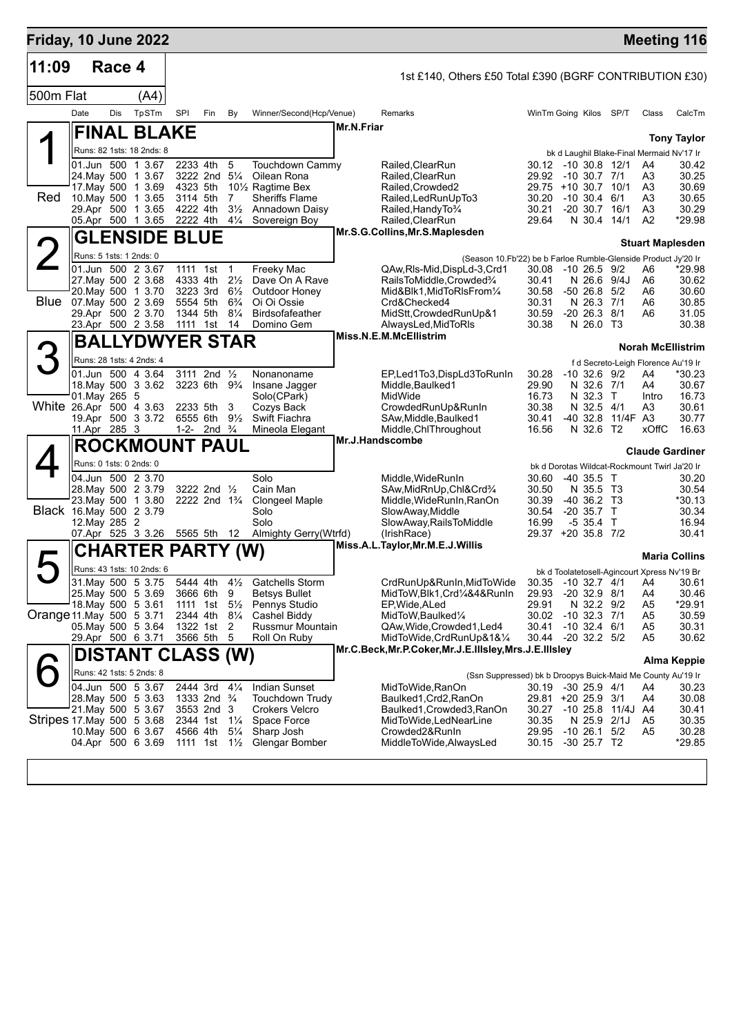## Friday, 10 June 2022 — Meeting 116

**11:09 Race 4** — 1st £140, Others £50 Total £390 (BGRF CONTRIBUTION £30)

500m Flat (A4)

| Date | Dis | TpSTm | SPI | Fin | By | Winner/Second(Hcp/Venue) | Remarks | WinTm | Going | Kilos | SP/T | Class | CalcTm |
|---|---|---|---|---|---|---|---|---|---|---|---|---|---|

### 1 — FINAL BLAKE (Red)
Mr.N.Friar — **Tony Taylor**
Runs: 82 1sts: 18 2nds: 8 — bk d Laughil Blake-Final Mermaid Nv'17 Ir

| Date | Dis | TpSTm | SPI | Fin | By | Winner/Second(Hcp/Venue) | Remarks | WinTm | Going | Kilos | SP/T | Class | CalcTm |
|---|---|---|---|---|---|---|---|---|---|---|---|---|---|
| 01.Jun | 500 | 1 3.67 | 2233 | 4th | 5 | Touchdown Cammy | Railed,ClearRun | 30.12 | -10 | 30.8 | 12/1 | A4 | 30.42 |
| 24.May | 500 | 1 3.67 | 3222 | 2nd | 5¼ | Oilean Rona | Railed,ClearRun | 29.92 | -10 | 30.7 | 7/1 | A3 | 30.25 |
| 17.May | 500 | 1 3.69 | 4323 | 5th | 10½ | Ragtime Bex | Railed,Crowded2 | 29.75 | +10 | 30.7 | 10/1 | A3 | 30.69 |
| 10.May | 500 | 1 3.65 | 3114 | 5th | 7 | Sheriffs Flame | Railed,LedRunUpTo3 | 30.20 | -10 | 30.4 | 6/1 | A3 | 30.65 |
| 29.Apr | 500 | 1 3.65 | 4222 | 4th | 3½ | Annadown Daisy | Railed,HandyTo¾ | 30.21 | -20 | 30.7 | 16/1 | A3 | 30.29 |
| 05.Apr | 500 | 1 3.65 | 2222 | 4th | 4¼ | Sovereign Boy | Railed,ClearRun | 29.64 | N | 30.4 | 14/1 | A2 | *29.98 |

### 2 — GLENSIDE BLUE (Blue)
Mr.S.G.Collins,Mr.S.Maplesden — **Stuart Maplesden**
Runs: 5 1sts: 1 2nds: 0 — (Season 10.Fb'22) be b Farloe Rumble-Glenside Product Jy'20 Ir

| Date | Dis | TpSTm | SPI | Fin | By | Winner/Second(Hcp/Venue) | Remarks | WinTm | Going | Kilos | SP/T | Class | CalcTm |
|---|---|---|---|---|---|---|---|---|---|---|---|---|---|
| 01.Jun | 500 | 2 3.67 | 1111 | 1st | 1 | Freeky Mac | QAw,Rls-Mid,DispLd-3,Crd1 | 30.08 | -10 | 26.5 | 9/2 | A6 | *29.98 |
| 27.May | 500 | 2 3.68 | 4333 | 4th | 2½ | Dave On A Rave | RailsToMiddle,Crowded¾ | 30.41 | N | 26.6 | 9/4J | A6 | 30.62 |
| 20.May | 500 | 1 3.70 | 3223 | 3rd | 6½ | Outdoor Honey | Mid&Blk1,MidToRlsFrom¼ | 30.58 | -50 | 26.8 | 5/2 | A6 | 30.60 |
| 07.May | 500 | 2 3.69 | 5554 | 5th | 6¾ | Oi Oi Ossie | Crd&Checked4 | 30.31 | N | 26.3 | 7/1 | A6 | 30.85 |
| 29.Apr | 500 | 2 3.70 | 1344 | 5th | 8¼ | Birdsofafeather | MidStt,CrowdedRunUp&1 | 30.59 | -20 | 26.3 | 8/1 | A6 | 31.05 |
| 23.Apr | 500 | 2 3.58 | 1111 | 1st | 14 | Domino Gem | AlwaysLed,MidToRls | 30.38 | N | 26.0 | T3 | | 30.38 |

### 3 — BALLYDWYER STAR (White)
Miss.N.E.M.McEllistrim — **Norah McEllistrim**
Runs: 28 1sts: 4 2nds: 4 — f d Secreto-Leigh Florence Au'19 Ir

| Date | Dis | TpSTm | SPI | Fin | By | Winner/Second(Hcp/Venue) | Remarks | WinTm | Going | Kilos | SP/T | Class | CalcTm |
|---|---|---|---|---|---|---|---|---|---|---|---|---|---|
| 01.Jun | 500 | 4 3.64 | 3111 | 2nd | ½ | Nonanoname | EP,Led1To3,DispLd3ToRunIn | 30.28 | -10 | 32.6 | 9/2 | A4 | *30.23 |
| 18.May | 500 | 3 3.62 | 3223 | 6th | 9¾ | Insane Jagger | Middle,Baulked1 | 29.90 | N | 32.6 | 7/1 | A4 | 30.67 |
| 01.May | 265 | 5 | | | | Solo(CPark) | MidWide | 16.73 | N | 32.3 | T | Intro | 16.73 |
| 26.Apr | 500 | 4 3.63 | 2233 | 5th | 3 | Cozys Back | CrowdedRunUp&RunIn | 30.38 | N | 32.5 | 4/1 | A3 | 30.61 |
| 19.Apr | 500 | 3 3.72 | 6555 | 6th | 9½ | Swift Fiachra | SAw,Middle,Baulked1 | 30.41 | -40 | 32.8 | 11/4F | A3 | 30.77 |
| 11.Apr | 285 | 3 | 1-2- | 2nd | ¾ | Mineola Elegant | Middle,ChlThroughout | 16.56 | N | 32.6 | T2 | xOffC | 16.63 |

### 4 — ROCKMOUNT PAUL (Black)
Mr.J.Handscombe — **Claude Gardiner**
Runs: 0 1sts: 0 2nds: 0 — bk d Dorotas Wildcat-Rockmount Twirl Ja'20 Ir

| Date | Dis | TpSTm | SPI | Fin | By | Winner/Second(Hcp/Venue) | Remarks | WinTm | Going | Kilos | SP/T | Class | CalcTm |
|---|---|---|---|---|---|---|---|---|---|---|---|---|---|
| 04.Jun | 500 | 2 3.70 | | | | Solo | Middle,WideRunIn | 30.60 | -40 | 35.5 | T | | 30.20 |
| 28.May | 500 | 2 3.79 | 3222 | 2nd | ½ | Cain Man | SAw,MidRnUp,Chl&Crd¾ | 30.50 | N | 35.5 | T3 | | 30.54 |
| 23.May | 500 | 1 3.80 | 2222 | 2nd | 1¾ | Clongeel Maple | Middle,WideRunIn,RanOn | 30.39 | -40 | 36.2 | T3 | | *30.13 |
| 16.May | 500 | 2 3.79 | | | | Solo | SlowAway,Middle | 30.54 | -20 | 35.7 | T | | 30.34 |
| 12.May | 285 | 2 | | | | Solo | SlowAway,RailsToMiddle | 16.99 | -5 | 35.4 | T | | 16.94 |
| 07.Apr | 525 | 3 3.26 | 5565 | 5th | 12 | Almighty Gerry(Wtrfd) | (IrishRace) | 29.37 | +20 | 35.8 | 7/2 | | 30.41 |

### 5 — CHARTER PARTY (W) (Orange)
Miss.A.L.Taylor,Mr.M.E.J.Willis — **Maria Collins**
Runs: 43 1sts: 10 2nds: 6 — bk d Toolatetosell-Agincourt Xpress Nv'19 Br

| Date | Dis | TpSTm | SPI | Fin | By | Winner/Second(Hcp/Venue) | Remarks | WinTm | Going | Kilos | SP/T | Class | CalcTm |
|---|---|---|---|---|---|---|---|---|---|---|---|---|---|
| 31.May | 500 | 5 3.75 | 5444 | 4th | 4½ | Gatchells Storm | CrdRunUp&RunIn,MidToWide | 30.35 | -10 | 32.7 | 4/1 | A4 | 30.61 |
| 25.May | 500 | 5 3.69 | 3666 | 6th | 9 | Betsys Bullet | MidToW,Blk1,Crd¼&4&RunIn | 29.93 | -20 | 32.9 | 8/1 | A4 | 30.46 |
| 18.May | 500 | 5 3.61 | 1111 | 1st | 5½ | Pennys Studio | EP,Wide,ALed | 29.91 | N | 32.2 | 9/2 | A5 | *29.91 |
| 11.May | 500 | 5 3.71 | 2344 | 4th | 8¼ | Cashel Biddy | MidToW,Baulked¼ | 30.02 | -10 | 32.3 | 7/1 | A5 | 30.59 |
| 05.May | 500 | 5 3.64 | 1322 | 1st | 2 | Russmur Mountain | QAw,Wide,Crowded1,Led4 | 30.41 | -10 | 32.4 | 6/1 | A5 | 30.31 |
| 29.Apr | 500 | 6 3.71 | 3566 | 5th | 5 | Roll On Ruby | MidToWide,CrdRunUp&1&¼ | 30.44 | -20 | 32.2 | 5/2 | A5 | 30.62 |

### 6 — DISTANT CLASS (W) (Stripes)
Mr.C.Beck,Mr.P.Coker,Mr.J.E.Illsley,Mrs.J.E.Illsley — **Alma Keppie**
Runs: 42 1sts: 5 2nds: 8 — (Ssn Suppressed) bk b Droopys Buick-Maid Me County Au'19 Ir

| Date | Dis | TpSTm | SPI | Fin | By | Winner/Second(Hcp/Venue) | Remarks | WinTm | Going | Kilos | SP/T | Class | CalcTm |
|---|---|---|---|---|---|---|---|---|---|---|---|---|---|
| 04.Jun | 500 | 5 3.67 | 2444 | 3rd | 4¼ | Indian Sunset | MidToWide,RanOn | 30.19 | -30 | 25.9 | 4/1 | A4 | 30.23 |
| 28.May | 500 | 5 3.63 | 1333 | 2nd | ¾ | Touchdown Trudy | Baulked1,Crd2,RanOn | 29.81 | +20 | 25.9 | 3/1 | A4 | 30.08 |
| 21.May | 500 | 5 3.67 | 3553 | 2nd | 3 | Crokers Velcro | Baulked1,Crowded3,RanOn | 30.27 | -10 | 25.8 | 11/4J | A4 | 30.41 |
| 17.May | 500 | 5 3.68 | 2344 | 1st | 1¼ | Space Force | MidToWide,LedNearLine | 30.35 | N | 25.9 | 2/1J | A5 | 30.35 |
| 10.May | 500 | 6 3.67 | 4566 | 4th | 5¼ | Sharp Josh | Crowded2&RunIn | 29.95 | -10 | 26.1 | 5/2 | A5 | 30.28 |
| 04.Apr | 500 | 6 3.69 | 1111 | 1st | 1½ | Glengar Bomber | MiddleToWide,AlwaysLed | 30.15 | -30 | 25.7 | T2 | | *29.85 |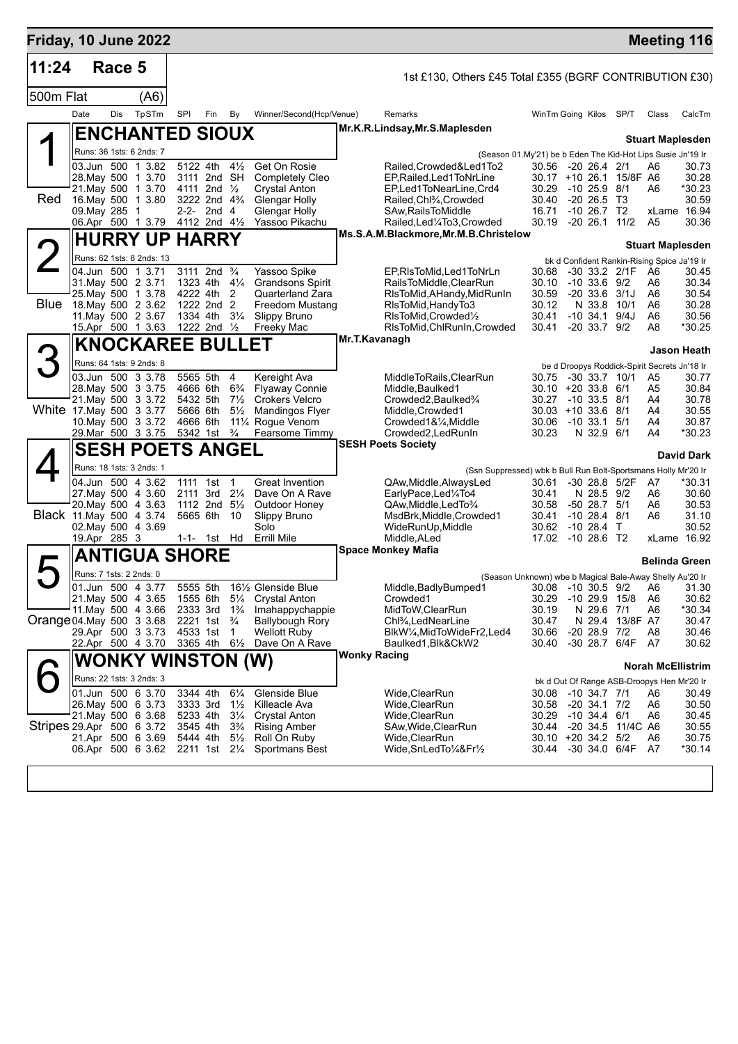## Friday, 10 June 2022 — Meeting 116

**11:24 Race 5** — 1st £130, Others £45 Total £355 (BGRF CONTRIBUTION £30)

500m Flat (A6)

### 1 — ENCHANTED SIOUX (Red)
Mr.K.R.Lindsay,Mr.S.Maplesden — **Stuart Maplesden**

Runs: 36 1sts: 6 2nds: 7 — (Season 01.My'21) be b Eden The Kid-Hot Lips Susie Jn'19 Ir

| Date | Dis | TpSTm | SPI | Fin | By | Winner/Second(Hcp/Venue) | Remarks | WinTm | Going | Kilos | SP/T | Class | CalcTm |
|---|---|---|---|---|---|---|---|---|---|---|---|---|---|
| 03.Jun | 500 | 1 3.82 | 5122 | 4th | 4½ | Get On Rosie | Railed,Crowded&Led1To2 | 30.56 | -20 | 26.4 | 2/1 | A6 | 30.73 |
| 28.May | 500 | 1 3.70 | 3111 | 2nd | SH | Completely Cleo | EP,Railed,Led1ToNrLine | 30.17 | +10 | 26.1 | 15/8F | A6 | 30.28 |
| 21.May | 500 | 1 3.70 | 4111 | 2nd | ½ | Crystal Anton | EP,Led1ToNearLine,Crd4 | 30.29 | -10 | 25.9 | 8/1 | A6 | *30.23 |
| 16.May | 500 | 1 3.80 | 3222 | 2nd | 4¾ | Glengar Holly | Railed,Chl¾,Crowded | 30.40 | -20 | 26.5 | T3 | | 30.59 |
| 09.May | 285 | 1 | 2-2- | 2nd | 4 | Glengar Holly | SAw,RailsToMiddle | 16.71 | -10 | 26.7 | T2 | xLame | 16.94 |
| 06.Apr | 500 | 1 3.79 | 4112 | 2nd | 4½ | Yassoo Pikachu | Railed,Led¼To3,Crowded | 30.19 | -20 | 26.1 | 11/2 | A5 | 30.36 |

### 2 — HURRY UP HARRY (Blue)
Ms.S.A.M.Blackmore,Mr.M.B.Christelow — **Stuart Maplesden**

Runs: 62 1sts: 8 2nds: 13 — bk d Confident Rankin-Rising Spice Ja'19 Ir

| Date | Dis | TpSTm | SPI | Fin | By | Winner/Second(Hcp/Venue) | Remarks | WinTm | Going | Kilos | SP/T | Class | CalcTm |
|---|---|---|---|---|---|---|---|---|---|---|---|---|---|
| 04.Jun | 500 | 1 3.71 | 3111 | 2nd | ¾ | Yassoo Spike | EP,RlsToMid,Led1ToNrLn | 30.68 | -30 | 33.2 | 2/1F | A6 | 30.45 |
| 31.May | 500 | 2 3.71 | 1323 | 4th | 4¼ | Grandsons Spirit | RailsToMiddle,ClearRun | 30.10 | -10 | 33.6 | 9/2 | A6 | 30.34 |
| 25.May | 500 | 1 3.78 | 4222 | 4th | 2 | Quarterland Zara | RlsToMid,AHandy,MidRunIn | 30.59 | -20 | 33.6 | 3/1J | A6 | 30.54 |
| 18.May | 500 | 2 3.62 | 1222 | 2nd | 2 | Freedom Mustang | RlsToMid,HandyTo3 | 30.12 | N | 33.8 | 10/1 | A6 | 30.28 |
| 11.May | 500 | 2 3.67 | 1334 | 4th | 3¼ | Slippy Bruno | RlsToMid,Crowded½ | 30.41 | -10 | 34.1 | 9/4J | A6 | 30.56 |
| 15.Apr | 500 | 1 3.63 | 1222 | 2nd | ½ | Freeky Mac | RlsToMid,ChlRunIn,Crowded | 30.41 | -20 | 33.7 | 9/2 | A8 | *30.25 |

### 3 — KNOCKAREE BULLET (White)
Mr.T.Kavanagh — **Jason Heath**

Runs: 64 1sts: 9 2nds: 8 — be d Droopys Roddick-Spirit Secrets Jn'18 Ir

| Date | Dis | TpSTm | SPI | Fin | By | Winner/Second(Hcp/Venue) | Remarks | WinTm | Going | Kilos | SP/T | Class | CalcTm |
|---|---|---|---|---|---|---|---|---|---|---|---|---|---|
| 03.Jun | 500 | 3 3.78 | 5565 | 5th | 4 | Kereight Ava | MiddleToRails,ClearRun | 30.75 | -30 | 33.7 | 10/1 | A5 | 30.77 |
| 28.May | 500 | 3 3.75 | 4666 | 6th | 6¾ | Flyaway Connie | Middle,Baulked1 | 30.10 | +20 | 33.8 | 6/1 | A5 | 30.84 |
| 21.May | 500 | 3 3.72 | 5432 | 5th | 7½ | Crokers Velcro | Crowded2,Baulked¾ | 30.27 | -10 | 33.5 | 8/1 | A4 | 30.78 |
| 17.May | 500 | 3 3.77 | 5666 | 6th | 5½ | Mandingos Flyer | Middle,Crowded1 | 30.03 | +10 | 33.6 | 8/1 | A4 | 30.55 |
| 10.May | 500 | 3 3.72 | 4666 | 6th | 11¼ | Rogue Venom | Crowded1&¼,Middle | 30.06 | -10 | 33.1 | 5/1 | A4 | 30.87 |
| 29.Mar | 500 | 3 3.75 | 5342 | 1st | ¾ | Fearsome Timmy | Crowded2,LedRunIn | 30.23 | N | 32.9 | 6/1 | A4 | *30.23 |

### 4 — SESH POETS ANGEL (Black)
SESH Poets Society — **David Dark**

Runs: 18 1sts: 3 2nds: 1 — (Ssn Suppressed) wbk b Bull Run Bolt-Sportsmans Holly Mr'20 Ir

| Date | Dis | TpSTm | SPI | Fin | By | Winner/Second(Hcp/Venue) | Remarks | WinTm | Going | Kilos | SP/T | Class | CalcTm |
|---|---|---|---|---|---|---|---|---|---|---|---|---|---|
| 04.Jun | 500 | 4 3.62 | 1111 | 1st | 1 | Great Invention | QAw,Middle,AlwaysLed | 30.61 | -30 | 28.8 | 5/2F | A7 | *30.31 |
| 27.May | 500 | 4 3.60 | 2111 | 3rd | 2¼ | Dave On A Rave | EarlyPace,Led¼To4 | 30.41 | N | 28.5 | 9/2 | A6 | 30.60 |
| 20.May | 500 | 4 3.63 | 1112 | 2nd | 5½ | Outdoor Honey | QAw,Middle,LedTo¾ | 30.58 | -50 | 28.7 | 5/1 | A6 | 30.53 |
| 11.May | 500 | 4 3.74 | 5665 | 6th | 10 | Slippy Bruno | MsdBrk,Middle,Crowded1 | 30.41 | -10 | 28.4 | 8/1 | A6 | 31.10 |
| 02.May | 500 | 4 3.69 | | | | Solo | WideRunUp,Middle | 30.62 | -10 | 28.4 | T | | 30.52 |
| 19.Apr | 285 | 3 | 1-1- | 1st | Hd | Errill Mile | Middle,ALed | 17.02 | -10 | 28.6 | T2 | xLame | 16.92 |

### 5 — ANTIGUA SHORE (Orange)
Space Monkey Mafia — **Belinda Green**

Runs: 7 1sts: 2 2nds: 0 — (Season Unknown) wbe b Magical Bale-Away Shelly Au'20 Ir

| Date | Dis | TpSTm | SPI | Fin | By | Winner/Second(Hcp/Venue) | Remarks | WinTm | Going | Kilos | SP/T | Class | CalcTm |
|---|---|---|---|---|---|---|---|---|---|---|---|---|---|
| 01.Jun | 500 | 4 3.77 | 5555 | 5th | 16½ | Glenside Blue | Middle,BadlyBumped1 | 30.08 | -10 | 30.5 | 9/2 | A6 | 31.30 |
| 21.May | 500 | 4 3.65 | 1555 | 6th | 5¼ | Crystal Anton | Crowded1 | 30.29 | -10 | 29.9 | 15/8 | A6 | 30.62 |
| 11.May | 500 | 4 3.66 | 2333 | 3rd | 1¾ | Imahappychappie | MidToW,ClearRun | 30.19 | N | 29.6 | 7/1 | A6 | *30.34 |
| 04.May | 500 | 3 3.68 | 2221 | 1st | ¾ | Ballybough Rory | Chl¾,LedNearLine | 30.47 | N | 29.4 | 13/8F | A7 | 30.47 |
| 29.Apr | 500 | 3 3.73 | 4533 | 1st | 1 | Wellott Ruby | BlkW¼,MidToWideFr2,Led4 | 30.66 | -20 | 28.9 | 7/2 | A8 | 30.46 |
| 22.Apr | 500 | 4 3.70 | 3365 | 4th | 6½ | Dave On A Rave | Baulked1,Blk&CkW2 | 30.40 | -30 | 28.7 | 6/4F | A7 | 30.62 |

### 6 — WONKY WINSTON (W) (Stripes)
Wonky Racing — **Norah McEllistrim**

Runs: 22 1sts: 3 2nds: 3 — bk d Out Of Range ASB-Droopys Hen Mr'20 Ir

| Date | Dis | TpSTm | SPI | Fin | By | Winner/Second(Hcp/Venue) | Remarks | WinTm | Going | Kilos | SP/T | Class | CalcTm |
|---|---|---|---|---|---|---|---|---|---|---|---|---|---|
| 01.Jun | 500 | 6 3.70 | 3344 | 4th | 6¼ | Glenside Blue | Wide,ClearRun | 30.08 | -10 | 34.7 | 7/1 | A6 | 30.49 |
| 26.May | 500 | 6 3.73 | 3333 | 3rd | 1½ | Killeacle Ava | Wide,ClearRun | 30.58 | -20 | 34.1 | 7/2 | A6 | 30.50 |
| 21.May | 500 | 6 3.68 | 5233 | 4th | 3¼ | Crystal Anton | Wide,ClearRun | 30.29 | -10 | 34.4 | 6/1 | A6 | 30.45 |
| 29.Apr | 500 | 6 3.72 | 3545 | 4th | 3¾ | Rising Amber | SAw,Wide,ClearRun | 30.44 | -20 | 34.5 | 11/4C | A6 | 30.55 |
| 21.Apr | 500 | 6 3.69 | 5444 | 4th | 5½ | Roll On Ruby | Wide,ClearRun | 30.10 | +20 | 34.2 | 5/2 | A6 | 30.75 |
| 06.Apr | 500 | 6 3.62 | 2211 | 1st | 2¼ | Sportsmans Best | Wide,SnLedTo¼&Fr½ | 30.44 | -30 | 34.0 | 6/4F | A7 | *30.14 |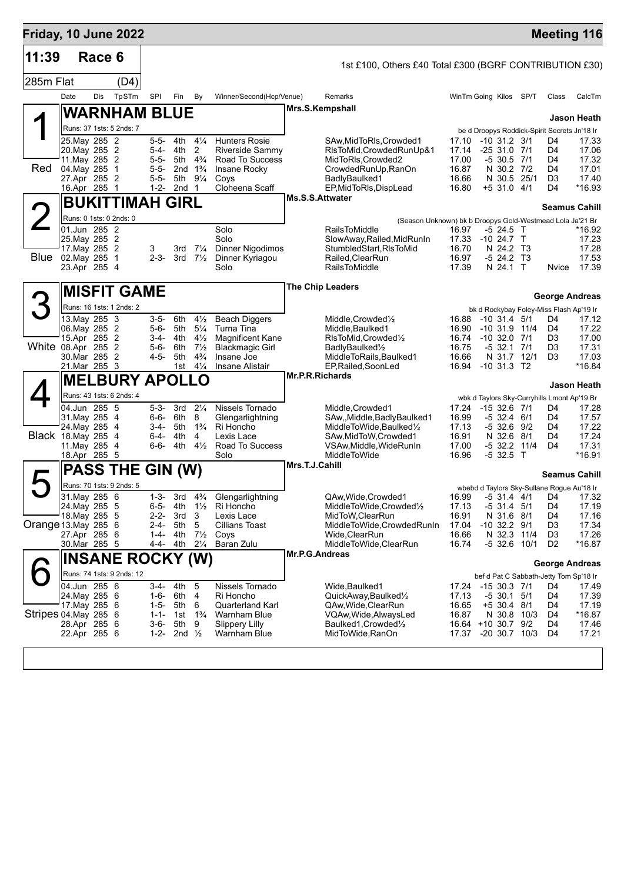# Friday, 10 June 2022

**Meeting 116**

## 11:39 Race 6

285m Flat (D4)

1st £100, Others £40 Total £300 (BGRF CONTRIBUTION £30)

| Date | Dis | TpSTm | SPI | Fin | By | Winner/Second(Hcp/Venue) | Remarks | WinTm | Going | Kilos | SP/T | Class | CalcTm |
|---|---|---|---|---|---|---|---|---|---|---|---|---|---|

### 1 Red — WARNHAM BLUE
Mrs.S.Kempshall — Jason Heath
Runs: 37 1sts: 5 2nds: 7 — be d Droopys Roddick-Spirit Secrets Jn'18 Ir

| Date | Dis | TpSTm | SPI | Fin | By | Winner/Second(Hcp/Venue) | Remarks | WinTm | Going | Kilos | SP/T | Class | CalcTm |
|---|---|---|---|---|---|---|---|---|---|---|---|---|---|
| 25.May | 285 | 2 | 5-5- | 4th | 4¼ | Hunters Rosie | SAw,MidToRls,Crowded1 | 17.10 | -10 | 31.2 | 3/1 | D4 | 17.33 |
| 20.May | 285 | 2 | 5-4- | 4th | 2 | Riverside Sammy | RlsToMid,CrowdedRunUp&1 | 17.14 | -25 | 31.0 | 7/1 | D4 | 17.06 |
| 11.May | 285 | 2 | 5-5- | 5th | 4¾ | Road To Success | MidToRls,Crowded2 | 17.00 | -5 | 30.5 | 7/1 | D4 | 17.32 |
| 04.May | 285 | 1 | 5-5- | 2nd | 1¾ | Insane Rocky | CrowdedRunUp,RanOn | 16.87 | N | 30.2 | 7/2 | D4 | 17.01 |
| 27.Apr | 285 | 2 | 5-5- | 5th | 9¼ | Coys | BadlyBaulked1 | 16.66 | N | 30.5 | 25/1 | D3 | 17.40 |
| 16.Apr | 285 | 1 | 1-2- | 2nd | 1 | Cloheena Scaff | EP,MidToRls,DispLead | 16.80 | +5 | 31.0 | 4/1 | D4 | *16.93 |

### 2 Blue — BUKITTIMAH GIRL
Ms.S.S.Attwater — Seamus Cahill
Runs: 0 1sts: 0 2nds: 0 — (Season Unknown) bk b Droopys Gold-Westmead Lola Ja'21 Br

| Date | Dis | TpSTm | SPI | Fin | By | Winner/Second(Hcp/Venue) | Remarks | WinTm | Going | Kilos | SP/T | Class | CalcTm |
|---|---|---|---|---|---|---|---|---|---|---|---|---|---|
| 01.Jun | 285 | 2 | | | | Solo | RailsToMiddle | 16.97 | -5 | 24.5 | T | | *16.92 |
| 25.May | 285 | 2 | | | | Solo | SlowAway,Railed,MidRunIn | 17.33 | -10 | 24.7 | T | | 17.23 |
| 17.May | 285 | 2 | 3 | 3rd | 7¼ | Dinner Nigodimos | StumbledStart,RlsToMid | 16.70 | N | 24.2 | T3 | | 17.28 |
| 02.May | 285 | 1 | 2-3- | 3rd | 7½ | Dinner Kyriagou | Railed,ClearRun | 16.97 | -5 | 24.2 | T3 | | 17.53 |
| 23.Apr | 285 | 4 | | | | Solo | RailsToMiddle | 17.39 | N | 24.1 | T | Nvice | 17.39 |

### 3 White — MISFIT GAME
The Chip Leaders — George Andreas
Runs: 16 1sts: 1 2nds: 2 — bk d Rockybay Foley-Miss Flash Ap'19 Ir

| Date | Dis | TpSTm | SPI | Fin | By | Winner/Second(Hcp/Venue) | Remarks | WinTm | Going | Kilos | SP/T | Class | CalcTm |
|---|---|---|---|---|---|---|---|---|---|---|---|---|---|
| 13.May | 285 | 3 | 3-5- | 6th | 4½ | Beach Diggers | Middle,Crowded½ | 16.88 | -10 | 31.4 | 5/1 | D4 | 17.12 |
| 06.May | 285 | 2 | 5-6- | 5th | 5¼ | Turna Tina | Middle,Baulked1 | 16.90 | -10 | 31.9 | 11/4 | D4 | 17.22 |
| 15.Apr | 285 | 2 | 3-4- | 4th | 4½ | Magnificent Kane | RlsToMid,Crowded½ | 16.74 | -10 | 32.0 | 7/1 | D3 | 17.00 |
| 08.Apr | 285 | 2 | 5-6- | 6th | 7½ | Blackmagic Girl | BadlyBaulked½ | 16.75 | -5 | 32.1 | 7/1 | D3 | 17.31 |
| 30.Mar | 285 | 2 | 4-5- | 5th | 4¾ | Insane Joe | MiddleToRails,Baulked1 | 16.66 | N | 31.7 | 12/1 | D3 | 17.03 |
| 21.Mar | 285 | 3 | | 1st | 4¼ | Insane Alistair | EP,Railed,SoonLed | 16.94 | -10 | 31.3 | T2 | | *16.84 |

### 4 Black — MELBURY APOLLO
Mr.P.R.Richards — Jason Heath
Runs: 43 1sts: 6 2nds: 4 — wbk d Taylors Sky-Curryhills Lmont Ap'19 Br

| Date | Dis | TpSTm | SPI | Fin | By | Winner/Second(Hcp/Venue) | Remarks | WinTm | Going | Kilos | SP/T | Class | CalcTm |
|---|---|---|---|---|---|---|---|---|---|---|---|---|---|
| 04.Jun | 285 | 5 | 5-3- | 3rd | 2¼ | Nissels Tornado | Middle,Crowded1 | 17.24 | -15 | 32.6 | 7/1 | D4 | 17.28 |
| 31.May | 285 | 4 | 6-6- | 6th | 8 | Glengarlightning | SAw,,Middle,BadlyBaulked1 | 16.99 | -5 | 32.4 | 6/1 | D4 | 17.57 |
| 24.May | 285 | 4 | 3-4- | 5th | 1¾ | Ri Honcho | MiddleToWide,Baulked½ | 17.13 | -5 | 32.6 | 9/2 | D4 | 17.22 |
| 18.May | 285 | 4 | 6-4- | 4th | 4 | Lexis Lace | SAw,MidToW,Crowded1 | 16.91 | N | 32.6 | 8/1 | D4 | 17.24 |
| 11.May | 285 | 4 | 6-6- | 4th | 4½ | Road To Success | VSAw,Middle,WideRunIn | 17.00 | -5 | 32.2 | 11/4 | D4 | 17.31 |
| 18.Apr | 285 | 5 | | | | Solo | MiddleToWide | 16.96 | -5 | 32.5 | T | | *16.91 |

### 5 Orange — PASS THE GIN (W)
Mrs.T.J.Cahill — Seamus Cahill
Runs: 70 1sts: 9 2nds: 5 — wbebd d Taylors Sky-Sullane Rogue Au'18 Ir

| Date | Dis | TpSTm | SPI | Fin | By | Winner/Second(Hcp/Venue) | Remarks | WinTm | Going | Kilos | SP/T | Class | CalcTm |
|---|---|---|---|---|---|---|---|---|---|---|---|---|---|
| 31.May | 285 | 6 | 1-3- | 3rd | 4¾ | Glengarlightning | QAw,Wide,Crowded1 | 16.99 | -5 | 31.4 | 4/1 | D4 | 17.32 |
| 24.May | 285 | 5 | 6-5- | 4th | 1½ | Ri Honcho | MiddleToWide,Crowded½ | 17.13 | -5 | 31.4 | 5/1 | D4 | 17.19 |
| 18.May | 285 | 5 | 2-2- | 3rd | 3 | Lexis Lace | MidToW,ClearRun | 16.91 | N | 31.6 | 8/1 | D4 | 17.16 |
| 13.May | 285 | 6 | 2-4- | 5th | 5 | Cillians Toast | MiddleToWide,CrowdedRunIn | 17.04 | -10 | 32.2 | 9/1 | D3 | 17.34 |
| 27.Apr | 285 | 6 | 1-4- | 4th | 7½ | Coys | Wide,ClearRun | 16.66 | N | 32.3 | 11/4 | D3 | 17.26 |
| 30.Mar | 285 | 5 | 4-4- | 4th | 2¼ | Baran Zulu | MiddleToWide,ClearRun | 16.74 | -5 | 32.6 | 10/1 | D2 | *16.87 |

### 6 Stripes — INSANE ROCKY (W)
Mr.P.G.Andreas — George Andreas
Runs: 74 1sts: 9 2nds: 12 — bef d Pat C Sabbath-Jetty Tom Sp'18 Ir

| Date | Dis | TpSTm | SPI | Fin | By | Winner/Second(Hcp/Venue) | Remarks | WinTm | Going | Kilos | SP/T | Class | CalcTm |
|---|---|---|---|---|---|---|---|---|---|---|---|---|---|
| 04.Jun | 285 | 6 | 3-4- | 4th | 5 | Nissels Tornado | Wide,Baulked1 | 17.24 | -15 | 30.3 | 7/1 | D4 | 17.49 |
| 24.May | 285 | 6 | 1-6- | 6th | 4 | Ri Honcho | QuickAway,Baulked½ | 17.13 | -5 | 30.1 | 5/1 | D4 | 17.39 |
| 17.May | 285 | 6 | 1-5- | 5th | 6 | Quarterland Karl | QAw,Wide,ClearRun | 16.65 | +5 | 30.4 | 8/1 | D4 | 17.19 |
| 04.May | 285 | 6 | 1-1- | 1st | 1¾ | Warnham Blue | VQAw,Wide,AlwaysLed | 16.87 | N | 30.8 | 10/3 | D4 | *16.87 |
| 28.Apr | 285 | 6 | 3-6- | 5th | 9 | Slippery Lilly | Baulked1,Crowded½ | 16.64 | +10 | 30.7 | 9/2 | D4 | 17.46 |
| 22.Apr | 285 | 6 | 1-2- | 2nd | ½ | Warnham Blue | MidToWide,RanOn | 17.37 | -20 | 30.7 | 10/3 | D4 | 17.21 |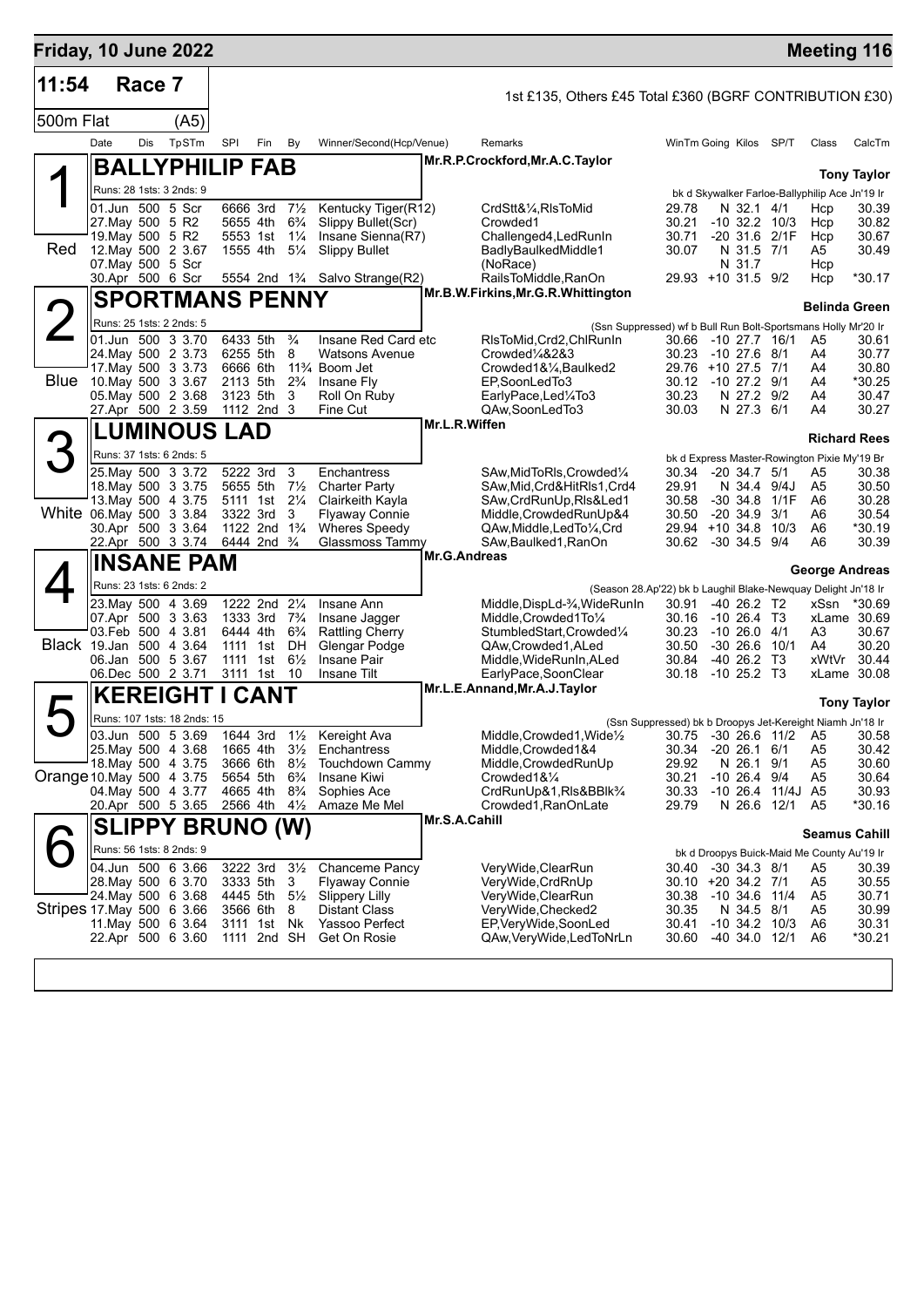## Friday, 10 June 2022 — Meeting 116

**11:54 Race 7** — 1st £135, Others £45 Total £360 (BGRF CONTRIBUTION £30)

**500m Flat (A5)**

| Date | Dis | TpSTm | SPl | Fin | By | Winner/Second(Hcp/Venue) | Remarks | WinTm | Going | Kilos | SP/T | Class | CalcTm |
|---|---|---|---|---|---|---|---|---|---|---|---|---|---|

### 1 (Red) BALLYPHILIP FAB
Mr.R.P.Crockford,Mr.A.C.Taylor — **Tony Taylor**
Runs: 28 1sts: 3 2nds: 9 — bk d Skywalker Farloe-Ballyphilip Ace Jn'19 Ir

| Date | Dis | TpSTm | SPl | Fin | By | Winner/Second(Hcp/Venue) | Remarks | WinTm | Going | Kilos | SP/T | Class | CalcTm |
|---|---|---|---|---|---|---|---|---|---|---|---|---|---|
| 01.Jun | 500 | 5 Scr | 6666 | 3rd | 7½ | Kentucky Tiger(R12) | CrdStt&¼,RlsToMid | 29.78 | N | 32.1 | 4/1 | Hcp | 30.39 |
| 27.May | 500 | 5 R2 | 5655 | 4th | 6¾ | Slippy Bullet(Scr) | Crowded1 | 30.21 | -10 | 32.2 | 10/3 | Hcp | 30.82 |
| 19.May | 500 | 5 R2 | 5553 | 1st | 1¼ | Insane Sienna(R7) | Challenged4,LedRunIn | 30.71 | -20 | 31.6 | 2/1F | Hcp | 30.67 |
| 12.May | 500 | 2 3.67 | 1555 | 4th | 5¼ | Slippy Bullet | BadlyBaulkedMiddle1 | 30.07 | N | 31.5 | 7/1 | A5 | 30.49 |
| 07.May | 500 | 5 Scr | | | | | (NoRace) | | N | 31.7 | | Hcp | |
| 30.Apr | 500 | 6 Scr | 5554 | 2nd | 1¾ | Salvo Strange(R2) | RailsToMiddle,RanOn | 29.93 | +10 | 31.5 | 9/2 | Hcp | *30.17 |

### 2 (Blue) SPORTMANS PENNY
Mr.B.W.Firkins,Mr.G.R.Whittington — **Belinda Green**
Runs: 25 1sts: 2 2nds: 5 — (Ssn Suppressed) wf b Bull Run Bolt-Sportsmans Holly Mr'20 Ir

| Date | Dis | TpSTm | SPl | Fin | By | Winner/Second(Hcp/Venue) | Remarks | WinTm | Going | Kilos | SP/T | Class | CalcTm |
|---|---|---|---|---|---|---|---|---|---|---|---|---|---|
| 01.Jun | 500 | 3 3.70 | 6433 | 5th | ¾ | Insane Red Card etc | RlsToMid,Crd2,ChlRunIn | 30.66 | -10 | 27.7 | 16/1 | A5 | 30.61 |
| 24.May | 500 | 2 3.73 | 6255 | 5th | 8 | Watsons Avenue | Crowded¼&2&3 | 30.23 | -10 | 27.6 | 8/1 | A4 | 30.77 |
| 17.May | 500 | 3 3.73 | 6666 | 6th | 11¾ | Boom Jet | Crowded1&¼,Baulked2 | 29.76 | +10 | 27.5 | 7/1 | A4 | 30.80 |
| 10.May | 500 | 3 3.67 | 2113 | 5th | 2¾ | Insane Fly | EP,SoonLedTo3 | 30.12 | -10 | 27.2 | 9/1 | A4 | *30.25 |
| 05.May | 500 | 2 3.68 | 3123 | 5th | 3 | Roll On Ruby | EarlyPace,Led¼To3 | 30.23 | N | 27.2 | 9/2 | A4 | 30.47 |
| 27.Apr | 500 | 2 3.59 | 1112 | 2nd | 3 | Fine Cut | QAw,SoonLedTo3 | 30.03 | N | 27.3 | 6/1 | A4 | 30.27 |

### 3 (White) LUMINOUS LAD
Mr.L.R.Wiffen — **Richard Rees**
Runs: 37 1sts: 6 2nds: 5 — bk d Express Master-Rowington Pixie My'19 Br

| Date | Dis | TpSTm | SPl | Fin | By | Winner/Second(Hcp/Venue) | Remarks | WinTm | Going | Kilos | SP/T | Class | CalcTm |
|---|---|---|---|---|---|---|---|---|---|---|---|---|---|
| 25.May | 500 | 3 3.72 | 5222 | 3rd | 3 | Enchantress | SAw,MidToRls,Crowded¼ | 30.34 | -20 | 34.7 | 5/1 | A5 | 30.38 |
| 18.May | 500 | 3 3.75 | 5655 | 5th | 7½ | Charter Party | SAw,Mid,Crd&HitRls1,Crd4 | 29.91 | N | 34.4 | 9/4J | A5 | 30.50 |
| 13.May | 500 | 4 3.75 | 5111 | 1st | 2¼ | Clairkeith Kayla | SAw,CrdRunUp,Rls&Led1 | 30.58 | -30 | 34.8 | 1/1F | A6 | 30.28 |
| 06.May | 500 | 3 3.84 | 3322 | 3rd | 3 | Flyaway Connie | Middle,CrowdedRunUp&4 | 30.50 | -20 | 34.9 | 3/1 | A6 | 30.54 |
| 30.Apr | 500 | 3 3.64 | 1122 | 2nd | 1¾ | Wheres Speedy | QAw,Middle,LedTo¼,Crd | 29.94 | +10 | 34.8 | 10/3 | A6 | *30.19 |
| 22.Apr | 500 | 3 3.74 | 6444 | 2nd | ¾ | Glassmoss Tammy | SAw,Baulked1,RanOn | 30.62 | -30 | 34.5 | 9/4 | A6 | 30.39 |

### 4 (Black) INSANE PAM
Mr.G.Andreas — **George Andreas**
Runs: 23 1sts: 6 2nds: 2 — (Season 28.Ap'22) bk b Laughil Blake-Newquay Delight Jn'18 Ir

| Date | Dis | TpSTm | SPl | Fin | By | Winner/Second(Hcp/Venue) | Remarks | WinTm | Going | Kilos | SP/T | Class | CalcTm |
|---|---|---|---|---|---|---|---|---|---|---|---|---|---|
| 23.May | 500 | 4 3.69 | 1222 | 2nd | 2¼ | Insane Ann | Middle,DispLd-¾,WideRunIn | 30.91 | -40 | 26.2 | T2 | xSsn | *30.69 |
| 07.Apr | 500 | 3 3.63 | 1333 | 3rd | 7¾ | Insane Jagger | Middle,Crowded1To¼ | 30.16 | -10 | 26.4 | T3 | xLame | 30.69 |
| 03.Feb | 500 | 4 3.81 | 6444 | 4th | 6¾ | Rattling Cherry | StumbledStart,Crowded¼ | 30.23 | -10 | 26.0 | 4/1 | A3 | 30.67 |
| 19.Jan | 500 | 4 3.64 | 1111 | 1st | DH | Glengar Podge | QAw,Crowded1,ALed | 30.50 | -30 | 26.6 | 10/1 | A4 | 30.20 |
| 06.Jan | 500 | 5 3.67 | 1111 | 1st | 6½ | Insane Pair | Middle,WideRunIn,ALed | 30.84 | -40 | 26.2 | T3 | xWtVr | 30.44 |
| 06.Dec | 500 | 2 3.71 | 3111 | 1st | 10 | Insane Tilt | EarlyPace,SoonClear | 30.18 | -10 | 25.2 | T3 | xLame | 30.08 |

### 5 (Orange) KEREIGHT I CANT
Mr.L.E.Annand,Mr.A.J.Taylor — **Tony Taylor**
Runs: 107 1sts: 18 2nds: 15 — (Ssn Suppressed) bk b Droopys Jet-Kereight Niamh Jn'18 Ir

| Date | Dis | TpSTm | SPl | Fin | By | Winner/Second(Hcp/Venue) | Remarks | WinTm | Going | Kilos | SP/T | Class | CalcTm |
|---|---|---|---|---|---|---|---|---|---|---|---|---|---|
| 03.Jun | 500 | 5 3.69 | 1644 | 3rd | 1½ | Kereight Ava | Middle,Crowded1,Wide½ | 30.75 | -30 | 26.6 | 11/2 | A5 | 30.58 |
| 25.May | 500 | 4 3.68 | 1665 | 4th | 3½ | Enchantress | Middle,Crowded1&4 | 30.34 | -20 | 26.1 | 6/1 | A5 | 30.42 |
| 18.May | 500 | 4 3.75 | 3666 | 6th | 8½ | Touchdown Cammy | Middle,CrowdedRunUp | 29.92 | N | 26.1 | 9/1 | A5 | 30.60 |
| 10.May | 500 | 4 3.75 | 5654 | 5th | 6¾ | Insane Kiwi | Crowded1&¼ | 30.21 | -10 | 26.4 | 9/4 | A5 | 30.64 |
| 04.May | 500 | 4 3.77 | 4665 | 4th | 8¾ | Sophies Ace | CrdRunUp&1,Rls&BBlk¾ | 30.33 | -10 | 26.4 | 11/4J | A5 | 30.93 |
| 20.Apr | 500 | 5 3.65 | 2566 | 4th | 4½ | Amaze Me Mel | Crowded1,RanOnLate | 29.79 | N | 26.6 | 12/1 | A5 | *30.16 |

### 6 (Stripes) SLIPPY BRUNO (W)
Mr.S.A.Cahill — **Seamus Cahill**
Runs: 56 1sts: 8 2nds: 9 — bk d Droopys Buick-Maid Me County Au'19 Ir

| Date | Dis | TpSTm | SPl | Fin | By | Winner/Second(Hcp/Venue) | Remarks | WinTm | Going | Kilos | SP/T | Class | CalcTm |
|---|---|---|---|---|---|---|---|---|---|---|---|---|---|
| 04.Jun | 500 | 6 3.66 | 3222 | 3rd | 3½ | Chanceme Pancy | VeryWide,ClearRun | 30.40 | -30 | 34.3 | 8/1 | A5 | 30.39 |
| 28.May | 500 | 6 3.70 | 3333 | 5th | 3 | Flyaway Connie | VeryWide,CrdRnUp | 30.10 | +20 | 34.2 | 7/1 | A5 | 30.55 |
| 24.May | 500 | 6 3.68 | 4445 | 5th | 5½ | Slippery Lilly | VeryWide,ClearRun | 30.38 | -10 | 34.6 | 11/4 | A5 | 30.71 |
| 17.May | 500 | 6 3.66 | 3566 | 6th | 8 | Distant Class | VeryWide,Checked2 | 30.35 | N | 34.5 | 8/1 | A5 | 30.99 |
| 11.May | 500 | 6 3.64 | 3111 | 1st | Nk | Yassoo Perfect | EP,VeryWide,SoonLed | 30.41 | -10 | 34.2 | 10/3 | A6 | 30.31 |
| 22.Apr | 500 | 6 3.60 | 1111 | 2nd | SH | Get On Rosie | QAw,VeryWide,LedToNrLn | 30.60 | -40 | 34.0 | 12/1 | A6 | *30.21 |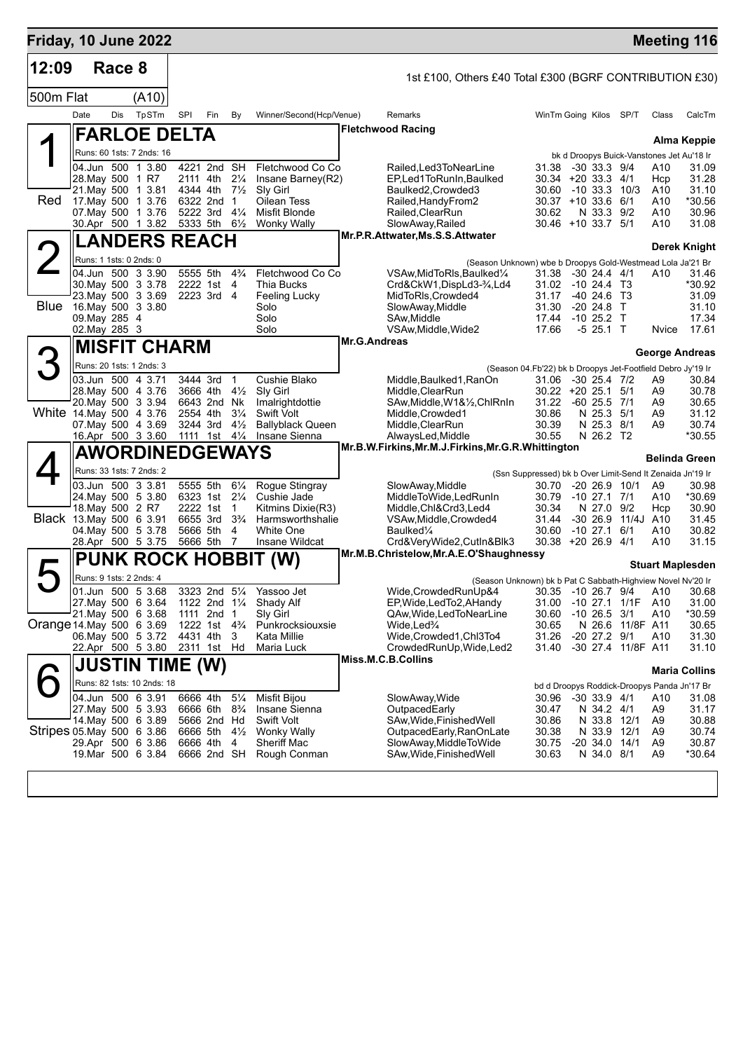# Friday, 10 June 2022 — Meeting 116

## 12:09 Race 8 — 500m Flat (A10)

1st £100, Others £40 Total £300 (BGRF CONTRIBUTION £30)

| Date | Dis | TpSTm | SPI | Fin | By | Winner/Second(Hcp/Venue) | Remarks | WinTm | Going | Kilos | SP/T | Class | CalcTm |
|---|---|---|---|---|---|---|---|---|---|---|---|---|---|

### 1 — FARLOE DELTA (Red)
Fletchwood Racing — Trainer: Alma Keppie
Runs: 60 1sts: 7 2nds: 16 — bk d Droopys Buick-Vanstones Jet Au'18 Ir

| Date | Dis | TpSTm | SPI | Fin | By | Winner/Second(Hcp/Venue) | Remarks | WinTm | Going | Kilos | SP/T | Class | CalcTm |
|---|---|---|---|---|---|---|---|---|---|---|---|---|---|
| 04.Jun | 500 | 1 3.80 | 4221 | 2nd | SH | Fletchwood Co Co | Railed,Led3ToNearLine | 31.38 | -30 | 33.3 | 9/4 | A10 | 31.09 |
| 28.May | 500 | 1 R7 | 2111 | 4th | 2¼ | Insane Barney(R2) | EP,Led1ToRunIn,Baulked | 30.34 | +20 | 33.3 | 4/1 | Hcp | 31.28 |
| 21.May | 500 | 1 3.81 | 4344 | 4th | 7½ | Sly Girl | Baulked2,Crowded3 | 30.60 | -10 | 33.3 | 10/3 | A10 | 31.10 |
| 17.May | 500 | 1 3.76 | 6322 | 2nd | 1 | Oilean Tess | Railed,HandyFrom2 | 30.37 | +10 | 33.6 | 6/1 | A10 | *30.56 |
| 07.May | 500 | 1 3.76 | 5222 | 3rd | 4¼ | Misfit Blonde | Railed,ClearRun | 30.62 | N | 33.3 | 9/2 | A10 | 30.96 |
| 30.Apr | 500 | 1 3.82 | 5333 | 5th | 6½ | Wonky Wally | SlowAway,Railed | 30.46 | +10 | 33.7 | 5/1 | A10 | 31.08 |

### 2 — LANDERS REACH (Blue)
Mr.P.R.Attwater,Ms.S.S.Attwater — Trainer: Derek Knight
Runs: 1 1sts: 0 2nds: 0 — (Season Unknown) wbe b Droopys Gold-Westmead Lola Ja'21 Br

| Date | Dis | TpSTm | SPI | Fin | By | Winner/Second(Hcp/Venue) | Remarks | WinTm | Going | Kilos | SP/T | Class | CalcTm |
|---|---|---|---|---|---|---|---|---|---|---|---|---|---|
| 04.Jun | 500 | 3 3.90 | 5555 | 5th | 4¾ | Fletchwood Co Co | VSAw,MidToRls,Baulked¼ | 31.38 | -30 | 24.4 | 4/1 | A10 | 31.46 |
| 30.May | 500 | 3 3.78 | 2222 | 1st | 4 | Thia Bucks | Crd&CkW1,DispLd3-¾,Ld4 | 31.02 | -10 | 24.4 | T3 | | *30.92 |
| 23.May | 500 | 3 3.69 | 2223 | 3rd | 4 | Feeling Lucky | MidToRls,Crowded4 | 31.17 | -40 | 24.6 | T3 | | 31.09 |
| 16.May | 500 | 3 3.80 | | | | Solo | SlowAway,Middle | 31.30 | -20 | 24.8 | T | | 31.10 |
| 09.May | 285 | 4 | | | | Solo | SAw,Middle | 17.44 | -10 | 25.2 | T | | 17.34 |
| 02.May | 285 | 3 | | | | Solo | VSAw,Middle,Wide2 | 17.66 | -5 | 25.1 | T | Nvice | 17.61 |

### 3 — MISFIT CHARM (White)
Mr.G.Andreas — Trainer: George Andreas
Runs: 20 1sts: 1 2nds: 3 — (Season 04.Fb'22) bk b Droopys Jet-Footfield Debro Jy'19 Ir

| Date | Dis | TpSTm | SPI | Fin | By | Winner/Second(Hcp/Venue) | Remarks | WinTm | Going | Kilos | SP/T | Class | CalcTm |
|---|---|---|---|---|---|---|---|---|---|---|---|---|---|
| 03.Jun | 500 | 4 3.71 | 3444 | 3rd | 1 | Cushie Blako | Middle,Baulked1,RanOn | 31.06 | -30 | 25.4 | 7/2 | A9 | 30.84 |
| 28.May | 500 | 4 3.76 | 3666 | 4th | 4½ | Sly Girl | Middle,ClearRun | 30.22 | +20 | 25.1 | 5/1 | A9 | 30.78 |
| 20.May | 500 | 3 3.94 | 6643 | 2nd | Nk | Imalrightdottie | SAw,Middle,W1&½,ChlRnIn | 31.22 | -60 | 25.5 | 7/1 | A9 | 30.65 |
| 14.May | 500 | 4 3.76 | 2554 | 4th | 3¼ | Swift Volt | Middle,Crowded1 | 30.86 | N | 25.3 | 5/1 | A9 | 31.12 |
| 07.May | 500 | 4 3.69 | 3244 | 3rd | 4½ | Ballyblack Queen | Middle,ClearRun | 30.39 | N | 25.3 | 8/1 | A9 | 30.74 |
| 16.Apr | 500 | 3 3.60 | 1111 | 1st | 4¼ | Insane Sienna | AlwaysLed,Middle | 30.55 | N | 26.2 | T2 | | *30.55 |

### 4 — AWORDINEDGEWAYS (Black)
Mr.B.W.Firkins,Mr.M.J.Firkins,Mr.G.R.Whittington — Trainer: Belinda Green
Runs: 33 1sts: 7 2nds: 2 — (Ssn Suppressed) bk b Over Limit-Send It Zenaida Jn'19 Ir

| Date | Dis | TpSTm | SPI | Fin | By | Winner/Second(Hcp/Venue) | Remarks | WinTm | Going | Kilos | SP/T | Class | CalcTm |
|---|---|---|---|---|---|---|---|---|---|---|---|---|---|
| 03.Jun | 500 | 3 3.81 | 5555 | 5th | 6¼ | Rogue Stingray | SlowAway,Middle | 30.70 | -20 | 26.9 | 10/1 | A9 | 30.98 |
| 24.May | 500 | 5 3.80 | 6323 | 1st | 2¼ | Cushie Jade | MiddleToWide,LedRunIn | 30.79 | -10 | 27.1 | 7/1 | A10 | *30.69 |
| 18.May | 500 | 2 R7 | 2222 | 1st | 1 | Kitmins Dixie(R3) | Middle,Chl&Crd3,Led4 | 30.34 | N | 27.0 | 9/2 | Hcp | 30.90 |
| 13.May | 500 | 6 3.91 | 6655 | 3rd | 3¾ | Harmsworthshalie | VSAw,Middle,Crowded4 | 31.44 | -30 | 26.9 | 11/4J | A10 | 31.45 |
| 04.May | 500 | 5 3.78 | 5666 | 5th | 4 | White One | Baulked¼ | 30.60 | -10 | 27.1 | 6/1 | A10 | 30.82 |
| 28.Apr | 500 | 5 3.75 | 5666 | 5th | 7 | Insane Wildcat | Crd&VeryWide2,CutIn&Blk3 | 30.38 | +20 | 26.9 | 4/1 | A10 | 31.15 |

### 5 — PUNK ROCK HOBBIT (W) (Orange)
Mr.M.B.Christelow,Mr.A.E.O'Shaughnessy — Trainer: Stuart Maplesden
Runs: 9 1sts: 2 2nds: 4 — (Season Unknown) bk b Pat C Sabbath-Highview Novel Nv'20 Ir

| Date | Dis | TpSTm | SPI | Fin | By | Winner/Second(Hcp/Venue) | Remarks | WinTm | Going | Kilos | SP/T | Class | CalcTm |
|---|---|---|---|---|---|---|---|---|---|---|---|---|---|
| 01.Jun | 500 | 5 3.68 | 3323 | 2nd | 5¼ | Yassoo Jet | Wide,CrowdedRunUp&4 | 30.35 | -10 | 26.7 | 9/4 | A10 | 30.68 |
| 27.May | 500 | 6 3.64 | 1122 | 2nd | 1¼ | Shady Alf | EP,Wide,LedTo2,AHandy | 31.00 | -10 | 27.1 | 1/1F | A10 | 31.00 |
| 21.May | 500 | 6 3.68 | 1111 | 2nd | 1 | Sly Girl | QAw,Wide,LedToNearLine | 30.60 | -10 | 26.5 | 3/1 | A10 | *30.59 |
| 14.May | 500 | 6 3.69 | 1222 | 1st | 4¾ | Punkrocksiouxsie | Wide,Led¾ | 30.65 | N | 26.6 | 11/8F | A11 | 30.65 |
| 06.May | 500 | 5 3.72 | 4431 | 4th | 3 | Kata Millie | Wide,Crowded1,Chl3To4 | 31.26 | -20 | 27.2 | 9/1 | A10 | 31.30 |
| 22.Apr | 500 | 5 3.80 | 2311 | 1st | Hd | Maria Luck | CrowdedRunUp,Wide,Led2 | 31.40 | -30 | 27.4 | 11/8F | A11 | 31.10 |

### 6 — JUSTIN TIME (W) (Stripes)
Miss.M.C.B.Collins — Trainer: Maria Collins
Runs: 82 1sts: 10 2nds: 18 — bd d Droopys Roddick-Droopys Panda Jn'17 Br

| Date | Dis | TpSTm | SPI | Fin | By | Winner/Second(Hcp/Venue) | Remarks | WinTm | Going | Kilos | SP/T | Class | CalcTm |
|---|---|---|---|---|---|---|---|---|---|---|---|---|---|
| 04.Jun | 500 | 6 3.91 | 6666 | 4th | 5¼ | Misfit Bijou | SlowAway,Wide | 30.96 | -30 | 33.9 | 4/1 | A10 | 31.08 |
| 27.May | 500 | 5 3.93 | 6666 | 6th | 8¾ | Insane Sienna | OutpacedEarly | 30.47 | N | 34.2 | 4/1 | A9 | 31.17 |
| 14.May | 500 | 6 3.89 | 5666 | 2nd | Hd | Swift Volt | SAw,Wide,FinishedWell | 30.86 | N | 33.8 | 12/1 | A9 | 30.88 |
| 05.May | 500 | 6 3.86 | 6666 | 5th | 4½ | Wonky Wally | OutpacedEarly,RanOnLate | 30.38 | N | 33.9 | 12/1 | A9 | 30.74 |
| 29.Apr | 500 | 6 3.86 | 6666 | 4th | 4 | Sheriff Mac | SlowAway,MiddleToWide | 30.75 | -20 | 34.0 | 14/1 | A9 | 30.87 |
| 19.Mar | 500 | 6 3.84 | 6666 | 2nd | SH | Rough Conman | SAw,Wide,FinishedWell | 30.63 | N | 34.0 | 8/1 | A9 | *30.64 |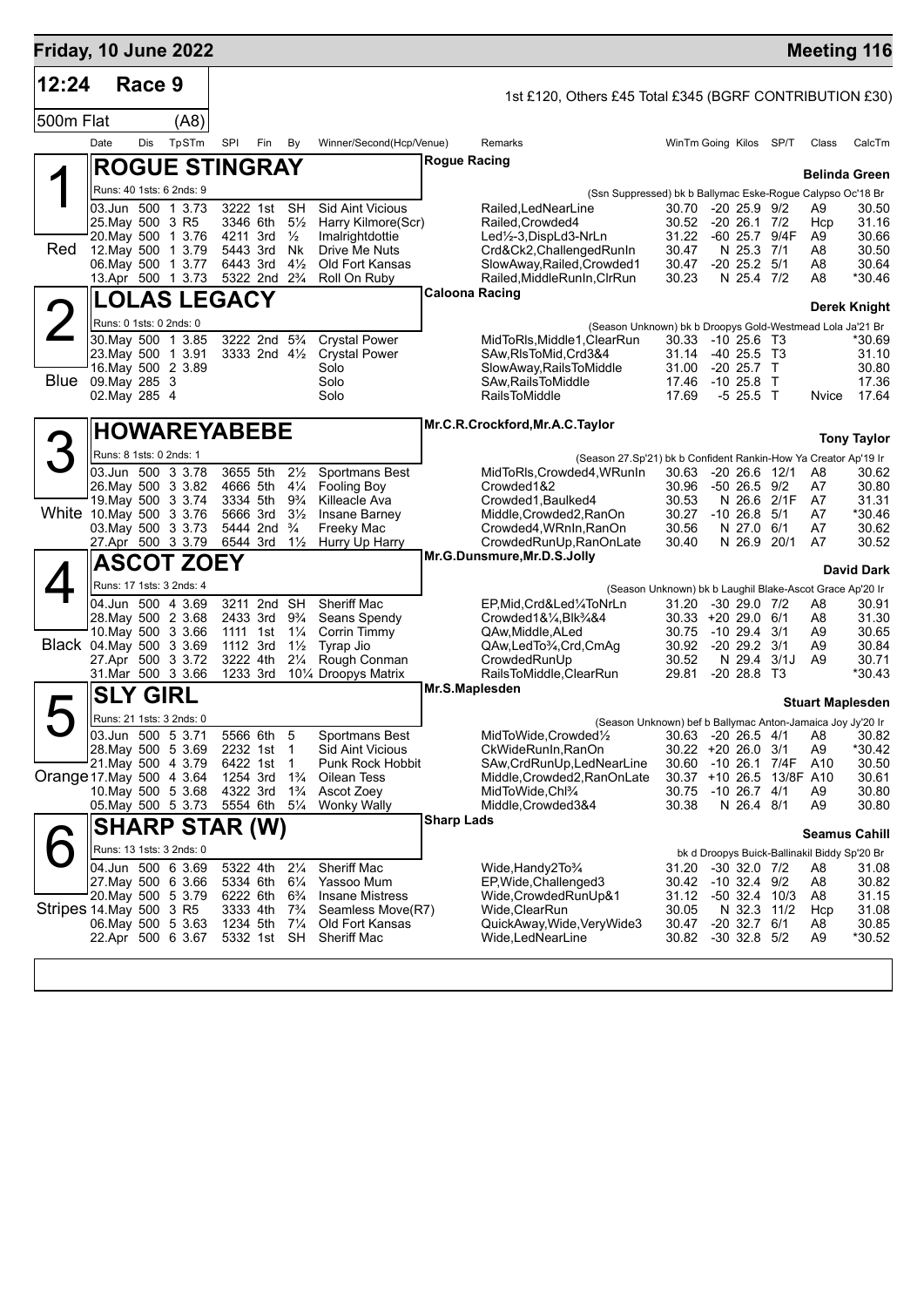## Friday, 10 June 2022 — Meeting 116

**12:24 Race 9** — 1st £120, Others £45 Total £345 (BGRF CONTRIBUTION £30)

**500m Flat (A8)**

| Date | Dis | TpSTm | SPI | Fin | By | Winner/Second(Hcp/Venue) | Remarks | WinTm | Going | Kilos | SP/T | Class | CalcTm |
|---|---|---|---|---|---|---|---|---|---|---|---|---|---|

### 1 Red — ROGUE STINGRAY
Rogue Racing — Belinda Green
Runs: 40 1sts: 6 2nds: 9 — (Ssn Suppressed) bk b Ballymac Eske-Rogue Calypso Oc'18 Br

| Date | Dis | TpSTm | SPI | Fin | By | Winner/Second(Hcp/Venue) | Remarks | WinTm | Going | Kilos | SP/T | Class | CalcTm |
|---|---|---|---|---|---|---|---|---|---|---|---|---|---|
| 03.Jun | 500 | 1 3.73 | 3222 | 1st | SH | Sid Aint Vicious | Railed,LedNearLine | 30.70 | -20 | 25.9 | 9/2 | A9 | 30.50 |
| 25.May | 500 | 3 R5 | 3346 | 6th | 5½ | Harry Kilmore(Scr) | Railed,Crowded4 | 30.52 | -20 | 26.1 | 7/2 | Hcp | 31.16 |
| 20.May | 500 | 1 3.76 | 4211 | 3rd | ½ | Imalrightdottie | Led½-3,DispLd3-NrLn | 31.22 | -60 | 25.7 | 9/4F | A9 | 30.66 |
| 12.May | 500 | 1 3.79 | 5443 | 3rd | Nk | Drive Me Nuts | Crd&Ck2,ChallengedRunIn | 30.47 | N | 25.3 | 7/1 | A8 | 30.50 |
| 06.May | 500 | 1 3.77 | 6443 | 3rd | 4½ | Old Fort Kansas | SlowAway,Railed,Crowded1 | 30.47 | -20 | 25.2 | 5/1 | A8 | 30.64 |
| 13.Apr | 500 | 1 3.73 | 5322 | 2nd | 2¾ | Roll On Ruby | Railed,MiddleRunIn,ClrRun | 30.23 | N | 25.4 | 7/2 | A8 | *30.46 |

### 2 Blue — LOLAS LEGACY
Caloona Racing — Derek Knight
Runs: 0 1sts: 0 2nds: 0 — (Season Unknown) bk b Droopys Gold-Westmead Lola Ja'21 Br

| Date | Dis | TpSTm | SPI | Fin | By | Winner/Second(Hcp/Venue) | Remarks | WinTm | Going | Kilos | SP/T | Class | CalcTm |
|---|---|---|---|---|---|---|---|---|---|---|---|---|---|
| 30.May | 500 | 1 3.85 | 3222 | 2nd | 5¾ | Crystal Power | MidToRls,Middle1,ClearRun | 30.33 | -10 | 25.6 | T3 | | *30.69 |
| 23.May | 500 | 1 3.91 | 3333 | 2nd | 4½ | Crystal Power | SAw,RlsToMid,Crd3&4 | 31.14 | -40 | 25.5 | T3 | | 31.10 |
| 16.May | 500 | 2 3.89 | | | | Solo | SlowAway,RailsToMiddle | 31.00 | -20 | 25.7 | T | | 30.80 |
| 09.May | 285 | 3 | | | | Solo | SAw,RailsToMiddle | 17.46 | -10 | 25.8 | T | | 17.36 |
| 02.May | 285 | 4 | | | | Solo | RailsToMiddle | 17.69 | -5 | 25.5 | T | Nvice | 17.64 |

### 3 White — HOWAREYABEBE
Mr.C.R.Crockford,Mr.A.C.Taylor — Tony Taylor
Runs: 8 1sts: 0 2nds: 1 — (Season 27.Sp'21) bk b Confident Rankin-How Ya Creator Ap'19 Ir

| Date | Dis | TpSTm | SPI | Fin | By | Winner/Second(Hcp/Venue) | Remarks | WinTm | Going | Kilos | SP/T | Class | CalcTm |
|---|---|---|---|---|---|---|---|---|---|---|---|---|---|
| 03.Jun | 500 | 3 3.78 | 3655 | 5th | 2½ | Sportmans Best | MidToRls,Crowded4,WRunIn | 30.63 | -20 | 26.6 | 12/1 | A8 | 30.62 |
| 26.May | 500 | 3 3.82 | 4666 | 5th | 4¼ | Fooling Boy | Crowded1&2 | 30.96 | -50 | 26.5 | 9/2 | A7 | 30.80 |
| 19.May | 500 | 3 3.74 | 3334 | 5th | 9¾ | Killeacle Ava | Crowded1,Baulked4 | 30.53 | N | 26.6 | 2/1F | A7 | 31.31 |
| 10.May | 500 | 3 3.76 | 5666 | 3rd | 3½ | Insane Barney | Middle,Crowded2,RanOn | 30.27 | -10 | 26.8 | 5/1 | A7 | *30.46 |
| 03.May | 500 | 3 3.73 | 5444 | 2nd | ¾ | Freeky Mac | Crowded4,WRnIn,RanOn | 30.56 | N | 27.0 | 6/1 | A7 | 30.62 |
| 27.Apr | 500 | 3 3.79 | 6544 | 3rd | 1½ | Hurry Up Harry | CrowdedRunUp,RanOnLate | 30.40 | N | 26.9 | 20/1 | A7 | 30.52 |

### 4 Black — ASCOT ZOEY
Mr.G.Dunsmure,Mr.D.S.Jolly — David Dark
Runs: 17 1sts: 3 2nds: 4 — (Season Unknown) bk b Laughil Blake-Ascot Grace Ap'20 Ir

| Date | Dis | TpSTm | SPI | Fin | By | Winner/Second(Hcp/Venue) | Remarks | WinTm | Going | Kilos | SP/T | Class | CalcTm |
|---|---|---|---|---|---|---|---|---|---|---|---|---|---|
| 04.Jun | 500 | 4 3.69 | 3211 | 2nd | SH | Sheriff Mac | EP,Mid,Crd&Led¼ToNrLn | 31.20 | -30 | 29.0 | 7/2 | A8 | 30.91 |
| 28.May | 500 | 2 3.68 | 2433 | 3rd | 9¾ | Seans Spendy | Crowded1&¼,Blk¾&4 | 30.33 | +20 | 29.0 | 6/1 | A8 | 31.30 |
| 10.May | 500 | 3 3.66 | 1111 | 1st | 1¼ | Corrin Timmy | QAw,Middle,ALed | 30.75 | -10 | 29.4 | 3/1 | A9 | 30.65 |
| 04.May | 500 | 3 3.69 | 1112 | 3rd | 1½ | Tyrap Jio | QAw,LedTo¾,Crd,CmAg | 30.92 | -20 | 29.2 | 3/1 | A9 | 30.84 |
| 27.Apr | 500 | 3 3.72 | 3222 | 4th | 2¼ | Rough Conman | CrowdedRunUp | 30.52 | N | 29.4 | 3/1J | A9 | 30.71 |
| 31.Mar | 500 | 3 3.66 | 1233 | 3rd | 10¼ | Droopys Matrix | RailsToMiddle,ClearRun | 29.81 | -20 | 28.8 | T3 | | *30.43 |

### 5 Orange — SLY GIRL
Mr.S.Maplesden — Stuart Maplesden
Runs: 21 1sts: 3 2nds: 0 — (Season Unknown) bef b Ballymac Anton-Jamaica Joy Jy'20 Ir

| Date | Dis | TpSTm | SPI | Fin | By | Winner/Second(Hcp/Venue) | Remarks | WinTm | Going | Kilos | SP/T | Class | CalcTm |
|---|---|---|---|---|---|---|---|---|---|---|---|---|---|
| 03.Jun | 500 | 5 3.71 | 5566 | 6th | 5 | Sportmans Best | MidToWide,Crowded½ | 30.63 | -20 | 26.5 | 4/1 | A8 | 30.82 |
| 28.May | 500 | 5 3.69 | 2232 | 1st | 1 | Sid Aint Vicious | CkWideRunIn,RanOn | 30.22 | +20 | 26.0 | 3/1 | A9 | *30.42 |
| 21.May | 500 | 4 3.79 | 6422 | 1st | 1 | Punk Rock Hobbit | SAw,CrdRunUp,LedNearLine | 30.60 | -10 | 26.1 | 7/4F | A10 | 30.50 |
| 17.May | 500 | 4 3.64 | 1254 | 3rd | 1¾ | Oilean Tess | Middle,Crowded2,RanOnLate | 30.37 | +10 | 26.5 | 13/8F | A10 | 30.61 |
| 10.May | 500 | 5 3.68 | 4322 | 3rd | 1¾ | Ascot Zoey | MidToWide,Chl¾ | 30.75 | -10 | 26.7 | 4/1 | A9 | 30.80 |
| 05.May | 500 | 5 3.73 | 5554 | 6th | 5¼ | Wonky Wally | Middle,Crowded3&4 | 30.38 | N | 26.4 | 8/1 | A9 | 30.80 |

### 6 Stripes — SHARP STAR (W)
Sharp Lads — Seamus Cahill
Runs: 13 1sts: 3 2nds: 0 — bk d Droopys Buick-Ballinakil Biddy Sp'20 Br

| Date | Dis | TpSTm | SPI | Fin | By | Winner/Second(Hcp/Venue) | Remarks | WinTm | Going | Kilos | SP/T | Class | CalcTm |
|---|---|---|---|---|---|---|---|---|---|---|---|---|---|
| 04.Jun | 500 | 6 3.69 | 5322 | 4th | 2¼ | Sheriff Mac | Wide,Handy2To¾ | 31.20 | -30 | 32.0 | 7/2 | A8 | 31.08 |
| 27.May | 500 | 6 3.66 | 5334 | 6th | 6¼ | Yassoo Mum | EP,Wide,Challenged3 | 30.42 | -10 | 32.4 | 9/2 | A8 | 30.82 |
| 20.May | 500 | 5 3.79 | 6222 | 6th | 6¾ | Insane Mistress | Wide,CrowdedRunUp&1 | 31.12 | -50 | 32.4 | 10/3 | A8 | 31.15 |
| 14.May | 500 | 3 R5 | 3333 | 4th | 7¾ | Seamless Move(R7) | Wide,ClearRun | 30.05 | N | 32.3 | 11/2 | Hcp | 31.08 |
| 06.May | 500 | 5 3.63 | 1234 | 5th | 7¼ | Old Fort Kansas | QuickAway,Wide,VeryWide3 | 30.47 | -20 | 32.7 | 6/1 | A8 | 30.85 |
| 22.Apr | 500 | 6 3.67 | 5332 | 1st | SH | Sheriff Mac | Wide,LedNearLine | 30.82 | -30 | 32.8 | 5/2 | A9 | *30.52 |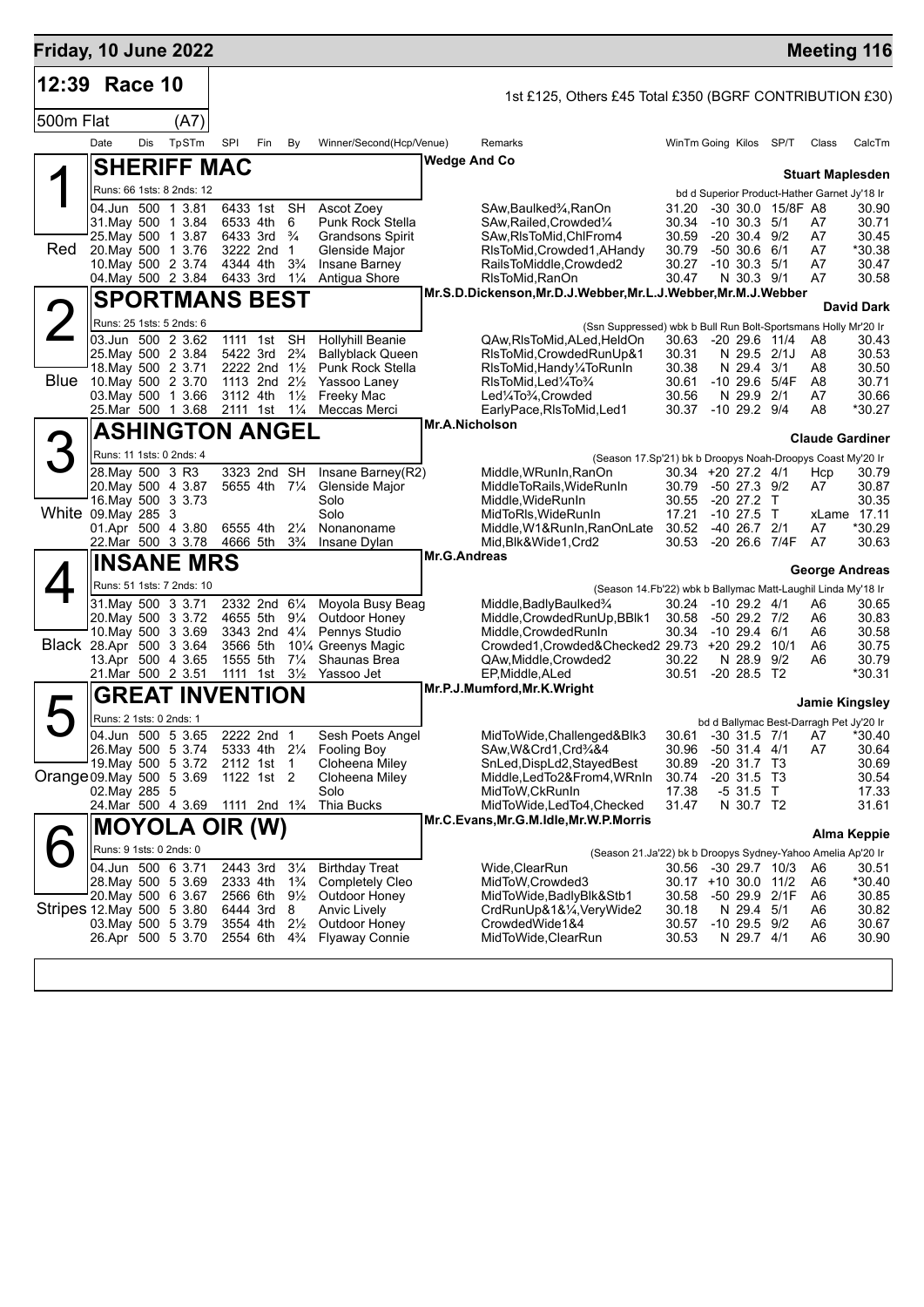## Friday, 10 June 2022 — Meeting 116

### 12:39 Race 10

1st £125, Others £45 Total £350 (BGRF CONTRIBUTION £30)

500m Flat (A7)

| Date | Dis | TpSTm | SPI | Fin | By | Winner/Second(Hcp/Venue) | Remarks | WinTm | Going | Kilos | SP/T | Class | CalcTm |
|---|---|---|---|---|---|---|---|---|---|---|---|---|---|

#### 1 Red — SHERIFF MAC
Wedge And Co — Stuart Maplesden
Runs: 66 1sts: 8 2nds: 12 — bd d Superior Product-Hather Garnet Jy'18 Ir

| Date | Dis | TpSTm | SPI | Fin | By | Winner/Second(Hcp/Venue) | Remarks | WinTm | Going | Kilos | SP/T | Class | CalcTm |
|---|---|---|---|---|---|---|---|---|---|---|---|---|---|
| 04.Jun | 500 | 1 3.81 | 6433 | 1st | SH | Ascot Zoey | SAw,Baulked¾,RanOn | 31.20 | -30 | 30.0 | 15/8F | A8 | 30.90 |
| 31.May | 500 | 1 3.84 | 6533 | 4th | 6 | Punk Rock Stella | SAw,Railed,Crowded¼ | 30.34 | -10 | 30.3 | 5/1 | A7 | 30.71 |
| 25.May | 500 | 1 3.87 | 6433 | 3rd | ¾ | Grandsons Spirit | SAw,RlsToMid,ChlFrom4 | 30.59 | -20 | 30.4 | 9/2 | A7 | 30.45 |
| 20.May | 500 | 1 3.76 | 3222 | 2nd | 1 | Glenside Major | RlsToMid,Crowded1,AHandy | 30.79 | -50 | 30.6 | 6/1 | A7 | *30.38 |
| 10.May | 500 | 2 3.74 | 4344 | 4th | 3¾ | Insane Barney | RailsToMiddle,Crowded2 | 30.27 | -10 | 30.3 | 5/1 | A7 | 30.47 |
| 04.May | 500 | 2 3.84 | 6433 | 3rd | 1¼ | Antigua Shore | RlsToMid,RanOn | 30.47 | N | 30.3 | 9/1 | A7 | 30.58 |

#### 2 Blue — SPORTMANS BEST
Mr.S.D.Dickenson,Mr.D.J.Webber,Mr.L.J.Webber,Mr.M.J.Webber — David Dark
Runs: 25 1sts: 5 2nds: 6 — (Ssn Suppressed) wbk b Bull Run Bolt-Sportsmans Holly Mr'20 Ir

| Date | Dis | TpSTm | SPI | Fin | By | Winner/Second(Hcp/Venue) | Remarks | WinTm | Going | Kilos | SP/T | Class | CalcTm |
|---|---|---|---|---|---|---|---|---|---|---|---|---|---|
| 03.Jun | 500 | 2 3.62 | 1111 | 1st | SH | Hollyhill Beanie | QAw,RlsToMid,ALed,HeldOn | 30.63 | -20 | 29.6 | 11/4 | A8 | 30.43 |
| 25.May | 500 | 2 3.84 | 5422 | 3rd | 2¾ | Ballyblack Queen | RlsToMid,CrowdedRunUp&1 | 30.31 | N | 29.5 | 2/1J | A8 | 30.53 |
| 18.May | 500 | 2 3.71 | 2222 | 2nd | 1½ | Punk Rock Stella | RlsToMid,Handy¼ToRunIn | 30.38 | N | 29.4 | 3/1 | A8 | 30.50 |
| 10.May | 500 | 2 3.70 | 1113 | 2nd | 2½ | Yassoo Laney | RlsToMid,Led¼To¾ | 30.61 | -10 | 29.6 | 5/4F | A8 | 30.71 |
| 03.May | 500 | 1 3.66 | 3112 | 4th | 1½ | Freeky Mac | Led¼To¾,Crowded | 30.56 | N | 29.9 | 2/1 | A7 | 30.66 |
| 25.Mar | 500 | 1 3.68 | 2111 | 1st | 1¼ | Meccas Merci | EarlyPace,RlsToMid,Led1 | 30.37 | -10 | 29.2 | 9/4 | A8 | *30.27 |

#### 3 White — ASHINGTON ANGEL
Mr.A.Nicholson — Claude Gardiner
Runs: 11 1sts: 0 2nds: 4 — (Season 17.Sp'21) bk b Droopys Noah-Droopys Coast My'20 Ir

| Date | Dis | TpSTm | SPI | Fin | By | Winner/Second(Hcp/Venue) | Remarks | WinTm | Going | Kilos | SP/T | Class | CalcTm |
|---|---|---|---|---|---|---|---|---|---|---|---|---|---|
| 28.May | 500 | 3 R3 | 3323 | 2nd | SH | Insane Barney(R2) | Middle,WRunIn,RanOn | 30.34 | +20 | 27.2 | 4/1 | Hcp | 30.79 |
| 20.May | 500 | 4 3.87 | 5655 | 4th | 7¼ | Glenside Major | MiddleToRails,WideRunIn | 30.79 | -50 | 27.3 | 9/2 | A7 | 30.87 |
| 16.May | 500 | 3 3.73 | | | | Solo | Middle,WideRunIn | 30.55 | -20 | 27.2 | T | | 30.35 |
| 09.May | 285 | 3 | | | | Solo | MidToRls,WideRunIn | 17.21 | -10 | 27.5 | T | xLame | 17.11 |
| 01.Apr | 500 | 4 3.80 | 6555 | 4th | 2¼ | Nonanoname | Middle,W1&RunIn,RanOnLate | 30.52 | -40 | 26.7 | 2/1 | A7 | *30.29 |
| 22.Mar | 500 | 3 3.78 | 4666 | 5th | 3¾ | Insane Dylan | Mid,Blk&Wide1,Crd2 | 30.53 | -20 | 26.6 | 7/4F | A7 | 30.63 |

#### 4 Black — INSANE MRS
Mr.G.Andreas — George Andreas
Runs: 51 1sts: 7 2nds: 10 — (Season 14.Fb'22) wbk b Ballymac Matt-Laughil Linda My'18 Ir

| Date | Dis | TpSTm | SPI | Fin | By | Winner/Second(Hcp/Venue) | Remarks | WinTm | Going | Kilos | SP/T | Class | CalcTm |
|---|---|---|---|---|---|---|---|---|---|---|---|---|---|
| 31.May | 500 | 3 3.71 | 2332 | 2nd | 6¼ | Moyola Busy Beag | Middle,BadlyBaulked¾ | 30.24 | -10 | 29.2 | 4/1 | A6 | 30.65 |
| 20.May | 500 | 3 3.72 | 4655 | 5th | 9¼ | Outdoor Honey | Middle,CrowdedRunUp,BBlk1 | 30.58 | -50 | 29.2 | 7/2 | A6 | 30.83 |
| 10.May | 500 | 3 3.69 | 3343 | 2nd | 4¼ | Pennys Studio | Middle,CrowdedRunIn | 30.34 | -10 | 29.4 | 6/1 | A6 | 30.58 |
| 28.Apr | 500 | 3 3.64 | 3566 | 5th | 10¼ | Greenys Magic | Crowded1,Crowded&Checked2 | 29.73 | +20 | 29.2 | 10/1 | A6 | 30.75 |
| 13.Apr | 500 | 4 3.65 | 1555 | 5th | 7¼ | Shaunas Brea | QAw,Middle,Crowded2 | 30.22 | N | 28.9 | 9/2 | A6 | 30.79 |
| 21.Mar | 500 | 2 3.51 | 1111 | 1st | 3½ | Yassoo Jet | EP,Middle,ALed | 30.51 | -20 | 28.5 | T2 | | *30.31 |

#### 5 Orange — GREAT INVENTION
Mr.P.J.Mumford,Mr.K.Wright — Jamie Kingsley
Runs: 2 1sts: 0 2nds: 1 — bd d Ballymac Best-Darragh Pet Jy'20 Ir

| Date | Dis | TpSTm | SPI | Fin | By | Winner/Second(Hcp/Venue) | Remarks | WinTm | Going | Kilos | SP/T | Class | CalcTm |
|---|---|---|---|---|---|---|---|---|---|---|---|---|---|
| 04.Jun | 500 | 5 3.65 | 2222 | 2nd | 1 | Sesh Poets Angel | MidToWide,Challenged&Blk3 | 30.61 | -30 | 31.5 | 7/1 | A7 | *30.40 |
| 26.May | 500 | 5 3.74 | 5333 | 4th | 2¼ | Fooling Boy | SAw,W&Crd1,Crd¾&4 | 30.96 | -50 | 31.4 | 4/1 | A7 | 30.64 |
| 19.May | 500 | 5 3.72 | 2112 | 1st | 1 | Cloheena Miley | SnLed,DispLd2,StayedBest | 30.89 | -20 | 31.7 | T3 | | 30.69 |
| 09.May | 500 | 5 3.69 | 1122 | 1st | 2 | Cloheena Miley | Middle,LedTo2&From4,WRnIn | 30.74 | -20 | 31.5 | T3 | | 30.54 |
| 02.May | 285 | 5 | | | | Solo | MidToW,CkRunIn | 17.38 | -5 | 31.5 | T | | 17.33 |
| 24.Mar | 500 | 4 3.69 | 1111 | 2nd | 1¾ | Thia Bucks | MidToWide,LedTo4,Checked | 31.47 | N | 30.7 | T2 | | 31.61 |

#### 6 Stripes — MOYOLA OIR (W)
Mr.C.Evans,Mr.G.M.Idle,Mr.W.P.Morris — Alma Keppie
Runs: 9 1sts: 0 2nds: 0 — (Season 21.Ja'22) bk b Droopys Sydney-Yahoo Amelia Ap'20 Ir

| Date | Dis | TpSTm | SPI | Fin | By | Winner/Second(Hcp/Venue) | Remarks | WinTm | Going | Kilos | SP/T | Class | CalcTm |
|---|---|---|---|---|---|---|---|---|---|---|---|---|---|
| 04.Jun | 500 | 6 3.71 | 2443 | 3rd | 3¼ | Birthday Treat | Wide,ClearRun | 30.56 | -30 | 29.7 | 10/3 | A6 | 30.51 |
| 28.May | 500 | 5 3.69 | 2333 | 4th | 1¾ | Completely Cleo | MidToW,Crowded3 | 30.17 | +10 | 30.0 | 11/2 | A6 | *30.40 |
| 20.May | 500 | 6 3.67 | 2566 | 6th | 9½ | Outdoor Honey | MidToWide,BadlyBlk&Stb1 | 30.58 | -50 | 29.9 | 2/1F | A6 | 30.85 |
| 12.May | 500 | 5 3.80 | 6444 | 3rd | 8 | Anvic Lively | CrdRunUp&1&¼,VeryWide2 | 30.18 | N | 29.4 | 5/1 | A6 | 30.82 |
| 03.May | 500 | 5 3.79 | 3554 | 4th | 2½ | Outdoor Honey | CrowdedWide1&4 | 30.57 | -10 | 29.5 | 9/2 | A6 | 30.67 |
| 26.Apr | 500 | 5 3.70 | 2554 | 6th | 4¾ | Flyaway Connie | MidToWide,ClearRun | 30.53 | N | 29.7 | 4/1 | A6 | 30.90 |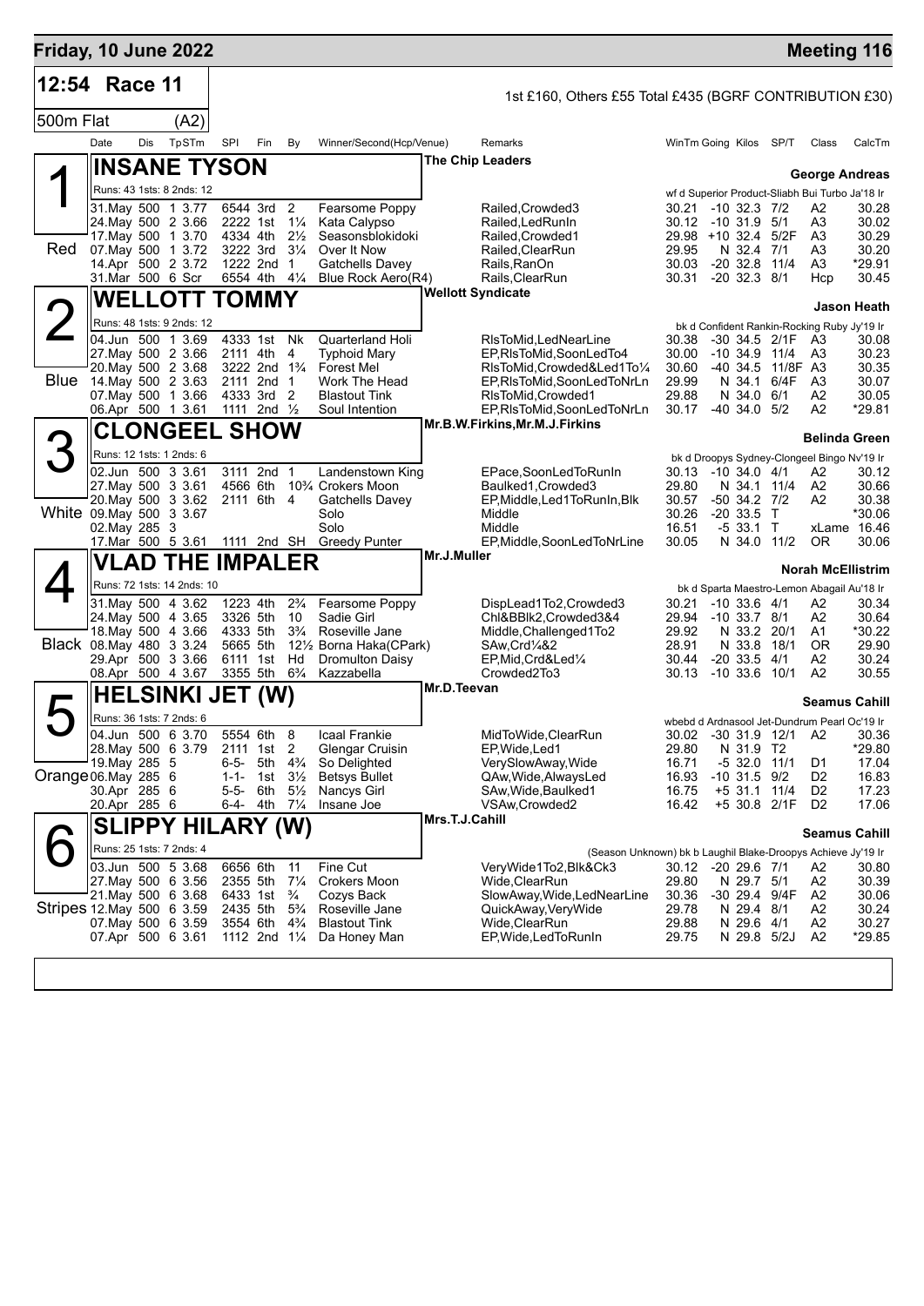## Friday, 10 June 2022 — Meeting 116

**12:54 Race 11** — 1st £160, Others £55 Total £435 (BGRF CONTRIBUTION £30)

**500m Flat (A2)**

| Date | Dis | TpSTm | SPI | Fin | By | Winner/Second(Hcp/Venue) | Remarks | WinTm | Going | Kilos | SP/T | Class | CalcTm |
|---|---|---|---|---|---|---|---|---|---|---|---|---|---|

### 1 (Red) INSANE TYSON — The Chip Leaders — George Andreas

Runs: 43 1sts: 8 2nds: 12 — wf d Superior Product-Sliabh Bui Turbo Ja'18 Ir

| Date | Dis | TpSTm | SPI | Fin | By | Winner/Second(Hcp/Venue) | Remarks | WinTm | Going | Kilos | SP/T | Class | CalcTm |
|---|---|---|---|---|---|---|---|---|---|---|---|---|---|
| 31.May | 500 | 1 3.77 | 6544 | 3rd | 2 | Fearsome Poppy | Railed,Crowded3 | 30.21 | -10 | 32.3 | 7/2 | A2 | 30.28 |
| 24.May | 500 | 2 3.66 | 2222 | 1st | 1¼ | Kata Calypso | Railed,LedRunIn | 30.12 | -10 | 31.9 | 5/1 | A3 | 30.02 |
| 17.May | 500 | 1 3.70 | 4334 | 4th | 2½ | Seasonsblokidoki | Railed,Crowded1 | 29.98 | +10 | 32.4 | 5/2F | A3 | 30.29 |
| 07.May | 500 | 1 3.72 | 3222 | 3rd | 3¼ | Over It Now | Railed,ClearRun | 29.95 | N | 32.4 | 7/1 | A3 | 30.20 |
| 14.Apr | 500 | 2 3.72 | 1222 | 2nd | 1 | Gatchells Davey | Rails,RanOn | 30.03 | -20 | 32.8 | 11/4 | A3 | *29.91 |
| 31.Mar | 500 | 6 Scr | 6554 | 4th | 4¼ | Blue Rock Aero(R4) | Rails,ClearRun | 30.31 | -20 | 32.3 | 8/1 | Hcp | 30.45 |

### 2 (Blue) WELLOTT TOMMY — Wellott Syndicate — Jason Heath

Runs: 48 1sts: 9 2nds: 12 — bk d Confident Rankin-Rocking Ruby Jy'19 Ir

| Date | Dis | TpSTm | SPI | Fin | By | Winner/Second(Hcp/Venue) | Remarks | WinTm | Going | Kilos | SP/T | Class | CalcTm |
|---|---|---|---|---|---|---|---|---|---|---|---|---|---|
| 04.Jun | 500 | 1 3.69 | 4333 | 1st | Nk | Quarterland Holi | RlsToMid,LedNearLine | 30.38 | -30 | 34.5 | 2/1F | A3 | 30.08 |
| 27.May | 500 | 2 3.66 | 2111 | 4th | 4 | Typhoid Mary | EP,RlsToMid,SoonLedTo4 | 30.00 | -10 | 34.9 | 11/4 | A3 | 30.23 |
| 20.May | 500 | 2 3.68 | 3222 | 2nd | 1¾ | Forest Mel | RlsToMid,Crowded&Led1To¼ | 30.60 | -40 | 34.5 | 11/8F | A3 | 30.35 |
| 14.May | 500 | 2 3.63 | 2111 | 2nd | 1 | Work The Head | EP,RlsToMid,SoonLedToRnIn | 29.99 | N | 34.1 | 6/4F | A3 | 30.07 |
| 07.May | 500 | 1 3.66 | 4333 | 3rd | 2 | Blastout Tink | RlsToMid,Crowded1 | 29.88 | N | 34.0 | 6/1 | A2 | 30.05 |
| 06.Apr | 500 | 1 3.61 | 1111 | 2nd | ½ | Soul Intention | EP,RlsToMid,SoonLedToRnIn | 30.17 | -40 | 34.0 | 5/2 | A2 | *29.81 |

### 3 (White) CLONGEEL SHOW — Mr.B.W.Firkins,Mr.M.J.Firkins — Belinda Green

Runs: 12 1sts: 1 2nds: 6 — bk d Droopys Sydney-Clongeel Bingo Nv'19 Ir

| Date | Dis | TpSTm | SPI | Fin | By | Winner/Second(Hcp/Venue) | Remarks | WinTm | Going | Kilos | SP/T | Class | CalcTm |
|---|---|---|---|---|---|---|---|---|---|---|---|---|---|
| 02.Jun | 500 | 3 3.61 | 3111 | 2nd | 1 | Landenstown King | EPace,SoonLedToRunIn | 30.13 | -10 | 34.0 | 4/1 | A2 | 30.12 |
| 27.May | 500 | 3 3.61 | 4566 | 6th | 10¾ | Crokers Moon | Baulked1,Crowded3 | 29.80 | N | 34.1 | 11/4 | A2 | 30.66 |
| 20.May | 500 | 3 3.62 | 2111 | 6th | 4 | Gatchells Davey | EP,Middle,Led1ToRunIn,Blk | 30.57 | -50 | 34.2 | 7/2 | A2 | 30.38 |
| 09.May | 500 | 3 3.67 | | | | Solo | Middle | 30.26 | -20 | 33.5 | T | | *30.06 |
| 02.May | 285 | 3 | | | | Solo | Middle | 16.51 | -5 | 33.1 | T | xLame | 16.46 |
| 17.Mar | 500 | 5 3.61 | 1111 | 2nd | SH | Greedy Punter | EP,Middle,SoonLedToNrLine | 30.05 | N | 34.0 | 11/2 | OR | 30.06 |

### 4 (Black) VLAD THE IMPALER — Mr.J.Muller — Norah McEllistrim

Runs: 72 1sts: 14 2nds: 10 — bk d Sparta Maestro-Lemon Abagail Au'18 Ir

| Date | Dis | TpSTm | SPI | Fin | By | Winner/Second(Hcp/Venue) | Remarks | WinTm | Going | Kilos | SP/T | Class | CalcTm |
|---|---|---|---|---|---|---|---|---|---|---|---|---|---|
| 31.May | 500 | 4 3.62 | 1223 | 4th | 2¾ | Fearsome Poppy | DispLead1To2,Crowded3 | 30.21 | -10 | 33.6 | 4/1 | A2 | 30.34 |
| 24.May | 500 | 4 3.65 | 3326 | 5th | 10 | Sadie Girl | Chl&BBlk2,Crowded3&4 | 29.94 | -10 | 33.7 | 8/1 | A2 | 30.64 |
| 18.May | 500 | 4 3.66 | 4333 | 5th | 3¾ | Roseville Jane | Middle,Challenged1To2 | 29.92 | N | 33.2 | 20/1 | A1 | *30.22 |
| 08.May | 480 | 3 3.24 | 5665 | 5th | 12½ | Borna Haka(CPark) | SAw,Crd¼&2 | 28.91 | N | 33.8 | 18/1 | OR | 29.90 |
| 29.Apr | 500 | 3 3.66 | 6111 | 1st | Hd | Dromulton Daisy | EP,Mid,Crd&Led¼ | 30.44 | -20 | 33.5 | 4/1 | A2 | 30.24 |
| 08.Apr | 500 | 4 3.67 | 3355 | 5th | 6¾ | Kazzabella | Crowded2To3 | 30.13 | -10 | 33.6 | 10/1 | A2 | 30.55 |

### 5 (Orange) HELSINKI JET (W) — Mr.D.Teevan — Seamus Cahill

Runs: 36 1sts: 7 2nds: 6 — wbebd d Ardnasool Jet-Dundrum Pearl Oc'19 Ir

| Date | Dis | TpSTm | SPI | Fin | By | Winner/Second(Hcp/Venue) | Remarks | WinTm | Going | Kilos | SP/T | Class | CalcTm |
|---|---|---|---|---|---|---|---|---|---|---|---|---|---|
| 04.Jun | 500 | 6 3.70 | 5554 | 6th | 8 | Icaal Frankie | MidToWide,ClearRun | 30.02 | -30 | 31.9 | 12/1 | A2 | 30.36 |
| 28.May | 500 | 6 3.79 | 2111 | 1st | 2 | Glengar Cruisin | EP,Wide,Led1 | 29.80 | N | 31.9 | T2 | | *29.80 |
| 19.May | 285 | 5 | 6-5- | 5th | 4¾ | So Delighted | VerySlowAway,Wide | 16.71 | -5 | 32.0 | 11/1 | D1 | 17.04 |
| 06.May | 285 | 6 | 1-1- | 1st | 3½ | Betsys Bullet | QAw,Wide,AlwaysLed | 16.93 | -10 | 31.5 | 9/2 | D2 | 16.83 |
| 30.Apr | 285 | 6 | 5-5- | 6th | 5½ | Nancys Girl | SAw,Wide,Baulked1 | 16.75 | +5 | 31.1 | 11/4 | D2 | 17.23 |
| 20.Apr | 285 | 6 | 6-4- | 4th | 7¼ | Insane Joe | VSAw,Crowded2 | 16.42 | +5 | 30.8 | 2/1F | D2 | 17.06 |

### 6 (Stripes) SLIPPY HILARY (W) — Mrs.T.J.Cahill — Seamus Cahill

Runs: 25 1sts: 7 2nds: 4 — (Season Unknown) bk b Laughil Blake-Droopys Achieve Jy'19 Ir

| Date | Dis | TpSTm | SPI | Fin | By | Winner/Second(Hcp/Venue) | Remarks | WinTm | Going | Kilos | SP/T | Class | CalcTm |
|---|---|---|---|---|---|---|---|---|---|---|---|---|---|
| 03.Jun | 500 | 5 3.68 | 6656 | 6th | 11 | Fine Cut | VeryWide1To2,Blk&Ck3 | 30.12 | -20 | 29.6 | 7/1 | A2 | 30.80 |
| 27.May | 500 | 6 3.56 | 2355 | 5th | 7¼ | Crokers Moon | Wide,ClearRun | 29.80 | N | 29.7 | 5/1 | A2 | 30.39 |
| 21.May | 500 | 6 3.68 | 6433 | 1st | ¾ | Cozys Back | SlowAway,Wide,LedNearLine | 30.36 | -30 | 29.4 | 9/4F | A2 | 30.06 |
| 12.May | 500 | 6 3.59 | 2435 | 5th | 5¾ | Roseville Jane | QuickAway,VeryWide | 29.78 | N | 29.4 | 8/1 | A2 | 30.24 |
| 07.May | 500 | 6 3.59 | 3554 | 6th | 4¾ | Blastout Tink | Wide,ClearRun | 29.88 | N | 29.6 | 4/1 | A2 | 30.27 |
| 07.Apr | 500 | 6 3.61 | 1112 | 2nd | 1¼ | Da Honey Man | EP,Wide,LedToRunIn | 29.75 | N | 29.8 | 5/2J | A2 | *29.85 |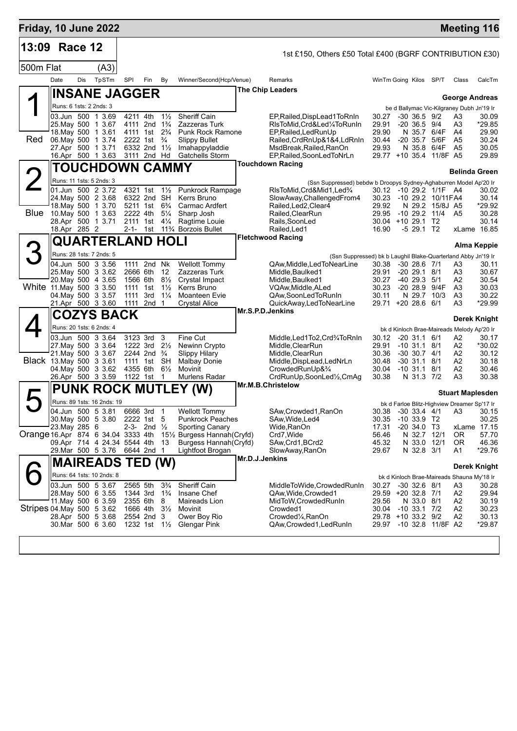**Friday, 10 June 2022** — **Meeting 116**

## 13:09 Race 12

1st £150, Others £50 Total £400 (BGRF CONTRIBUTION £30)

500m Flat (A3)

| Date | Dis | TpSTm | SPI | Fin | By | Winner/Second(Hcp/Venue) | Remarks | WinTm | Going | Kilos | SP/T | Class | CalcTm |
|---|---|---|---|---|---|---|---|---|---|---|---|---|---|

### 1 (Red) INSANE JAGGER — The Chip Leaders — George Andreas

Runs: 6 1sts: 2 2nds: 3 — be d Ballymac Vic-Kilgraney Dubh Jn'19 Ir

| Date | Dis | TpSTm | SPI | Fin | By | Winner/Second(Hcp/Venue) | Remarks | WinTm | Going | Kilos | SP/T | Class | CalcTm |
|---|---|---|---|---|---|---|---|---|---|---|---|---|---|
| 03.Jun | 500 | 1 3.69 | 4211 | 4th | 1½ | Sheriff Cain | EP,Railed,DispLead1ToRnIn | 30.27 | -30 | 36.5 | 9/2 | A3 | 30.09 |
| 25.May | 500 | 1 3.67 | 4111 | 2nd | 1¾ | Zazzeras Turk | RlsToMid,Crd&Led¼ToRnIn | 29.91 | -20 | 36.5 | 9/4 | A3 | *29.85 |
| 18.May | 500 | 1 3.61 | 4111 | 1st | 2¾ | Punk Rock Ramone | EP,Railed,LedRunUp | 29.90 | N | 35.7 | 6/4F | A4 | 29.90 |
| 06.May | 500 | 1 3.74 | 2222 | 1st | ¾ | Slippy Bullet | Railed,CrdRnUp&1&4,LdRnIn | 30.44 | -20 | 35.7 | 5/6F | A5 | 30.24 |
| 27.Apr | 500 | 1 3.71 | 6332 | 2nd | 1½ | Imahappyladdie | MsdBreak,Railed,RanOn | 29.93 | N | 35.8 | 6/4F | A5 | 30.05 |
| 16.Apr | 500 | 1 3.63 | 3111 | 2nd | Hd | Gatchells Storm | EP,Railed,SoonLedToNrLn | 29.77 | +10 | 35.4 | 11/8F | A5 | 29.89 |

### 2 (Blue) TOUCHDOWN CAMMY — Touchdown Racing — Belinda Green

Runs: 11 1sts: 5 2nds: 3 — (Ssn Suppressed) bebdw b Droopys Sydney-Aghaburren Model Ap'20 Ir

| Date | Dis | TpSTm | SPI | Fin | By | Winner/Second(Hcp/Venue) | Remarks | WinTm | Going | Kilos | SP/T | Class | CalcTm |
|---|---|---|---|---|---|---|---|---|---|---|---|---|---|
| 01.Jun | 500 | 2 3.72 | 4321 | 1st | 1½ | Punkrock Rampage | RlsToMid,Crd&Mid1,Led¾ | 30.12 | -10 | 29.2 | 1/1F | A4 | 30.02 |
| 24.May | 500 | 2 3.68 | 6322 | 2nd | SH | Kerrs Bruno | SlowAway,ChallengedFrom4 | 30.23 | -10 | 29.2 | 10/11F | A4 | 30.14 |
| 18.May | 500 | 1 3.70 | 5211 | 1st | 6¾ | Carmac Ardfert | Railed,Led2,Clear4 | 29.92 | N | 29.2 | 15/8J | A5 | *29.92 |
| 10.May | 500 | 1 3.63 | 2222 | 4th | 5¼ | Sharp Josh | Railed,ClearRun | 29.95 | -10 | 29.2 | 11/4 | A5 | 30.28 |
| 28.Apr | 500 | 1 3.71 | 2111 | 1st | 4¼ | Ragtime Louie | Rails,SoonLed | 30.04 | +10 | 29.1 | T2 | | 30.14 |
| 18.Apr | 285 | 2 | 2-1- | 1st | 11¾ | Borzois Bullet | Railed,Led1 | 16.90 | -5 | 29.1 | T2 | xLame | 16.85 |

### 3 (White) QUARTERLAND HOLI — Fletchwood Racing — Alma Keppie

Runs: 28 1sts: 7 2nds: 5 — (Ssn Suppressed) bk b Laughil Blake-Quarterland Abby Jn'19 Ir

| Date | Dis | TpSTm | SPI | Fin | By | Winner/Second(Hcp/Venue) | Remarks | WinTm | Going | Kilos | SP/T | Class | CalcTm |
|---|---|---|---|---|---|---|---|---|---|---|---|---|---|
| 04.Jun | 500 | 3 3.56 | 1111 | 2nd | Nk | Wellott Tommy | QAw,Middle,LedToNearLine | 30.38 | -30 | 28.6 | 7/1 | A3 | 30.11 |
| 25.May | 500 | 3 3.62 | 2666 | 6th | 12 | Zazzeras Turk | Middle,Baulked1 | 29.91 | -20 | 29.1 | 8/1 | A3 | 30.67 |
| 20.May | 500 | 4 3.65 | 1566 | 6th | 8½ | Crystal Impact | Middle,Baulked1 | 30.27 | -40 | 29.3 | 5/1 | A2 | 30.54 |
| 11.May | 500 | 3 3.50 | 1111 | 1st | 1½ | Kerrs Bruno | VQAw,Middle,ALed | 30.23 | -20 | 28.9 | 9/4F | A3 | 30.03 |
| 04.May | 500 | 3 3.57 | 1111 | 3rd | 1¼ | Moanteen Evie | QAw,SoonLedToRunIn | 30.11 | N | 29.7 | 10/3 | A3 | 30.22 |
| 21.Apr | 500 | 3 3.60 | 1111 | 2nd | 1 | Crystal Alice | QuickAway,LedToNearLine | 29.71 | +20 | 28.6 | 6/1 | A3 | *29.99 |

### 4 (Black) COZYS BACK — Mr.S.P.D.Jenkins — Derek Knight

Runs: 20 1sts: 6 2nds: 4 — bk d Kinloch Brae-Maireads Melody Ap'20 Ir

| Date | Dis | TpSTm | SPI | Fin | By | Winner/Second(Hcp/Venue) | Remarks | WinTm | Going | Kilos | SP/T | Class | CalcTm |
|---|---|---|---|---|---|---|---|---|---|---|---|---|---|
| 03.Jun | 500 | 3 3.64 | 3123 | 3rd | 3 | Fine Cut | Middle,Led1To2,Crd¾ToRnIn | 30.12 | -20 | 31.1 | 6/1 | A2 | 30.17 |
| 27.May | 500 | 3 3.64 | 1222 | 3rd | 2½ | Newinn Crypto | Middle,ClearRun | 29.91 | -10 | 31.1 | 8/1 | A2 | *30.02 |
| 21.May | 500 | 3 3.67 | 2244 | 2nd | ¾ | Slippy Hilary | Middle,ClearRun | 30.36 | -30 | 30.7 | 4/1 | A2 | 30.12 |
| 13.May | 500 | 3 3.61 | 1111 | 1st | SH | Malbay Donie | Middle,DispLead,LedNrLn | 30.48 | -30 | 31.1 | 8/1 | A2 | 30.18 |
| 04.May | 500 | 3 3.62 | 4355 | 6th | 6½ | Movinit | CrowdedRunUp&¾ | 30.04 | -10 | 31.1 | 8/1 | A2 | 30.46 |
| 26.Apr | 500 | 3 3.59 | 1122 | 1st | 1 | Murlens Radar | CrdRunUp,SoonLed½,CmAg | 30.38 | N | 31.3 | 7/2 | A3 | 30.38 |

### 5 (Orange) PUNK ROCK MUTLEY (W) — Mr.M.B.Christelow — Stuart Maplesden

Runs: 89 1sts: 16 2nds: 19 — bk d Farloe Blitz-Highview Dreamer Sp'17 Ir

| Date | Dis | TpSTm | SPI | Fin | By | Winner/Second(Hcp/Venue) | Remarks | WinTm | Going | Kilos | SP/T | Class | CalcTm |
|---|---|---|---|---|---|---|---|---|---|---|---|---|---|
| 04.Jun | 500 | 5 3.81 | 6666 | 3rd | 1 | Wellott Tommy | SAw,Crowded1,RanOn | 30.38 | -30 | 33.4 | 4/1 | A3 | 30.15 |
| 30.May | 500 | 5 3.80 | 2222 | 1st | 5 | Punkrock Peaches | SAw,Wide,Led4 | 30.35 | -10 | 33.9 | T2 | | 30.25 |
| 23.May | 285 | 6 | 2-3- | 2nd | ½ | Sporting Canary | Wide,RanOn | 17.31 | -20 | 34.0 | T3 | xLame | 17.15 |
| 16.Apr | 874 | 6 34.04 | 3333 | 4th | 15½ | Burgess Hannah(Cryfd) | Crd7,Wide | 56.46 | N | 32.7 | 12/1 | OR | 57.70 |
| 09.Apr | 714 | 4 24.34 | 5544 | 4th | 13 | Burgess Hannah(Cryfd) | SAw,Crd1,BCrd2 | 45.32 | N | 33.0 | 12/1 | OR | 46.36 |
| 29.Mar | 500 | 5 3.76 | 6644 | 2nd | 1 | Lightfoot Brogan | SlowAway,RanOn | 29.67 | N | 32.8 | 3/1 | A1 | *29.76 |

### 6 (Stripes) MAIREADS TED (W) — Mr.D.J.Jenkins — Derek Knight

Runs: 64 1sts: 10 2nds: 8 — bk d Kinloch Brae-Maireads Shauna My'18 Ir

| Date | Dis | TpSTm | SPI | Fin | By | Winner/Second(Hcp/Venue) | Remarks | WinTm | Going | Kilos | SP/T | Class | CalcTm |
|---|---|---|---|---|---|---|---|---|---|---|---|---|---|
| 03.Jun | 500 | 5 3.67 | 2565 | 5th | 3¾ | Sheriff Cain | MiddleToWide,CrowdedRunIn | 30.27 | -30 | 32.6 | 8/1 | A3 | 30.28 |
| 28.May | 500 | 6 3.55 | 1344 | 3rd | 1¾ | Insane Chef | QAw,Wide,Crowded1 | 29.59 | +20 | 32.8 | 7/1 | A2 | 29.94 |
| 11.May | 500 | 6 3.59 | 2355 | 6th | 8 | Maireads Lion | MidToW,CrowdedRunIn | 29.56 | N | 33.0 | 8/1 | A2 | 30.19 |
| 04.May | 500 | 5 3.62 | 1666 | 4th | 3½ | Movinit | Crowded1 | 30.04 | -10 | 33.1 | 7/2 | A2 | 30.23 |
| 28.Apr | 500 | 5 3.68 | 2554 | 2nd | 3 | Ower Boy Rio | Crowded¼,RanOn | 29.78 | +10 | 33.2 | 9/2 | A2 | 30.13 |
| 30.Mar | 500 | 6 3.60 | 1232 | 1st | 1½ | Glengar Pink | QAw,Crowded1,LedRunIn | 29.97 | -10 | 32.8 | 11/8F | A2 | *29.87 |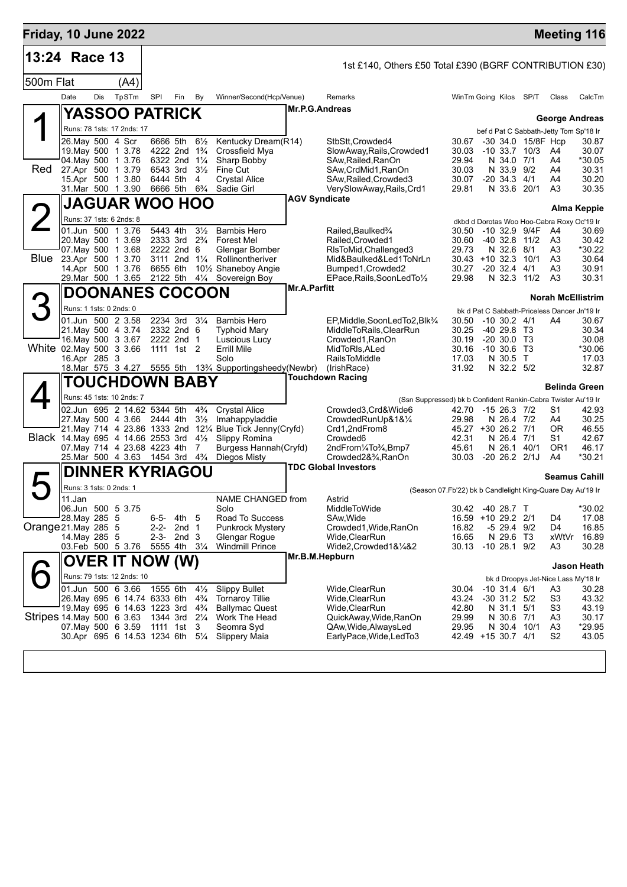## Friday, 10 June 2022

**Meeting 116**

### 13:24 Race 13

1st £140, Others £50 Total £390 (BGRF CONTRIBUTION £30)

500m Flat (A4)

| Date | Dis | TpSTm | SPI | Fin | By | Winner/Second(Hcp/Venue) | Remarks | WinTm | Going | Kilos | SP/T | Class | CalcTm |
|---|---|---|---|---|---|---|---|---|---|---|---|---|---|

---

## 1 — Red — YASSOO PATRICK

Mr.P.G.Andreas — **George Andreas**

Runs: 78 1sts: 17 2nds: 17 — bef d Pat C Sabbath-Jetty Tom Sp'18 Ir

| Date | Dis | TpSTm | SPI | Fin | By | Winner/Second(Hcp/Venue) | Remarks | WinTm | Going | Kilos | SP/T | Class | CalcTm |
|---|---|---|---|---|---|---|---|---|---|---|---|---|---|
| 26.May | 500 | 4 Scr | 6666 | 5th | 6½ | Kentucky Dream(R14) | StbStt,Crowded4 | 30.67 | -30 | 34.0 | 15/8F | Hcp | 30.87 |
| 19.May | 500 | 1 3.78 | 4222 | 2nd | 1¾ | Crossfield Mya | SlowAway,Rails,Crowded1 | 30.03 | -10 | 33.7 | 10/3 | A4 | 30.07 |
| 04.May | 500 | 1 3.76 | 6322 | 2nd | 1¼ | Sharp Bobby | SAw,Railed,RanOn | 29.94 | N | 34.0 | 7/1 | A4 | *30.05 |
| 27.Apr | 500 | 1 3.79 | 6543 | 3rd | 3½ | Fine Cut | SAw,CrdMid1,RanOn | 30.03 | N | 33.9 | 9/2 | A4 | 30.31 |
| 15.Apr | 500 | 1 3.80 | 6444 | 5th | 4 | Crystal Alice | SAw,Railed,Crowded3 | 30.07 | -20 | 34.3 | 4/1 | A4 | 30.20 |
| 31.Mar | 500 | 1 3.90 | 6666 | 5th | 6¾ | Sadie Girl | VerySlowAway,Rails,Crd1 | 29.81 | N | 33.6 | 20/1 | A3 | 30.35 |

## 2 — Blue — JAGUAR WOO HOO

AGV Syndicate — **Alma Keppie**

Runs: 37 1sts: 6 2nds: 8 — dkbd d Dorotas Woo Hoo-Cabra Roxy Oc'19 Ir

| Date | Dis | TpSTm | SPI | Fin | By | Winner/Second(Hcp/Venue) | Remarks | WinTm | Going | Kilos | SP/T | Class | CalcTm |
|---|---|---|---|---|---|---|---|---|---|---|---|---|---|
| 01.Jun | 500 | 1 3.76 | 5443 | 4th | 3½ | Bambis Hero | Railed,Baulked¾ | 30.50 | -10 | 32.9 | 9/4F | A4 | 30.69 |
| 20.May | 500 | 1 3.69 | 2333 | 3rd | 2¾ | Forest Mel | Railed,Crowded1 | 30.60 | -40 | 32.8 | 11/2 | A3 | 30.42 |
| 07.May | 500 | 1 3.68 | 2222 | 2nd | 6 | Glengar Bomber | RlsToMid,Challenged3 | 29.73 | N | 32.6 | 8/1 | A3 | *30.22 |
| 23.Apr | 500 | 1 3.70 | 3111 | 2nd | 1¼ | Rollinontheriver | Mid&Baulked&Led1ToNrLn | 30.43 | +10 | 32.3 | 10/1 | A3 | 30.64 |
| 14.Apr | 500 | 1 3.76 | 6655 | 6th | 10½ | Shaneboy Angie | Bumped1,Crowded2 | 30.27 | -20 | 32.4 | 4/1 | A3 | 30.91 |
| 29.Mar | 500 | 1 3.65 | 2122 | 5th | 4¼ | Sovereign Boy | EPace,Rails,SoonLedTo½ | 29.98 | N | 32.3 | 11/2 | A3 | 30.31 |

## 3 — White — DOONANES COCOON

Mr.A.Parfitt — **Norah McEllistrim**

Runs: 1 1sts: 0 2nds: 0 — bk d Pat C Sabbath-Priceless Dancer Jn'19 Ir

| Date | Dis | TpSTm | SPI | Fin | By | Winner/Second(Hcp/Venue) | Remarks | WinTm | Going | Kilos | SP/T | Class | CalcTm |
|---|---|---|---|---|---|---|---|---|---|---|---|---|---|
| 01.Jun | 500 | 2 3.58 | 2234 | 3rd | 3¼ | Bambis Hero | EP,Middle,SoonLedTo2,Blk¾ | 30.50 | -10 | 30.2 | 4/1 | A4 | 30.67 |
| 21.May | 500 | 4 3.74 | 2332 | 2nd | 6 | Typhoid Mary | MiddleToRails,ClearRun | 30.25 | -40 | 29.8 | T3 | | 30.34 |
| 16.May | 500 | 3 3.67 | 2222 | 2nd | 1 | Luscious Lucy | Crowded1,RanOn | 30.19 | -20 | 30.0 | T3 | | 30.08 |
| 02.May | 500 | 3 3.66 | 1111 | 1st | 2 | Errill Mile | MidToRls,ALed | 30.16 | -10 | 30.6 | T3 | | *30.06 |
| 16.Apr | 285 | 3 | | | | Solo | RailsToMiddle | 17.03 | N | 30.5 | T | | 17.03 |
| 18.Mar | 575 | 3 4.27 | 5555 | 5th | 13¾ | Supportingsheedy(Newbr) | (IrishRace) | 31.92 | N | 32.2 | 5/2 | | 32.87 |

## 4 — Black — TOUCHDOWN BABY

Touchdown Racing — **Belinda Green**

Runs: 45 1sts: 10 2nds: 7 — (Ssn Suppressed) bk b Confident Rankin-Cabra Twister Au'19 Ir

| Date | Dis | TpSTm | SPI | Fin | By | Winner/Second(Hcp/Venue) | Remarks | WinTm | Going | Kilos | SP/T | Class | CalcTm |
|---|---|---|---|---|---|---|---|---|---|---|---|---|---|
| 02.Jun | 695 | 2 14.62 | 5344 | 5th | 4¾ | Crystal Alice | Crowded3,Crd&Wide6 | 42.70 | -15 | 26.3 | 7/2 | S1 | 42.93 |
| 27.May | 500 | 4 3.66 | 2444 | 4th | 3½ | Imahappyladdie | CrowdedRunUp&1&¼ | 29.98 | N | 26.4 | 7/2 | A4 | 30.25 |
| 21.May | 714 | 4 23.86 | 1333 | 2nd | 12¼ | Blue Tick Jenny(Cryfd) | Crd1,2ndFrom8 | 45.27 | +30 | 26.2 | 7/1 | OR | 46.55 |
| 14.May | 695 | 4 14.66 | 2553 | 3rd | 4½ | Slippy Romina | Crowded6 | 42.31 | N | 26.4 | 7/1 | S1 | 42.67 |
| 07.May | 714 | 4 23.68 | 4223 | 4th | 7 | Burgess Hannah(Cryfd) | 2ndFrom¼To¾,Bmp7 | 45.61 | N | 26.1 | 40/1 | OR1 | 46.17 |
| 25.Mar | 500 | 4 3.63 | 1454 | 3rd | 4¾ | Diegos Misty | Crowded2&¾,RanOn | 30.03 | -20 | 26.2 | 2/1J | A4 | *30.21 |

## 5 — Orange — DINNER KYRIAGOU

TDC Global Investors — **Seamus Cahill**

Runs: 3 1sts: 0 2nds: 1 — (Season 07.Fb'22) bk b Candlelight King-Quare Day Au'19 Ir

| Date | Dis | TpSTm | SPI | Fin | By | Winner/Second(Hcp/Venue) | Remarks | WinTm | Going | Kilos | SP/T | Class | CalcTm |
|---|---|---|---|---|---|---|---|---|---|---|---|---|---|
| 11.Jan | | | | | | NAME CHANGED from | Astrid | | | | | | |
| 06.Jun | 500 | 5 3.75 | | | | Solo | MiddleToWide | 30.42 | -40 | 28.7 | T | | *30.02 |
| 28.May | 285 | 5 | 6-5- | 4th | 5 | Road To Success | SAw,Wide | 16.59 | +10 | 29.2 | 2/1 | D4 | 17.08 |
| 21.May | 285 | 5 | 2-2- | 2nd | 1 | Punkrock Mystery | Crowded1,Wide,RanOn | 16.82 | -5 | 29.4 | 9/2 | D4 | 16.85 |
| 14.May | 285 | 5 | 2-3- | 2nd | 3 | Glengar Rogue | Wide,ClearRun | 16.65 | N | 29.6 | T3 | xWtVr | 16.89 |
| 03.Feb | 500 | 5 3.76 | 5555 | 4th | 3¼ | Windmill Prince | Wide2,Crowded1&¼&2 | 30.13 | -10 | 28.1 | 9/2 | A3 | 30.28 |

## 6 — Stripes — OVER IT NOW (W)

Mr.B.M.Hepburn — **Jason Heath**

Runs: 79 1sts: 12 2nds: 10 — bk d Droopys Jet-Nice Lass My'18 Ir

| Date | Dis | TpSTm | SPI | Fin | By | Winner/Second(Hcp/Venue) | Remarks | WinTm | Going | Kilos | SP/T | Class | CalcTm |
|---|---|---|---|---|---|---|---|---|---|---|---|---|---|
| 01.Jun | 500 | 6 3.66 | 1555 | 6th | 4½ | Slippy Bullet | Wide,ClearRun | 30.04 | -10 | 31.4 | 6/1 | A3 | 30.28 |
| 26.May | 695 | 6 14.74 | 6333 | 6th | 4¾ | Tornaroy Tillie | Wide,ClearRun | 43.24 | -30 | 31.2 | 5/2 | S3 | 43.32 |
| 19.May | 695 | 6 14.63 | 1223 | 3rd | 4¾ | Ballymac Quest | Wide,ClearRun | 42.80 | N | 31.1 | 5/1 | S3 | 43.19 |
| 14.May | 500 | 6 3.63 | 1344 | 3rd | 2¼ | Work The Head | QuickAway,Wide,RanOn | 29.99 | N | 30.6 | 7/1 | A3 | 30.17 |
| 07.May | 500 | 6 3.59 | 1111 | 1st | 3 | Seomra Syd | QAw,Wide,AlwaysLed | 29.95 | N | 30.4 | 10/1 | A3 | *29.95 |
| 30.Apr | 695 | 6 14.53 | 1234 | 6th | 5¼ | Slippery Maia | EarlyPace,Wide,LedTo3 | 42.49 | +15 | 30.7 | 4/1 | S2 | 43.05 |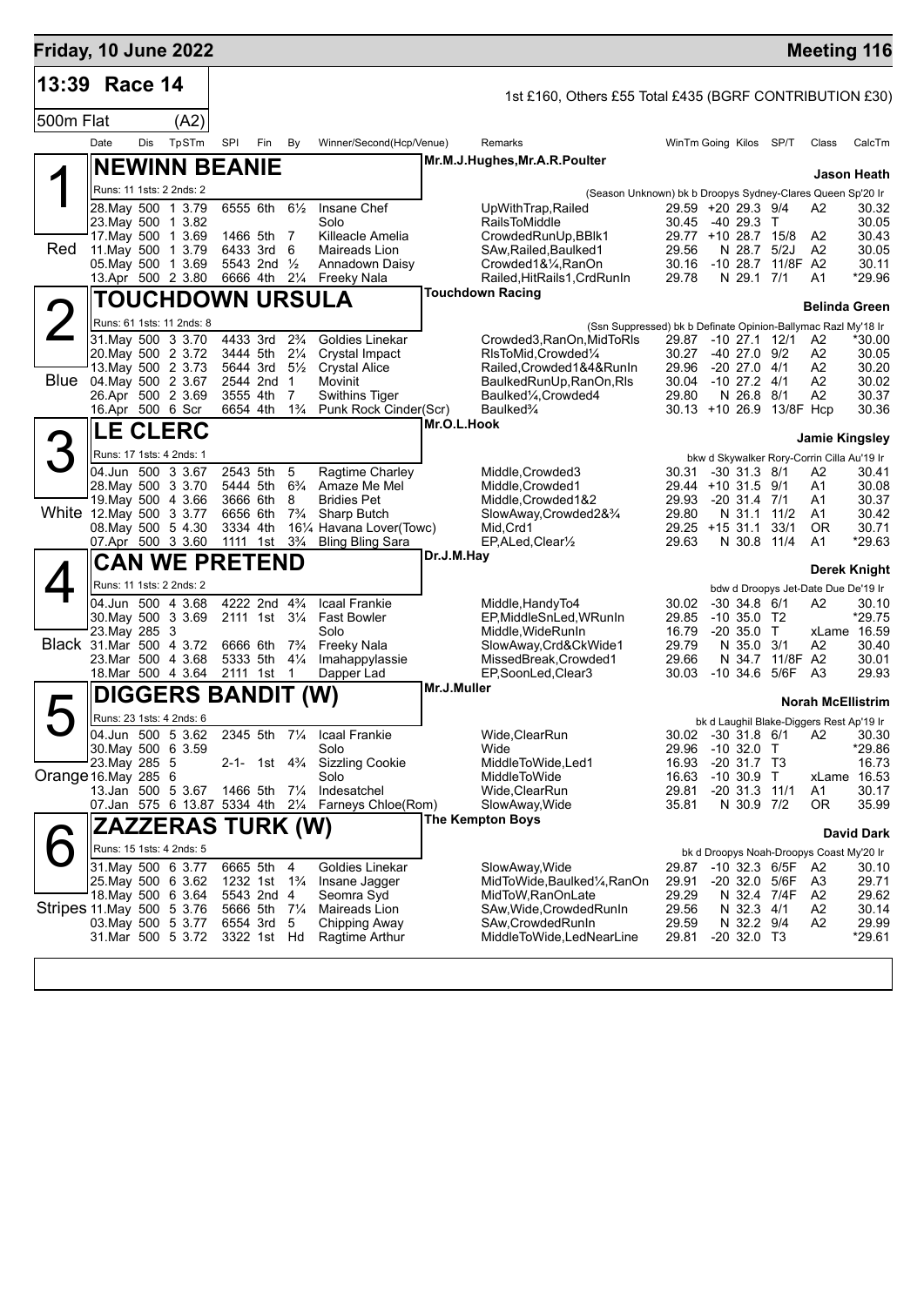# Friday, 10 June 2022

**Meeting 116**

## 13:39 Race 14

1st £160, Others £55 Total £435 (BGRF CONTRIBUTION £30)

500m Flat (A2)

| Date | Dis | TpSTm | SPI | Fin | By | Winner/Second(Hcp/Venue) | Remarks | WinTm | Going | Kilos | SP/T | Class | CalcTm |
|---|---|---|---|---|---|---|---|---|---|---|---|---|---|

### 1 — Red — NEWINN BEANIE
Mr.M.J.Hughes,Mr.A.R.Poulter — **Jason Heath**

Runs: 11 1sts: 2 2nds: 2 — (Season Unknown) bk b Droopys Sydney-Clares Queen Sp'20 Ir

| Date | Dis | TpSTm | SPI | Fin | By | Winner/Second(Hcp/Venue) | Remarks | WinTm | Going | Kilos | SP/T | Class | CalcTm |
|---|---|---|---|---|---|---|---|---|---|---|---|---|---|
| 28.May | 500 | 1 3.79 | 6555 | 6th | 6½ | Insane Chef | UpWithTrap,Railed | 29.59 | +20 | 29.3 | 9/4 | A2 | 30.32 |
| 23.May | 500 | 1 3.82 | | | | Solo | RailsToMiddle | 30.45 | -40 | 29.3 | T | | 30.05 |
| 17.May | 500 | 1 3.69 | 1466 | 5th | 7 | Killeacle Amelia | CrowdedRunUp,BBlk1 | 29.77 | +10 | 28.7 | 15/8 | A2 | 30.43 |
| 11.May | 500 | 1 3.79 | 6433 | 3rd | 6 | Maireads Lion | SAw,Railed,Baulked1 | 29.56 | N | 28.7 | 5/2J | A2 | 30.05 |
| 05.May | 500 | 1 3.69 | 5543 | 2nd | ½ | Annadown Daisy | Crowded1&¼,RanOn | 30.16 | -10 | 28.7 | 11/8F | A2 | 30.11 |
| 13.Apr | 500 | 2 3.80 | 6666 | 4th | 2¼ | Freeky Nala | Railed,HitRails1,CrdRunIn | 29.78 | N | 29.1 | 7/1 | A1 | *29.96 |

### 2 — Blue — TOUCHDOWN URSULA
Touchdown Racing — **Belinda Green**

Runs: 61 1sts: 11 2nds: 8 — (Ssn Suppressed) bk b Definate Opinion-Ballymac Razl My'18 Ir

| Date | Dis | TpSTm | SPI | Fin | By | Winner/Second(Hcp/Venue) | Remarks | WinTm | Going | Kilos | SP/T | Class | CalcTm |
|---|---|---|---|---|---|---|---|---|---|---|---|---|---|
| 31.May | 500 | 3 3.70 | 4433 | 3rd | 2¾ | Goldies Linekar | Crowded3,RanOn,MidToRls | 29.87 | -10 | 27.1 | 12/1 | A2 | *30.00 |
| 20.May | 500 | 2 3.72 | 3444 | 5th | 2¼ | Crystal Impact | RlsToMid,Crowded¼ | 30.27 | -40 | 27.0 | 9/2 | A2 | 30.05 |
| 13.May | 500 | 2 3.73 | 5644 | 3rd | 5½ | Crystal Alice | Railed,Crowded1&4&RunIn | 29.96 | -20 | 27.0 | 4/1 | A2 | 30.20 |
| 04.May | 500 | 2 3.67 | 2544 | 2nd | 1 | Movinit | BaulkedRunUp,RanOn,Rls | 30.04 | -10 | 27.2 | 4/1 | A2 | 30.02 |
| 26.Apr | 500 | 2 3.69 | 3555 | 4th | 7 | Swithins Tiger | Baulked¼,Crowded4 | 29.80 | N | 26.8 | 8/1 | A2 | 30.37 |
| 16.Apr | 500 | 6 Scr | 6654 | 4th | 1¾ | Punk Rock Cinder(Scr) | Baulked¾ | 30.13 | +10 | 26.9 | 13/8F | Hcp | 30.36 |

### 3 — White — LE CLERC
Mr.O.L.Hook — **Jamie Kingsley**

Runs: 17 1sts: 4 2nds: 1 — bkw d Skywalker Rory-Corrin Cilla Au'19 Ir

| Date | Dis | TpSTm | SPI | Fin | By | Winner/Second(Hcp/Venue) | Remarks | WinTm | Going | Kilos | SP/T | Class | CalcTm |
|---|---|---|---|---|---|---|---|---|---|---|---|---|---|
| 04.Jun | 500 | 3 3.67 | 2543 | 5th | 5 | Ragtime Charley | Middle,Crowded3 | 30.31 | -30 | 31.3 | 8/1 | A2 | 30.41 |
| 28.May | 500 | 3 3.70 | 5444 | 5th | 6¾ | Amaze Me Mel | Middle,Crowded1 | 29.44 | +10 | 31.5 | 9/1 | A1 | 30.08 |
| 19.May | 500 | 4 3.66 | 3666 | 6th | 8 | Bridies Pet | Middle,Crowded1&2 | 29.93 | -20 | 31.4 | 7/1 | A1 | 30.37 |
| 12.May | 500 | 3 3.77 | 6656 | 6th | 7¾ | Sharp Butch | SlowAway,Crowded2&¾ | 29.80 | N | 31.1 | 11/2 | A1 | 30.42 |
| 08.May | 500 | 5 4.30 | 3334 | 4th | 16¼ | Havana Lover(Towc) | Mid,Crd1 | 29.25 | +15 | 31.1 | 33/1 | OR | 30.71 |
| 07.Apr | 500 | 3 3.60 | 1111 | 1st | 3¾ | Bling Bling Sara | EP,ALed,Clear½ | 29.63 | N | 30.8 | 11/4 | A1 | *29.63 |

### 4 — Black — CAN WE PRETEND
Dr.J.M.Hay — **Derek Knight**

Runs: 11 1sts: 2 2nds: 2 — bdw d Droopys Jet-Date Due De'19 Ir

| Date | Dis | TpSTm | SPI | Fin | By | Winner/Second(Hcp/Venue) | Remarks | WinTm | Going | Kilos | SP/T | Class | CalcTm |
|---|---|---|---|---|---|---|---|---|---|---|---|---|---|
| 04.Jun | 500 | 4 3.68 | 4222 | 2nd | 4¾ | Icaal Frankie | Middle,HandyTo4 | 30.02 | -30 | 34.8 | 6/1 | A2 | 30.10 |
| 30.May | 500 | 3 3.69 | 2111 | 1st | 3¼ | Fast Bowler | EP,MiddleSnLed,WRunIn | 29.85 | -10 | 35.0 | T2 | | *29.75 |
| 23.May | 285 | 3 | | | | Solo | Middle,WideRunIn | 16.79 | -20 | 35.0 | T | xLame | 16.59 |
| 31.Mar | 500 | 4 3.72 | 6666 | 6th | 7¾ | Freeky Nala | SlowAway,Crd&CkWide1 | 29.79 | N | 35.0 | 3/1 | A2 | 30.40 |
| 23.Mar | 500 | 4 3.68 | 5333 | 5th | 4¼ | Imahappylassie | MissedBreak,Crowded1 | 29.66 | N | 34.7 | 11/8F | A2 | 30.01 |
| 18.Mar | 500 | 4 3.64 | 2111 | 1st | 1 | Dapper Lad | EP,SoonLed,Clear3 | 30.03 | -10 | 34.6 | 5/6F | A3 | 29.93 |

### 5 — Orange — DIGGERS BANDIT (W)
Mr.J.Muller — **Norah McEllistrim**

Runs: 23 1sts: 4 2nds: 6 — bk d Laughil Blake-Diggers Rest Ap'19 Ir

| Date | Dis | TpSTm | SPI | Fin | By | Winner/Second(Hcp/Venue) | Remarks | WinTm | Going | Kilos | SP/T | Class | CalcTm |
|---|---|---|---|---|---|---|---|---|---|---|---|---|---|
| 04.Jun | 500 | 5 3.62 | 2345 | 5th | 7¼ | Icaal Frankie | Wide,ClearRun | 30.02 | -30 | 31.8 | 6/1 | A2 | 30.30 |
| 30.May | 500 | 6 3.59 | | | | Solo | Wide | 29.96 | -10 | 32.0 | T | | *29.86 |
| 23.May | 285 | 5 | 2-1- | 1st | 4¾ | Sizzling Cookie | MiddleToWide,Led1 | 16.93 | -20 | 31.7 | T3 | | 16.73 |
| 16.May | 285 | 6 | | | | Solo | MiddleToWide | 16.63 | -10 | 30.9 | T | xLame | 16.53 |
| 13.Jan | 500 | 5 3.67 | 1466 | 5th | 7¼ | Indesatchel | Wide,ClearRun | 29.81 | -20 | 31.3 | 11/1 | A1 | 30.17 |
| 07.Jan | 575 | 6 13.87 | 5334 | 4th | 2¼ | Farneys Chloe(Rom) | SlowAway,Wide | 35.81 | N | 30.9 | 7/2 | OR | 35.99 |

### 6 — Stripes — ZAZZERAS TURK (W)
The Kempton Boys — **David Dark**

Runs: 15 1sts: 4 2nds: 5 — bk d Droopys Noah-Droopys Coast My'20 Ir

| Date | Dis | TpSTm | SPI | Fin | By | Winner/Second(Hcp/Venue) | Remarks | WinTm | Going | Kilos | SP/T | Class | CalcTm |
|---|---|---|---|---|---|---|---|---|---|---|---|---|---|
| 31.May | 500 | 6 3.77 | 6665 | 5th | 4 | Goldies Linekar | SlowAway,Wide | 29.87 | -10 | 32.3 | 6/5F | A2 | 30.10 |
| 25.May | 500 | 6 3.62 | 1232 | 1st | 1¾ | Insane Jagger | MidToWide,Baulked¼,RanOn | 29.91 | -20 | 32.0 | 5/6F | A3 | 29.71 |
| 18.May | 500 | 6 3.64 | 5543 | 2nd | 4 | Seomra Syd | MidToW,RanOnLate | 29.29 | N | 32.4 | 7/4F | A2 | 29.62 |
| 11.May | 500 | 5 3.76 | 5666 | 5th | 7¼ | Maireads Lion | SAw,Wide,CrowdedRunIn | 29.56 | N | 32.3 | 4/1 | A2 | 30.14 |
| 03.May | 500 | 5 3.77 | 6554 | 3rd | 5 | Chipping Away | SAw,CrowdedRunIn | 29.59 | N | 32.2 | 9/4 | A2 | 29.99 |
| 31.Mar | 500 | 5 3.72 | 3322 | 1st | Hd | Ragtime Arthur | MiddleToWide,LedNearLine | 29.81 | -20 | 32.0 | T3 | | *29.61 |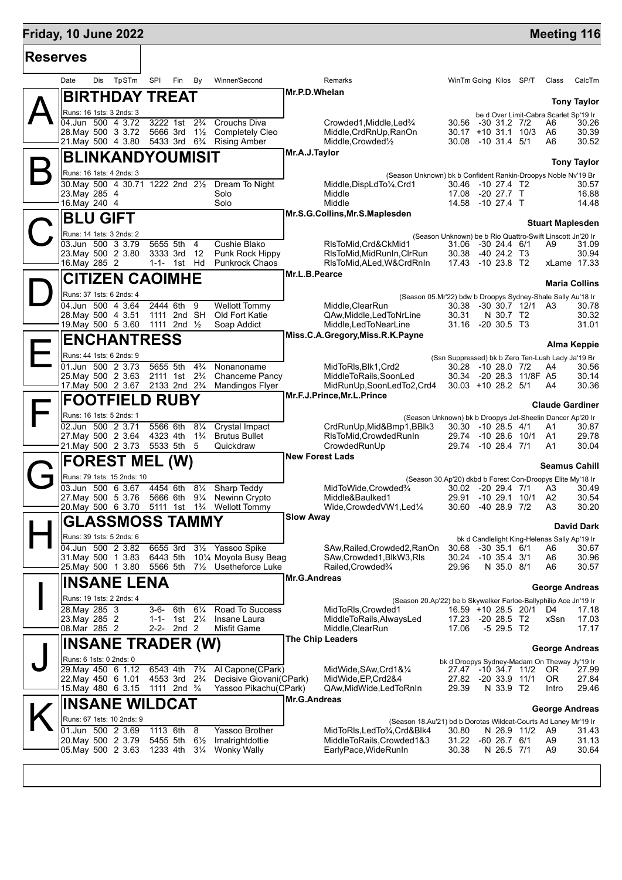# Friday, 10 June 2022

# Meeting 116

## Reserves

| | Date | Dis | TpSTm | SPI | Fin | By | Winner/Second | Remarks | WinTm | Going | Kilos | SP/T | Class | CalcTm |
|---|---|---|---|---|---|---|---|---|---|---|---|---|---|---|
| **A** | **BIRTHDAY TREAT** | | | | | | | Mr.P.D.Whelan | | | | | | Tony Taylor |
| | Runs: 16 1sts: 3 2nds: 3 | | | | | | | be d Over Limit-Cabra Scarlet Sp'19 Ir | | | | | | |
| | 04.Jun | 500 | 4 3.72 | 3222 | 1st | 2¾ | Crouchs Diva | Crowded1,Middle,Led¾ | 30.56 | -30 | 31.2 | 7/2 | A6 | 30.26 |
| | 28.May | 500 | 3 3.72 | 5666 | 3rd | 1½ | Completely Cleo | Middle,CrdRnUp,RanOn | 30.17 | +10 | 31.1 | 10/3 | A6 | 30.39 |
| | 21.May | 500 | 4 3.80 | 5433 | 3rd | 6¾ | Rising Amber | Middle,Crowded½ | 30.08 | -10 | 31.4 | 5/1 | A6 | 30.52 |
| **B** | **BLINKANDYOUMISIT** | | | | | | | Mr.A.J.Taylor | | | | | | Tony Taylor |
| | Runs: 16 1sts: 4 2nds: 3 | | | | | | | (Season Unknown) bk b Confident Rankin-Droopys Noble Nv'19 Br | | | | | | |
| | 30.May | 500 | 4 30.71 | 1222 | 2nd | 2½ | Dream To Night | Middle,DispLdTo¼,Crd1 | 30.46 | -10 | 27.4 | T2 | | 30.57 |
| | 23.May | 285 | 4 | | | | Solo | Middle | 17.08 | -20 | 27.7 | T | | 16.88 |
| | 16.May | 240 | 4 | | | | Solo | Middle | 14.58 | -10 | 27.4 | T | | 14.48 |
| **C** | **BLU GIFT** | | | | | | | Mr.S.G.Collins,Mr.S.Maplesden | | | | | | Stuart Maplesden |
| | Runs: 14 1sts: 3 2nds: 2 | | | | | | | (Season Unknown) be b Rio Quattro-Swift Linscott Jn'20 Ir | | | | | | |
| | 03.Jun | 500 | 3 3.79 | 5655 | 5th | 4 | Cushie Blako | RlsToMid,Crd&CkMid1 | 31.06 | -30 | 24.4 | 6/1 | A9 | 31.09 |
| | 23.May | 500 | 2 3.80 | 3333 | 3rd | 12 | Punk Rock Hippy | RlsToMid,MidRunIn,ClrRun | 30.38 | -40 | 24.2 | T3 | | 30.94 |
| | 16.May | 285 | 2 | 1-1- | 1st | Hd | Punkrock Chaos | RlsToMid,ALed,W&CrdRnIn | 17.43 | -10 | 23.8 | T2 | xLame | 17.33 |
| **D** | **CITIZEN CAOIMHE** | | | | | | | Mr.L.B.Pearce | | | | | | Maria Collins |
| | Runs: 37 1sts: 6 2nds: 4 | | | | | | | (Season 05.Mr'22) bdw b Droopys Sydney-Shale Sally Au'18 Ir | | | | | | |
| | 04.Jun | 500 | 4 3.64 | 2444 | 6th | 9 | Wellott Tommy | Middle,ClearRun | 30.38 | -30 | 30.7 | 12/1 | A3 | 30.78 |
| | 28.May | 500 | 4 3.51 | 1111 | 2nd | SH | Old Fort Katie | QAw,Middle,LedToNrLine | 30.31 | N | 30.7 | T2 | | 30.32 |
| | 19.May | 500 | 5 3.60 | 1111 | 2nd | ½ | Soap Addict | Middle,LedToNearLine | 31.16 | -20 | 30.5 | T3 | | 31.01 |
| **E** | **ENCHANTRESS** | | | | | | | Miss.C.A.Gregory,Miss.R.K.Payne | | | | | | Alma Keppie |
| | Runs: 44 1sts: 6 2nds: 9 | | | | | | | (Ssn Suppressed) bk b Zero Ten-Lush Lady Ja'19 Br | | | | | | |
| | 01.Jun | 500 | 2 3.73 | 5655 | 5th | 4¾ | Nonanoname | MidToRls,Blk1,Crd2 | 30.28 | -10 | 28.0 | 7/2 | A4 | 30.56 |
| | 25.May | 500 | 2 3.63 | 2111 | 1st | 2¾ | Chanceme Pancy | MiddleToRails,SoonLed | 30.34 | -20 | 28.3 | 11/8F | A5 | 30.14 |
| | 17.May | 500 | 2 3.67 | 2133 | 2nd | 2¾ | Mandingos Flyer | MidRunUp,SoonLedTo2,Crd4 | 30.03 | +10 | 28.2 | 5/1 | A4 | 30.36 |
| **F** | **FOOTFIELD RUBY** | | | | | | | Mr.F.J.Prince,Mr.L.Prince | | | | | | Claude Gardiner |
| | Runs: 16 1sts: 5 2nds: 1 | | | | | | | (Season Unknown) bk b Droopys Jet-Sheelin Dancer Ap'20 Ir | | | | | | |
| | 02.Jun | 500 | 2 3.71 | 5566 | 6th | 8¼ | Crystal Impact | CrdRunUp,Mid&Bmp1,BBlk3 | 30.30 | -10 | 28.5 | 4/1 | A1 | 30.87 |
| | 27.May | 500 | 2 3.64 | 4323 | 4th | 1¾ | Brutus Bullet | RlsToMid,CrowdedRunIn | 29.74 | -10 | 28.6 | 10/1 | A1 | 29.78 |
| | 21.May | 500 | 2 3.73 | 5533 | 5th | 5 | Quickdraw | CrowdedRunUp | 29.74 | -10 | 28.4 | 7/1 | A1 | 30.04 |
| **G** | **FOREST MEL (W)** | | | | | | | New Forest Lads | | | | | | Seamus Cahill |
| | Runs: 79 1sts: 15 2nds: 10 | | | | | | | (Season 30.Ap'20) dkbd b Forest Con-Droopys Elite My'18 Ir | | | | | | |
| | 03.Jun | 500 | 6 3.67 | 4454 | 6th | 8¼ | Sharp Teddy | MidToWide,Crowded¾ | 30.02 | -20 | 29.4 | 7/1 | A3 | 30.49 |
| | 27.May | 500 | 5 3.76 | 5666 | 6th | 9¼ | Newinn Crypto | Middle&Baulked1 | 29.91 | -10 | 29.1 | 10/1 | A2 | 30.54 |
| | 20.May | 500 | 6 3.70 | 5111 | 1st | 1¾ | Wellott Tommy | Wide,CrowdedVW1,Led¼ | 30.60 | -40 | 28.9 | 7/2 | A3 | 30.20 |
| **H** | **GLASSMOSS TAMMY** | | | | | | | Slow Away | | | | | | David Dark |
| | Runs: 39 1sts: 5 2nds: 6 | | | | | | | bk d Candlelight King-Helenas Sally Ap'19 Ir | | | | | | |
| | 04.Jun | 500 | 2 3.82 | 6655 | 3rd | 3½ | Yassoo Spike | SAw,Railed,Crowded2,RanOn | 30.68 | -30 | 35.1 | 6/1 | A6 | 30.67 |
| | 31.May | 500 | 1 3.83 | 6443 | 5th | 10¼ | Moyola Busy Beag | SAw,Crowded1,BlkW3,Rls | 30.24 | -10 | 35.4 | 3/1 | A6 | 30.96 |
| | 25.May | 500 | 1 3.80 | 5566 | 5th | 7½ | Usetheforce Luke | Railed,Crowded¾ | 29.96 | N | 35.0 | 8/1 | A6 | 30.57 |
| **I** | **INSANE LENA** | | | | | | | Mr.G.Andreas | | | | | | George Andreas |
| | Runs: 19 1sts: 2 2nds: 4 | | | | | | | (Season 20.Ap'22) be b Skywalker Farloe-Ballyphilip Ace Jn'19 Ir | | | | | | |
| | 28.May | 285 | 3 | 3-6- | 6th | 6¼ | Road To Success | MidToRls,Crowded1 | 16.59 | +10 | 28.5 | 20/1 | D4 | 17.18 |
| | 23.May | 285 | 2 | 1-1- | 1st | 2¼ | Insane Laura | MiddleToRails,AlwaysLed | 17.23 | -20 | 28.5 | T2 | xSsn | 17.03 |
| | 08.Mar | 285 | 2 | 2-2- | 2nd | 2 | Misfit Game | Middle,ClearRun | 17.06 | -5 | 29.5 | T2 | | 17.17 |
| **J** | **INSANE TRADER (W)** | | | | | | | The Chip Leaders | | | | | | George Andreas |
| | Runs: 6 1sts: 0 2nds: 0 | | | | | | | bk d Droopys Sydney-Madam On Theway Jy'19 Ir | | | | | | |
| | 29.May | 450 | 6 1.12 | 6543 | 4th | 7¾ | Al Capone(CPark) | MidWide,SAw,Crd1&¼ | 27.47 | -10 | 34.7 | 11/2 | OR | 27.99 |
| | 22.May | 450 | 6 1.01 | 4553 | 3rd | 2¾ | Decisive Giovani(CPark) | MidWide,EP,Crd2&4 | 27.82 | -20 | 33.9 | 11/1 | OR | 27.84 |
| | 15.May | 480 | 6 3.15 | 1111 | 2nd | ¾ | Yassoo Pikachu(CPark) | QAw,MidWide,LedToRnIn | 29.39 | N | 33.9 | T2 | Intro | 29.46 |
| **K** | **INSANE WILDCAT** | | | | | | | Mr.G.Andreas | | | | | | George Andreas |
| | Runs: 67 1sts: 10 2nds: 9 | | | | | | | (Season 18.Au'21) bd b Dorotas Wildcat-Courts Ad Laney Mr'19 Ir | | | | | | |
| | 01.Jun | 500 | 2 3.69 | 1113 | 6th | 8 | Yassoo Brother | MidToRls,LedTo¾,Crd&Blk4 | 30.80 | N | 26.9 | 11/2 | A9 | 31.43 |
| | 20.May | 500 | 2 3.79 | 5455 | 5th | 6½ | Imalrightdottie | MiddleToRails,Crowded1&3 | 31.22 | -60 | 26.7 | 6/1 | A9 | 31.13 |
| | 05.May | 500 | 2 3.63 | 1233 | 4th | 3¼ | Wonky Wally | EarlyPace,WideRunIn | 30.38 | N | 26.5 | 7/1 | A9 | 30.64 |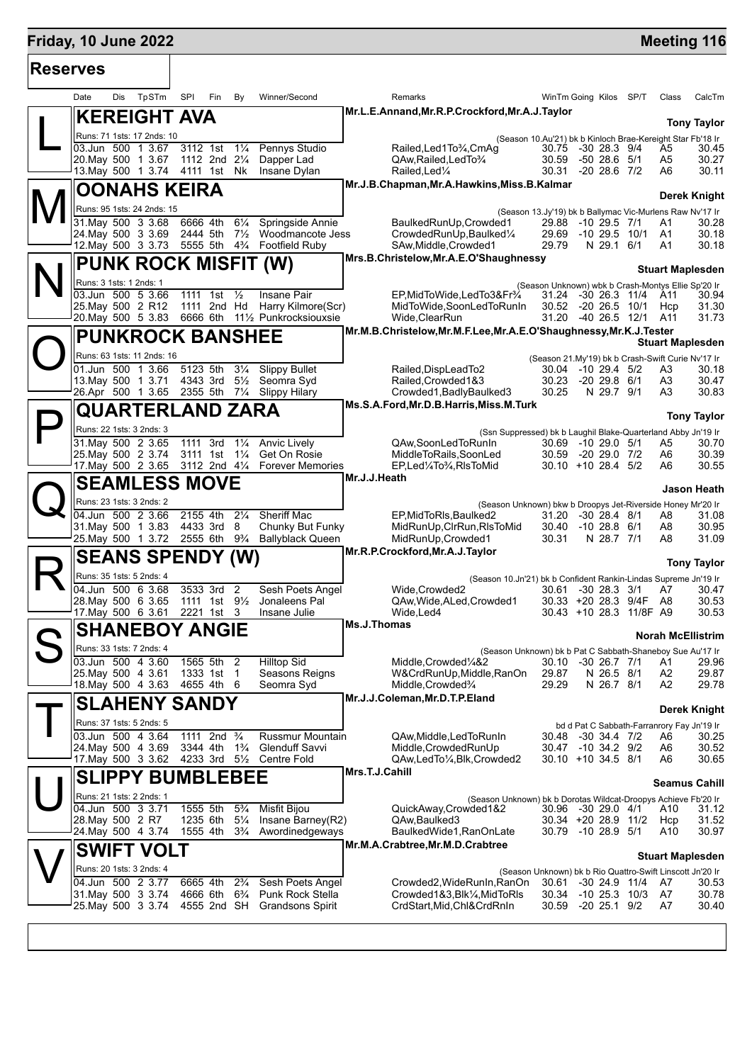## Friday, 10 June 2022 — Meeting 116

### Reserves

| Date | Dis | TpSTm | SPI | Fin | By | Winner/Second | Remarks | WinTm | Going | Kilos | SP/T | Class | CalcTm |
|---|---|---|---|---|---|---|---|---|---|---|---|---|---|

**L — KEREIGHT AVA** — Mr.L.E.Annand,Mr.R.P.Crockford,Mr.A.J.Taylor — Tony Taylor
Runs: 71 1sts: 17 2nds: 10 — (Season 10.Au'21) bk b Kinloch Brae-Kereight Star Fb'18 Ir

| Date | Dis | TpSTm | SPI | Fin | By | Winner/Second | Remarks | WinTm | Going | Kilos | SP/T | Class | CalcTm |
|---|---|---|---|---|---|---|---|---|---|---|---|---|---|
| 03.Jun | 500 | 1 3.67 | 3112 | 1st | 1¼ | Pennys Studio | Railed,Led1To¾,CmAg | 30.75 | -30 | 28.3 | 9/4 | A5 | 30.45 |
| 20.May | 500 | 1 3.67 | 1112 | 2nd | 2¼ | Dapper Lad | QAw,Railed,LedTo¾ | 30.59 | -50 | 28.6 | 5/1 | A5 | 30.27 |
| 13.May | 500 | 1 3.74 | 4111 | 1st | Nk | Insane Dylan | Railed,Led¼ | 30.31 | -20 | 28.6 | 7/2 | A6 | 30.11 |

**M — OONAHS KEIRA** — Mr.J.B.Chapman,Mr.A.Hawkins,Miss.B.Kalmar — Derek Knight
Runs: 95 1sts: 24 2nds: 15 — (Season 13.Jy'19) bk b Ballymac Vic-Murlens Raw Nv'17 Ir

| Date | Dis | TpSTm | SPI | Fin | By | Winner/Second | Remarks | WinTm | Going | Kilos | SP/T | Class | CalcTm |
|---|---|---|---|---|---|---|---|---|---|---|---|---|---|
| 31.May | 500 | 3 3.68 | 6666 | 4th | 6¼ | Springside Annie | BaulkedRunUp,Crowded1 | 29.88 | -10 | 29.5 | 7/1 | A1 | 30.28 |
| 24.May | 500 | 3 3.69 | 2444 | 5th | 7½ | Woodmancote Jess | CrowdedRunUp,Baulked¼ | 29.69 | -10 | 29.5 | 10/1 | A1 | 30.18 |
| 12.May | 500 | 3 3.73 | 5555 | 5th | 4¾ | Footfield Ruby | SAw,Middle,Crowded1 | 29.79 | N | 29.1 | 6/1 | A1 | 30.18 |

**N — PUNK ROCK MISFIT (W)** — Mrs.B.Christelow,Mr.A.E.O'Shaughnessy — Stuart Maplesden
Runs: 3 1sts: 1 2nds: 1 — (Season Unknown) wbk b Crash-Montys Ellie Sp'20 Ir

| Date | Dis | TpSTm | SPI | Fin | By | Winner/Second | Remarks | WinTm | Going | Kilos | SP/T | Class | CalcTm |
|---|---|---|---|---|---|---|---|---|---|---|---|---|---|
| 03.Jun | 500 | 5 3.66 | 1111 | 1st | ½ | Insane Pair | EP,MidToWide,LedTo3&Fr¾ | 31.24 | -30 | 26.3 | 11/4 | A11 | 30.94 |
| 25.May | 500 | 2 R12 | 1111 | 2nd | Hd | Harry Kilmore(Scr) | MidToWide,SoonLedToRunIn | 30.52 | -20 | 26.5 | 10/1 | Hcp | 31.30 |
| 20.May | 500 | 5 3.83 | 6666 | 6th | 11½ | Punkrocksiouxsie | Wide,ClearRun | 31.20 | -40 | 26.5 | 12/1 | A11 | 31.73 |

**O — PUNKROCK BANSHEE** — Mr.M.B.Christelow,Mr.M.F.Lee,Mr.A.E.O'Shaughnessy,Mr.K.J.Tester — Stuart Maplesden
Runs: 63 1sts: 11 2nds: 16 — (Season 21.My'19) bk b Crash-Swift Curie Nv'17 Ir

| Date | Dis | TpSTm | SPI | Fin | By | Winner/Second | Remarks | WinTm | Going | Kilos | SP/T | Class | CalcTm |
|---|---|---|---|---|---|---|---|---|---|---|---|---|---|
| 01.Jun | 500 | 1 3.66 | 5123 | 5th | 3¼ | Slippy Bullet | Railed,DispLeadTo2 | 30.04 | -10 | 29.4 | 5/2 | A3 | 30.18 |
| 13.May | 500 | 1 3.71 | 4343 | 3rd | 5½ | Seomra Syd | Railed,Crowded1&3 | 30.23 | -20 | 29.8 | 6/1 | A3 | 30.47 |
| 26.Apr | 500 | 1 3.65 | 2355 | 5th | 7¼ | Slippy Hilary | Crowded1,BadlyBaulked3 | 30.25 | N | 29.7 | 9/1 | A3 | 30.83 |

**P — QUARTERLAND ZARA** — Ms.S.A.Ford,Mr.D.B.Harris,Miss.M.Turk — Tony Taylor
Runs: 22 1sts: 3 2nds: 3 — (Ssn Suppressed) bk b Laughil Blake-Quarterland Abby Jn'19 Ir

| Date | Dis | TpSTm | SPI | Fin | By | Winner/Second | Remarks | WinTm | Going | Kilos | SP/T | Class | CalcTm |
|---|---|---|---|---|---|---|---|---|---|---|---|---|---|
| 31.May | 500 | 2 3.65 | 1111 | 3rd | 1¼ | Anvic Lively | QAw,SoonLedToRunIn | 30.69 | -10 | 29.0 | 5/1 | A5 | 30.70 |
| 25.May | 500 | 2 3.74 | 3111 | 1st | 1¼ | Get On Rosie | MiddleToRails,SoonLed | 30.59 | -20 | 29.0 | 7/2 | A6 | 30.39 |
| 17.May | 500 | 2 3.65 | 3112 | 2nd | 4¼ | Forever Memories | EP,Led¼To¾,RlsToMid | 30.10 | +10 | 28.4 | 5/2 | A6 | 30.55 |

**Q — SEAMLESS MOVE** — Mr.J.J.Heath — Jason Heath
Runs: 23 1sts: 3 2nds: 2 — (Season Unknown) bkw b Droopys Jet-Riverside Honey Mr'20 Ir

| Date | Dis | TpSTm | SPI | Fin | By | Winner/Second | Remarks | WinTm | Going | Kilos | SP/T | Class | CalcTm |
|---|---|---|---|---|---|---|---|---|---|---|---|---|---|
| 04.Jun | 500 | 2 3.66 | 2155 | 4th | 2¼ | Sheriff Mac | EP,MidToRls,Baulked2 | 31.20 | -30 | 28.4 | 8/1 | A8 | 31.08 |
| 31.May | 500 | 1 3.83 | 4433 | 3rd | 8 | Chunky But Funky | MidRunUp,ClrRun,RlsToMid | 30.40 | -10 | 28.8 | 6/1 | A8 | 30.95 |
| 25.May | 500 | 1 3.72 | 2555 | 6th | 9¾ | Ballyblack Queen | MidRunUp,Crowded1 | 30.31 | N | 28.7 | 7/1 | A8 | 31.09 |

**R — SEANS SPENDY (W)** — Mr.R.P.Crockford,Mr.A.J.Taylor — Tony Taylor
Runs: 35 1sts: 5 2nds: 4 — (Season 10.Jn'21) bk b Confident Rankin-Lindas Supreme Jn'19 Ir

| Date | Dis | TpSTm | SPI | Fin | By | Winner/Second | Remarks | WinTm | Going | Kilos | SP/T | Class | CalcTm |
|---|---|---|---|---|---|---|---|---|---|---|---|---|---|
| 04.Jun | 500 | 6 3.68 | 3533 | 3rd | 2 | Sesh Poets Angel | Wide,Crowded2 | 30.61 | -30 | 28.3 | 3/1 | A7 | 30.47 |
| 28.May | 500 | 6 3.65 | 1111 | 1st | 9½ | Jonaleens Pal | QAw,Wide,ALed,Crowded1 | 30.33 | +20 | 28.3 | 9/4F | A8 | 30.53 |
| 17.May | 500 | 6 3.61 | 2221 | 1st | 3 | Insane Julie | Wide,Led4 | 30.43 | +10 | 28.3 | 11/8F | A9 | 30.53 |

**S — SHANEBOY ANGIE** — Ms.J.Thomas — Norah McEllistrim
Runs: 33 1sts: 7 2nds: 4 — (Season Unknown) bk b Pat C Sabbath-Shaneboy Sue Au'17 Ir

| Date | Dis | TpSTm | SPI | Fin | By | Winner/Second | Remarks | WinTm | Going | Kilos | SP/T | Class | CalcTm |
|---|---|---|---|---|---|---|---|---|---|---|---|---|---|
| 03.Jun | 500 | 4 3.60 | 1565 | 5th | 2 | Hilltop Sid | Middle,Crowded¼&2 | 30.10 | -30 | 26.7 | 7/1 | A1 | 29.96 |
| 25.May | 500 | 4 3.61 | 1333 | 1st | 1 | Seasons Reigns | W&CrdRunUp,Middle,RanOn | 29.87 | N | 26.5 | 8/1 | A2 | 29.87 |
| 18.May | 500 | 4 3.63 | 4655 | 4th | 6 | Seomra Syd | Middle,Crowded¾ | 29.29 | N | 26.7 | 8/1 | A2 | 29.78 |

**T — SLAHENY SANDY** — Mr.J.J.Coleman,Mr.D.T.P.Eland — Derek Knight
Runs: 37 1sts: 5 2nds: 5 — bd d Pat C Sabbath-Farranrory Fay Jn'19 Ir

| Date | Dis | TpSTm | SPI | Fin | By | Winner/Second | Remarks | WinTm | Going | Kilos | SP/T | Class | CalcTm |
|---|---|---|---|---|---|---|---|---|---|---|---|---|---|
| 03.Jun | 500 | 4 3.64 | 1111 | 2nd | ¾ | Russmur Mountain | QAw,Middle,LedToRunIn | 30.48 | -30 | 34.4 | 7/2 | A6 | 30.25 |
| 24.May | 500 | 4 3.69 | 3344 | 4th | 1¾ | Glenduff Savvi | Middle,CrowdedRunUp | 30.47 | -10 | 34.2 | 9/2 | A6 | 30.52 |
| 17.May | 500 | 3 3.62 | 4233 | 3rd | 5½ | Centre Fold | QAw,LedTo¼,Blk,Crowded2 | 30.10 | +10 | 34.5 | 8/1 | A6 | 30.65 |

**U — SLIPPY BUMBLEBEE** — Mrs.T.J.Cahill — Seamus Cahill
Runs: 21 1sts: 2 2nds: 1 — (Season Unknown) bk b Dorotas Wildcat-Droopys Achieve Fb'20 Ir

| Date | Dis | TpSTm | SPI | Fin | By | Winner/Second | Remarks | WinTm | Going | Kilos | SP/T | Class | CalcTm |
|---|---|---|---|---|---|---|---|---|---|---|---|---|---|
| 04.Jun | 500 | 3 3.71 | 1555 | 5th | 5¾ | Misfit Bijou | QuickAway,Crowded1&2 | 30.96 | -30 | 29.0 | 4/1 | A10 | 31.12 |
| 28.May | 500 | 2 R7 | 1235 | 6th | 5¼ | Insane Barney(R2) | QAw,Baulked3 | 30.34 | +20 | 28.9 | 11/2 | Hcp | 31.52 |
| 24.May | 500 | 4 3.74 | 1555 | 4th | 3¾ | Awordinedgeways | BaulkedWide1,RanOnLate | 30.79 | -10 | 28.9 | 5/1 | A10 | 30.97 |

**V — SWIFT VOLT** — Mr.M.A.Crabtree,Mr.M.D.Crabtree — Stuart Maplesden
Runs: 20 1sts: 3 2nds: 4 — (Season Unknown) bk b Rio Quattro-Swift Linscott Jn'20 Ir

| Date | Dis | TpSTm | SPI | Fin | By | Winner/Second | Remarks | WinTm | Going | Kilos | SP/T | Class | CalcTm |
|---|---|---|---|---|---|---|---|---|---|---|---|---|---|
| 04.Jun | 500 | 2 3.77 | 6665 | 4th | 2¾ | Sesh Poets Angel | Crowded2,WideRunIn,RanOn | 30.61 | -30 | 24.9 | 11/4 | A7 | 30.53 |
| 31.May | 500 | 3 3.74 | 4666 | 6th | 6¾ | Punk Rock Stella | Crowded1&3,Blk¼,MidToRls | 30.34 | -10 | 25.3 | 10/3 | A7 | 30.78 |
| 25.May | 500 | 3 3.74 | 4555 | 2nd | SH | Grandsons Spirit | CrdStart,Mid,Chl&CrdRnIn | 30.59 | -20 | 25.1 | 9/2 | A7 | 30.40 |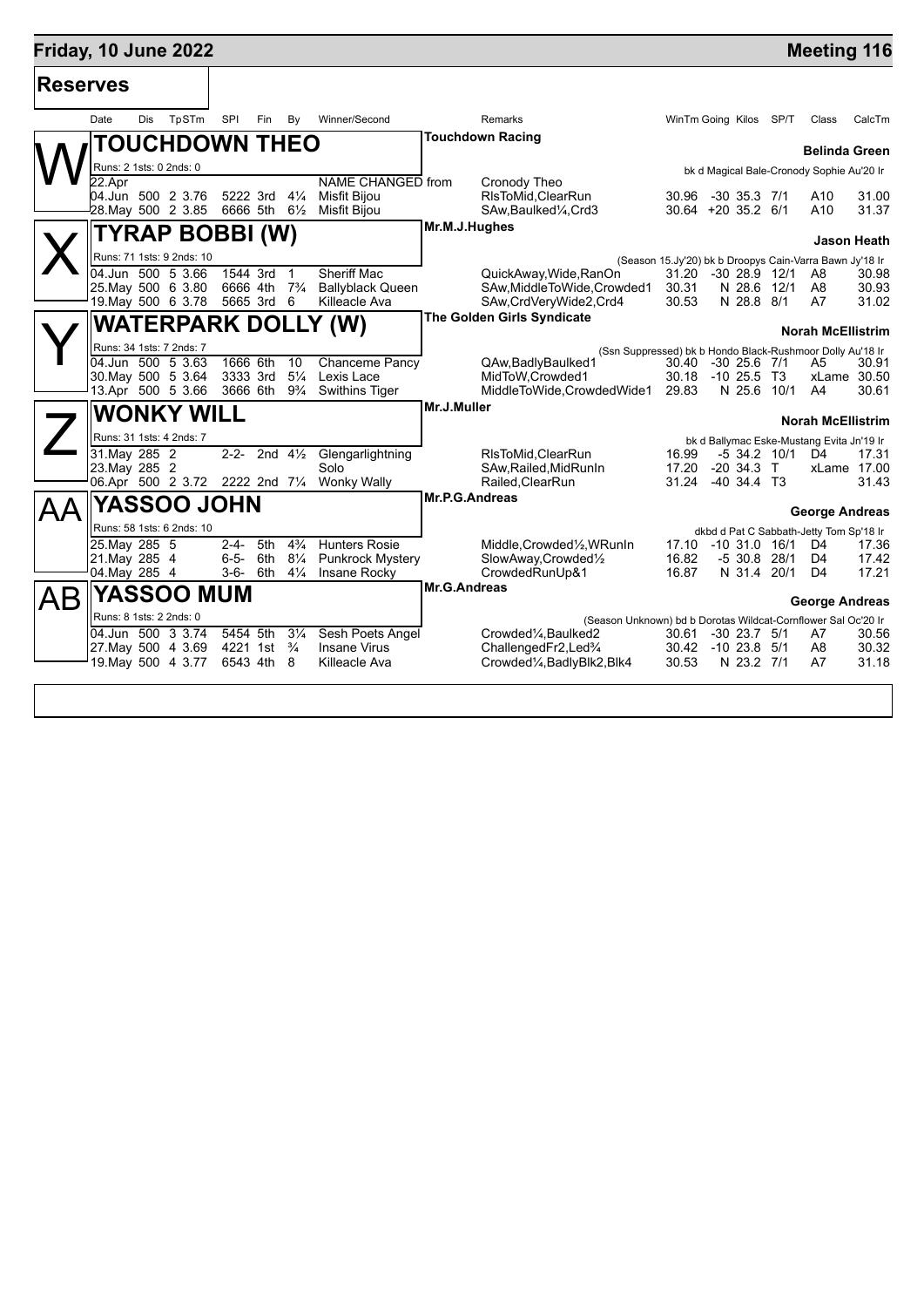# Friday, 10 June 2022 — Meeting 116

## Reserves

### W — TOUCHDOWN THEO
**Touchdown Racing** — Trainer: Belinda Green

Runs: 2 1sts: 0 2nds: 0 — bk d Magical Bale-Cronody Sophie Au'20 Ir

| Date | Dis | TpSTm | SPI | Fin | By | Winner/Second | Remarks | WinTm | Going | Kilos | SP/T | Class | CalcTm |
|---|---|---|---|---|---|---|---|---|---|---|---|---|---|
| 22.Apr | | | | | | NAME CHANGED from | Cronody Theo | | | | | | |
| 04.Jun | 500 | 2 3.76 | 5222 | 3rd | 4¼ | Misfit Bijou | RlsToMid,ClearRun | 30.96 | -30 | 35.3 | 7/1 | A10 | 31.00 |
| 28.May | 500 | 2 3.85 | 6666 | 5th | 6½ | Misfit Bijou | SAw,Baulked¼,Crd3 | 30.64 | +20 | 35.2 | 6/1 | A10 | 31.37 |

### X — TYRAP BOBBI (W)
**Mr.M.J.Hughes** — Trainer: Jason Heath

Runs: 71 1sts: 9 2nds: 10 — (Season 15.Jy'20) bk b Droopys Cain-Varra Bawn Jy'18 Ir

| Date | Dis | TpSTm | SPI | Fin | By | Winner/Second | Remarks | WinTm | Going | Kilos | SP/T | Class | CalcTm |
|---|---|---|---|---|---|---|---|---|---|---|---|---|---|
| 04.Jun | 500 | 5 3.66 | 1544 | 3rd | 1 | Sheriff Mac | QuickAway,Wide,RanOn | 31.20 | -30 | 28.9 | 12/1 | A8 | 30.98 |
| 25.May | 500 | 6 3.80 | 6666 | 4th | 7¾ | Ballyblack Queen | SAw,MiddleToWide,Crowded1 | 30.31 | N | 28.6 | 12/1 | A8 | 30.93 |
| 19.May | 500 | 6 3.78 | 5665 | 3rd | 6 | Killeacle Ava | SAw,CrdVeryWide2,Crd4 | 30.53 | N | 28.8 | 8/1 | A7 | 31.02 |

### Y — WATERPARK DOLLY (W)
**The Golden Girls Syndicate** — Trainer: Norah McEllistrim

Runs: 34 1sts: 7 2nds: 7 — (Ssn Suppressed) bk b Hondo Black-Rushmoor Dolly Au'18 Ir

| Date | Dis | TpSTm | SPI | Fin | By | Winner/Second | Remarks | WinTm | Going | Kilos | SP/T | Class | CalcTm |
|---|---|---|---|---|---|---|---|---|---|---|---|---|---|
| 04.Jun | 500 | 5 3.63 | 1666 | 6th | 10 | Chanceme Pancy | QAw,BadlyBaulked1 | 30.40 | -30 | 25.6 | 7/1 | A5 | 30.91 |
| 30.May | 500 | 5 3.64 | 3333 | 3rd | 5¼ | Lexis Lace | MidToW,Crowded1 | 30.18 | -10 | 25.5 | T3 | xLame | 30.50 |
| 13.Apr | 500 | 5 3.66 | 3666 | 6th | 9¾ | Swithins Tiger | MiddleToWide,CrowdedWide1 | 29.83 | N | 25.6 | 10/1 | A4 | 30.61 |

### Z — WONKY WILL
**Mr.J.Muller** — Trainer: Norah McEllistrim

Runs: 31 1sts: 4 2nds: 7 — bk d Ballymac Eske-Mustang Evita Jn'19 Ir

| Date | Dis | TpSTm | SPI | Fin | By | Winner/Second | Remarks | WinTm | Going | Kilos | SP/T | Class | CalcTm |
|---|---|---|---|---|---|---|---|---|---|---|---|---|---|
| 31.May | 285 | 2 | 2-2- | 2nd | 4½ | Glengarlightning | RlsToMid,ClearRun | 16.99 | -5 | 34.2 | 10/1 | D4 | 17.31 |
| 23.May | 285 | 2 | | | | Solo | SAw,Railed,MidRunIn | 17.20 | -20 | 34.3 | T | xLame | 17.00 |
| 06.Apr | 500 | 2 3.72 | 2222 | 2nd | 7¼ | Wonky Wally | Railed,ClearRun | 31.24 | -40 | 34.4 | T3 | | 31.43 |

### AA — YASSOO JOHN
**Mr.P.G.Andreas** — Trainer: George Andreas

Runs: 58 1sts: 6 2nds: 10 — dkbd d Pat C Sabbath-Jetty Tom Sp'18 Ir

| Date | Dis | TpSTm | SPI | Fin | By | Winner/Second | Remarks | WinTm | Going | Kilos | SP/T | Class | CalcTm |
|---|---|---|---|---|---|---|---|---|---|---|---|---|---|
| 25.May | 285 | 5 | 2-4- | 5th | 4¾ | Hunters Rosie | Middle,Crowded½,WRunIn | 17.10 | -10 | 31.0 | 16/1 | D4 | 17.36 |
| 21.May | 285 | 4 | 6-5- | 6th | 8¼ | Punkrock Mystery | SlowAway,Crowded½ | 16.82 | -5 | 30.8 | 28/1 | D4 | 17.42 |
| 04.May | 285 | 4 | 3-6- | 6th | 4¼ | Insane Rocky | CrowdedRunUp&1 | 16.87 | N | 31.4 | 20/1 | D4 | 17.21 |

### AB — YASSOO MUM
**Mr.G.Andreas** — Trainer: George Andreas

Runs: 8 1sts: 2 2nds: 0 — (Season Unknown) bd b Dorotas Wildcat-Cornflower Sal Oc'20 Ir

| Date | Dis | TpSTm | SPI | Fin | By | Winner/Second | Remarks | WinTm | Going | Kilos | SP/T | Class | CalcTm |
|---|---|---|---|---|---|---|---|---|---|---|---|---|---|
| 04.Jun | 500 | 3 3.74 | 5454 | 5th | 3¼ | Sesh Poets Angel | Crowded¼,Baulked2 | 30.61 | -30 | 23.7 | 5/1 | A7 | 30.56 |
| 27.May | 500 | 4 3.69 | 4221 | 1st | ¾ | Insane Virus | ChallengedFr2,Led¾ | 30.42 | -10 | 23.8 | 5/1 | A8 | 30.32 |
| 19.May | 500 | 4 3.77 | 6543 | 4th | 8 | Killeacle Ava | Crowded¼,BadlyBlk2,Blk4 | 30.53 | N | 23.2 | 7/1 | A7 | 31.18 |